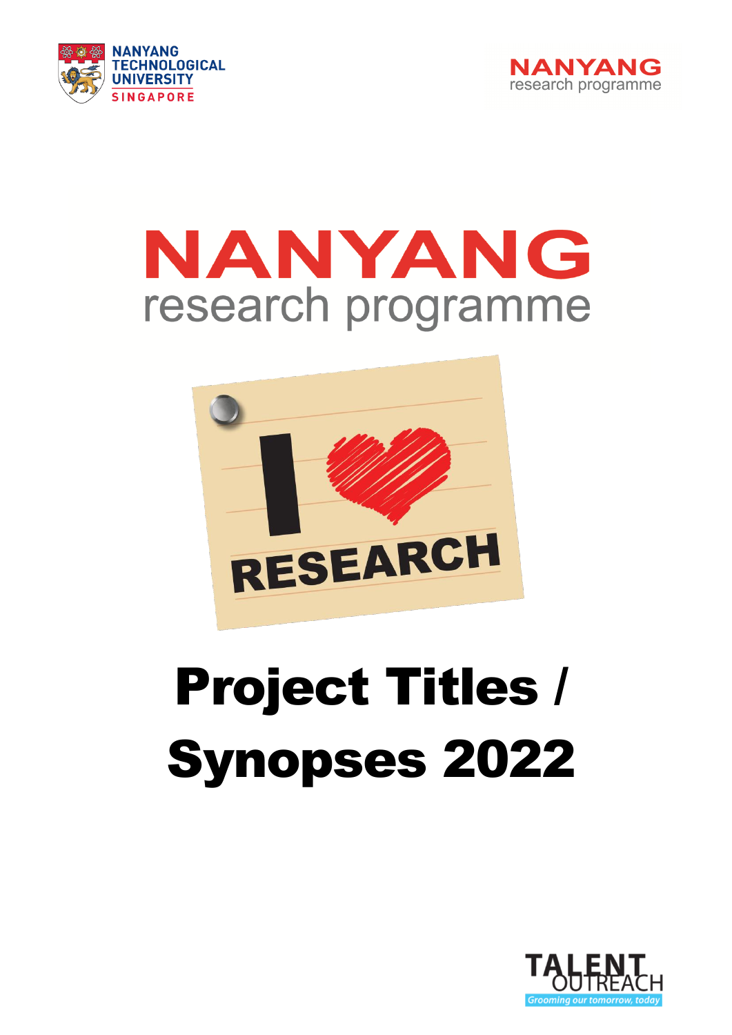NANYANG TECHNOLOGICAL UNIVERSITY SINGAPORE

NANYANG research programme

# NANYANG research programme

I ♥ RESEARCH

# Project Titles / Synopses 2022

TALENT OUTREACH
*Grooming our tomorrow, today*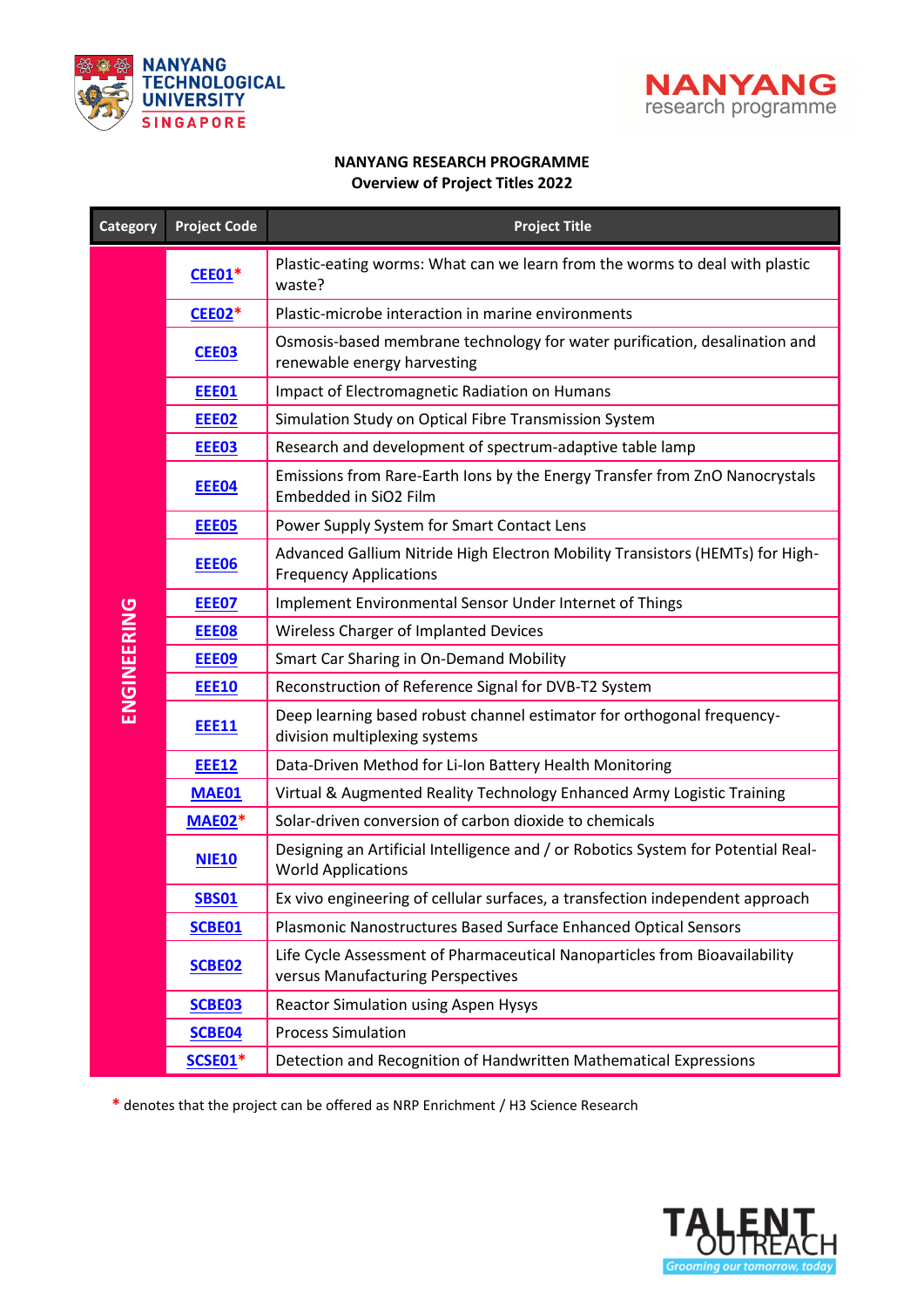**NANYANG RESEARCH PROGRAMME**
**Overview of Project Titles 2022**

| Category | Project Code | Project Title |
|---|---|---|
| ENGINEERING | CEE01* | Plastic-eating worms: What can we learn from the worms to deal with plastic waste? |
| | CEE02* | Plastic-microbe interaction in marine environments |
| | CEE03 | Osmosis-based membrane technology for water purification, desalination and renewable energy harvesting |
| | EEE01 | Impact of Electromagnetic Radiation on Humans |
| | EEE02 | Simulation Study on Optical Fibre Transmission System |
| | EEE03 | Research and development of spectrum-adaptive table lamp |
| | EEE04 | Emissions from Rare-Earth Ions by the Energy Transfer from ZnO Nanocrystals Embedded in $SiO_2$ Film |
| | EEE05 | Power Supply System for Smart Contact Lens |
| | EEE06 | Advanced Gallium Nitride High Electron Mobility Transistors (HEMTs) for High-Frequency Applications |
| | EEE07 | Implement Environmental Sensor Under Internet of Things |
| | EEE08 | Wireless Charger of Implanted Devices |
| | EEE09 | Smart Car Sharing in On-Demand Mobility |
| | EEE10 | Reconstruction of Reference Signal for DVB-T2 System |
| | EEE11 | Deep learning based robust channel estimator for orthogonal frequency-division multiplexing systems |
| | EEE12 | Data-Driven Method for Li-Ion Battery Health Monitoring |
| | MAE01 | Virtual & Augmented Reality Technology Enhanced Army Logistic Training |
| | MAE02* | Solar-driven conversion of carbon dioxide to chemicals |
| | NIE10 | Designing an Artificial Intelligence and / or Robotics System for Potential Real-World Applications |
| | SBS01 | Ex vivo engineering of cellular surfaces, a transfection independent approach |
| | SCBE01 | Plasmonic Nanostructures Based Surface Enhanced Optical Sensors |
| | SCBE02 | Life Cycle Assessment of Pharmaceutical Nanoparticles from Bioavailability versus Manufacturing Perspectives |
| | SCBE03 | Reactor Simulation using Aspen Hysys |
| | SCBE04 | Process Simulation |
| | SCSE01* | Detection and Recognition of Handwritten Mathematical Expressions |

\* denotes that the project can be offered as NRP Enrichment / H3 Science Research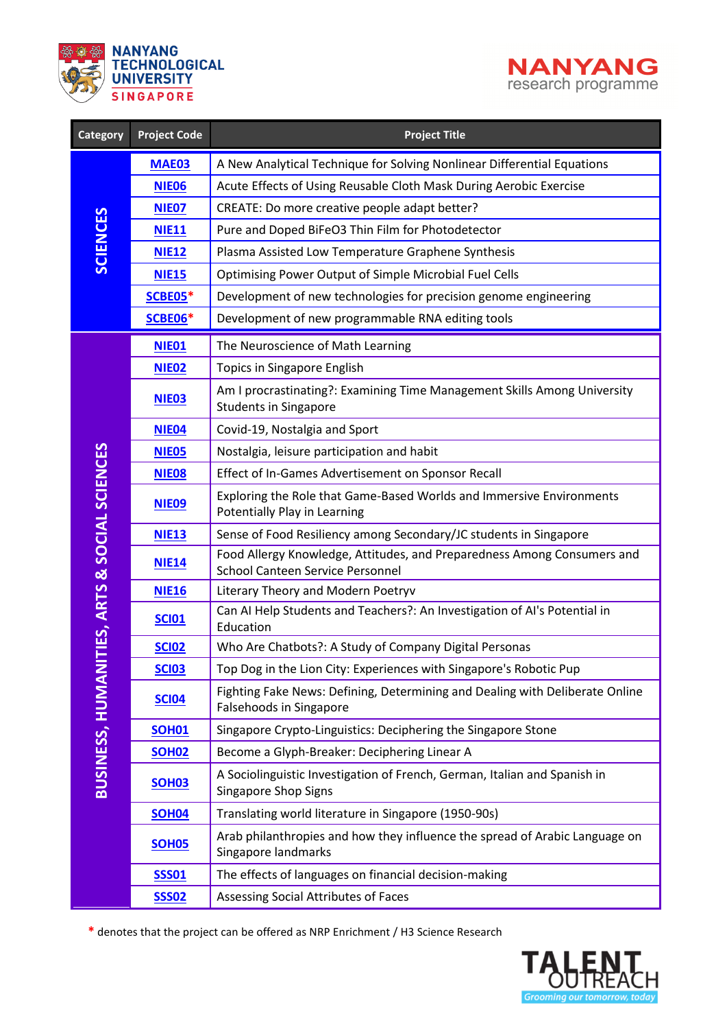| Category | Project Code | Project Title |
|---|---|---|
| SCIENCES | MAE03 | A New Analytical Technique for Solving Nonlinear Differential Equations |
| | NIE06 | Acute Effects of Using Reusable Cloth Mask During Aerobic Exercise |
| | NIE07 | CREATE: Do more creative people adapt better? |
| | NIE11 | Pure and Doped $BiFeO_3$ Thin Film for Photodetector |
| | NIE12 | Plasma Assisted Low Temperature Graphene Synthesis |
| | NIE15 | Optimising Power Output of Simple Microbial Fuel Cells |
| | SCBE05* | Development of new technologies for precision genome engineering |
| | SCBE06* | Development of new programmable RNA editing tools |
| BUSINESS, HUMANITIES, ARTS & SOCIAL SCIENCES | NIE01 | The Neuroscience of Math Learning |
| | NIE02 | Topics in Singapore English |
| | NIE03 | Am I procrastinating?: Examining Time Management Skills Among University Students in Singapore |
| | NIE04 | Covid-19, Nostalgia and Sport |
| | NIE05 | Nostalgia, leisure participation and habit |
| | NIE08 | Effect of In-Games Advertisement on Sponsor Recall |
| | NIE09 | Exploring the Role that Game-Based Worlds and Immersive Environments Potentially Play in Learning |
| | NIE13 | Sense of Food Resiliency among Secondary/JC students in Singapore |
| | NIE14 | Food Allergy Knowledge, Attitudes, and Preparedness Among Consumers and School Canteen Service Personnel |
| | NIE16 | Literary Theory and Modern Poetryv |
| | SCI01 | Can AI Help Students and Teachers?: An Investigation of AI's Potential in Education |
| | SCI02 | Who Are Chatbots?: A Study of Company Digital Personas |
| | SCI03 | Top Dog in the Lion City: Experiences with Singapore's Robotic Pup |
| | SCI04 | Fighting Fake News: Defining, Determining and Dealing with Deliberate Online Falsehoods in Singapore |
| | SOH01 | Singapore Crypto-Linguistics: Deciphering the Singapore Stone |
| | SOH02 | Become a Glyph-Breaker: Deciphering Linear A |
| | SOH03 | A Sociolinguistic Investigation of French, German, Italian and Spanish in Singapore Shop Signs |
| | SOH04 | Translating world literature in Singapore (1950-90s) |
| | SOH05 | Arab philanthropies and how they influence the spread of Arabic Language on Singapore landmarks |
| | SSS01 | The effects of languages on financial decision-making |
| | SSS02 | Assessing Social Attributes of Faces |

* denotes that the project can be offered as NRP Enrichment / H3 Science Research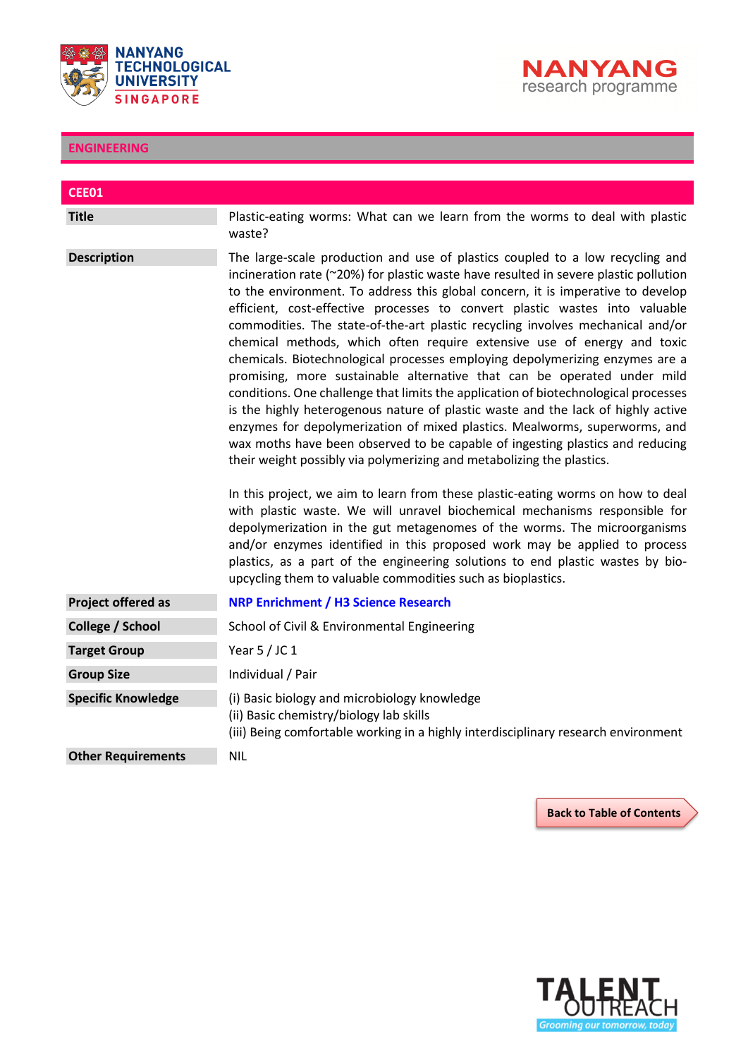## ENGINEERING

### CEE01

| | |
|---|---|
| **Title** | Plastic-eating worms: What can we learn from the worms to deal with plastic waste? |
| **Description** | The large-scale production and use of plastics coupled to a low recycling and incineration rate (~20%) for plastic waste have resulted in severe plastic pollution to the environment. To address this global concern, it is imperative to develop efficient, cost-effective processes to convert plastic wastes into valuable commodities. The state-of-the-art plastic recycling involves mechanical and/or chemical methods, which often require extensive use of energy and toxic chemicals. Biotechnological processes employing depolymerizing enzymes are a promising, more sustainable alternative that can be operated under mild conditions. One challenge that limits the application of biotechnological processes is the highly heterogenous nature of plastic waste and the lack of highly active enzymes for depolymerization of mixed plastics. Mealworms, superworms, and wax moths have been observed to be capable of ingesting plastics and reducing their weight possibly via polymerizing and metabolizing the plastics.<br><br>In this project, we aim to learn from these plastic-eating worms on how to deal with plastic waste. We will unravel biochemical mechanisms responsible for depolymerization in the gut metagenomes of the worms. The microorganisms and/or enzymes identified in this proposed work may be applied to process plastics, as a part of the engineering solutions to end plastic wastes by bio-upcycling them to valuable commodities such as bioplastics. |
| **Project offered as** | NRP Enrichment / H3 Science Research |
| **College / School** | School of Civil & Environmental Engineering |
| **Target Group** | Year 5 / JC 1 |
| **Group Size** | Individual / Pair |
| **Specific Knowledge** | (i) Basic biology and microbiology knowledge<br>(ii) Basic chemistry/biology lab skills<br>(iii) Being comfortable working in a highly interdisciplinary research environment |
| **Other Requirements** | NIL |

Back to Table of Contents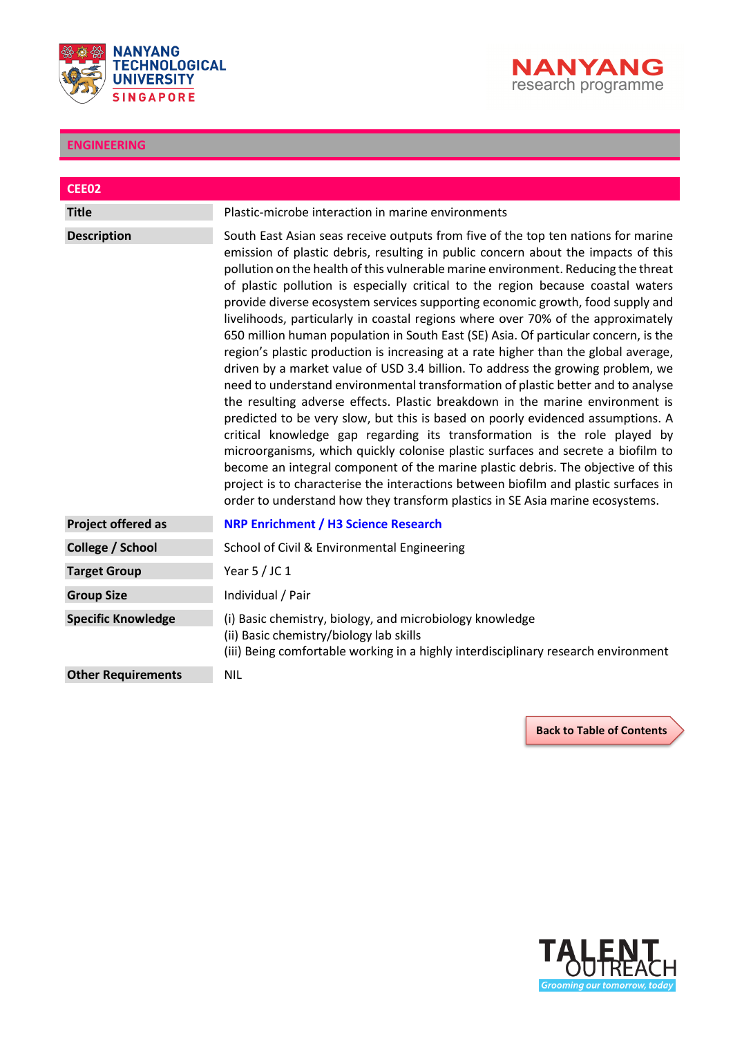## ENGINEERING

| CEE02 | |
|---|---|
| **Title** | Plastic-microbe interaction in marine environments |
| **Description** | South East Asian seas receive outputs from five of the top ten nations for marine emission of plastic debris, resulting in public concern about the impacts of this pollution on the health of this vulnerable marine environment. Reducing the threat of plastic pollution is especially critical to the region because coastal waters provide diverse ecosystem services supporting economic growth, food supply and livelihoods, particularly in coastal regions where over 70% of the approximately 650 million human population in South East (SE) Asia. Of particular concern, is the region's plastic production is increasing at a rate higher than the global average, driven by a market value of USD 3.4 billion. To address the growing problem, we need to understand environmental transformation of plastic better and to analyse the resulting adverse effects. Plastic breakdown in the marine environment is predicted to be very slow, but this is based on poorly evidenced assumptions. A critical knowledge gap regarding its transformation is the role played by microorganisms, which quickly colonise plastic surfaces and secrete a biofilm to become an integral component of the marine plastic debris. The objective of this project is to characterise the interactions between biofilm and plastic surfaces in order to understand how they transform plastics in SE Asia marine ecosystems. |
| **Project offered as** | **NRP Enrichment / H3 Science Research** |
| **College / School** | School of Civil & Environmental Engineering |
| **Target Group** | Year 5 / JC 1 |
| **Group Size** | Individual / Pair |
| **Specific Knowledge** | (i) Basic chemistry, biology, and microbiology knowledge<br>(ii) Basic chemistry/biology lab skills<br>(iii) Being comfortable working in a highly interdisciplinary research environment |
| **Other Requirements** | NIL |

Back to Table of Contents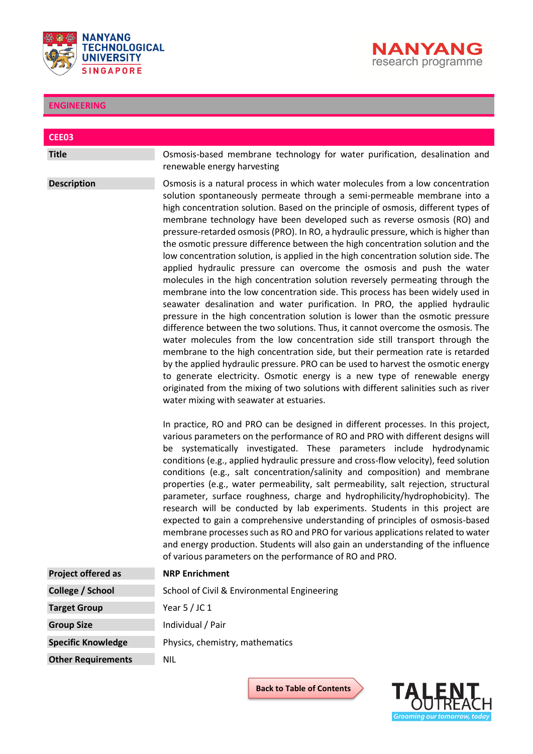## ENGINEERING

### CEE03

| | |
|---|---|
| **Title** | Osmosis-based membrane technology for water purification, desalination and renewable energy harvesting |
| **Description** | Osmosis is a natural process in which water molecules from a low concentration solution spontaneously permeate through a semi-permeable membrane into a high concentration solution. Based on the principle of osmosis, different types of membrane technology have been developed such as reverse osmosis (RO) and pressure-retarded osmosis (PRO). In RO, a hydraulic pressure, which is higher than the osmotic pressure difference between the high concentration solution and the low concentration solution, is applied in the high concentration solution side. The applied hydraulic pressure can overcome the osmosis and push the water molecules in the high concentration solution reversely permeating through the membrane into the low concentration side. This process has been widely used in seawater desalination and water purification. In PRO, the applied hydraulic pressure in the high concentration solution is lower than the osmotic pressure difference between the two solutions. Thus, it cannot overcome the osmosis. The water molecules from the low concentration side still transport through the membrane to the high concentration side, but their permeation rate is retarded by the applied hydraulic pressure. PRO can be used to harvest the osmotic energy to generate electricity. Osmotic energy is a new type of renewable energy originated from the mixing of two solutions with different salinities such as river water mixing with seawater at estuaries.<br><br>In practice, RO and PRO can be designed in different processes. In this project, various parameters on the performance of RO and PRO with different designs will be systematically investigated. These parameters include hydrodynamic conditions (e.g., applied hydraulic pressure and cross-flow velocity), feed solution conditions (e.g., salt concentration/salinity and composition) and membrane properties (e.g., water permeability, salt permeability, salt rejection, structural parameter, surface roughness, charge and hydrophilicity/hydrophobicity). The research will be conducted by lab experiments. Students in this project are expected to gain a comprehensive understanding of principles of osmosis-based membrane processes such as RO and PRO for various applications related to water and energy production. Students will also gain an understanding of the influence of various parameters on the performance of RO and PRO. |
| **Project offered as** | **NRP Enrichment** |
| **College / School** | School of Civil & Environmental Engineering |
| **Target Group** | Year 5 / JC 1 |
| **Group Size** | Individual / Pair |
| **Specific Knowledge** | Physics, chemistry, mathematics |
| **Other Requirements** | NIL |

Back to Table of Contents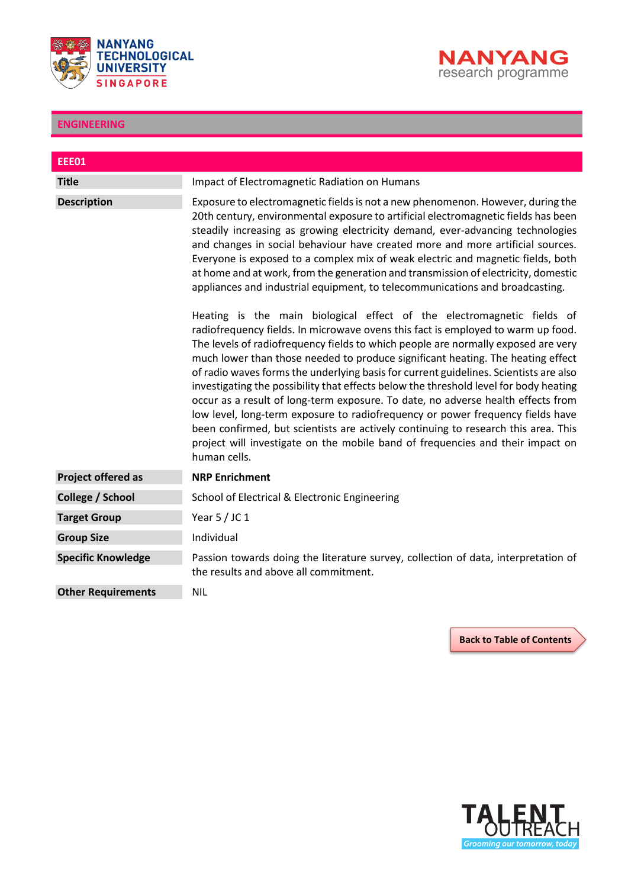## ENGINEERING

### EEE01

| | |
|---|---|
| **Title** | Impact of Electromagnetic Radiation on Humans |
| **Description** | Exposure to electromagnetic fields is not a new phenomenon. However, during the 20th century, environmental exposure to artificial electromagnetic fields has been steadily increasing as growing electricity demand, ever-advancing technologies and changes in social behaviour have created more and more artificial sources. Everyone is exposed to a complex mix of weak electric and magnetic fields, both at home and at work, from the generation and transmission of electricity, domestic appliances and industrial equipment, to telecommunications and broadcasting.<br><br>Heating is the main biological effect of the electromagnetic fields of radiofrequency fields. In microwave ovens this fact is employed to warm up food. The levels of radiofrequency fields to which people are normally exposed are very much lower than those needed to produce significant heating. The heating effect of radio waves forms the underlying basis for current guidelines. Scientists are also investigating the possibility that effects below the threshold level for body heating occur as a result of long-term exposure. To date, no adverse health effects from low level, long-term exposure to radiofrequency or power frequency fields have been confirmed, but scientists are actively continuing to research this area. This project will investigate on the mobile band of frequencies and their impact on human cells. |
| **Project offered as** | **NRP Enrichment** |
| **College / School** | School of Electrical & Electronic Engineering |
| **Target Group** | Year 5 / JC 1 |
| **Group Size** | Individual |
| **Specific Knowledge** | Passion towards doing the literature survey, collection of data, interpretation of the results and above all commitment. |
| **Other Requirements** | NIL |

Back to Table of Contents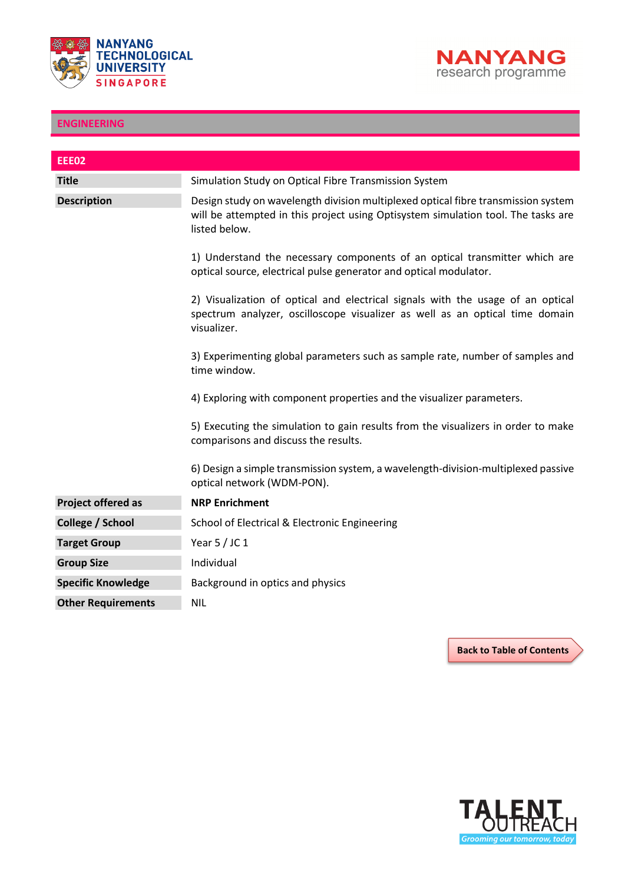## ENGINEERING

| EEE02 | |
|---|---|
| **Title** | Simulation Study on Optical Fibre Transmission System |
| **Description** | Design study on wavelength division multiplexed optical fibre transmission system will be attempted in this project using Optisystem simulation tool. The tasks are listed below.<br><br>1) Understand the necessary components of an optical transmitter which are optical source, electrical pulse generator and optical modulator.<br><br>2) Visualization of optical and electrical signals with the usage of an optical spectrum analyzer, oscilloscope visualizer as well as an optical time domain visualizer.<br><br>3) Experimenting global parameters such as sample rate, number of samples and time window.<br><br>4) Exploring with component properties and the visualizer parameters.<br><br>5) Executing the simulation to gain results from the visualizers in order to make comparisons and discuss the results.<br><br>6) Design a simple transmission system, a wavelength-division-multiplexed passive optical network (WDM-PON). |
| **Project offered as** | **NRP Enrichment** |
| **College / School** | School of Electrical & Electronic Engineering |
| **Target Group** | Year 5 / JC 1 |
| **Group Size** | Individual |
| **Specific Knowledge** | Background in optics and physics |
| **Other Requirements** | NIL |

Back to Table of Contents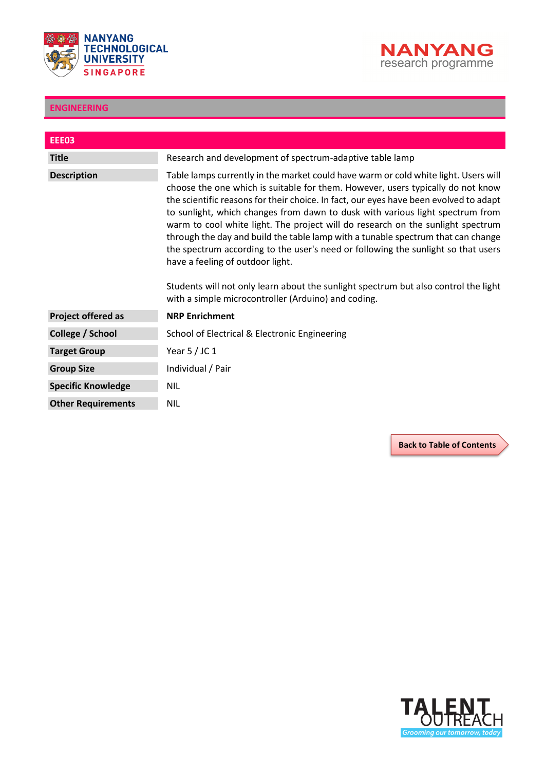## ENGINEERING

### EEE03

| | |
|---|---|
| **Title** | Research and development of spectrum-adaptive table lamp |
| **Description** | Table lamps currently in the market could have warm or cold white light. Users will choose the one which is suitable for them. However, users typically do not know the scientific reasons for their choice. In fact, our eyes have been evolved to adapt to sunlight, which changes from dawn to dusk with various light spectrum from warm to cool white light. The project will do research on the sunlight spectrum through the day and build the table lamp with a tunable spectrum that can change the spectrum according to the user's need or following the sunlight so that users have a feeling of outdoor light.<br><br>Students will not only learn about the sunlight spectrum but also control the light with a simple microcontroller (Arduino) and coding. |
| **Project offered as** | **NRP Enrichment** |
| **College / School** | School of Electrical & Electronic Engineering |
| **Target Group** | Year 5 / JC 1 |
| **Group Size** | Individual / Pair |
| **Specific Knowledge** | NIL |
| **Other Requirements** | NIL |

Back to Table of Contents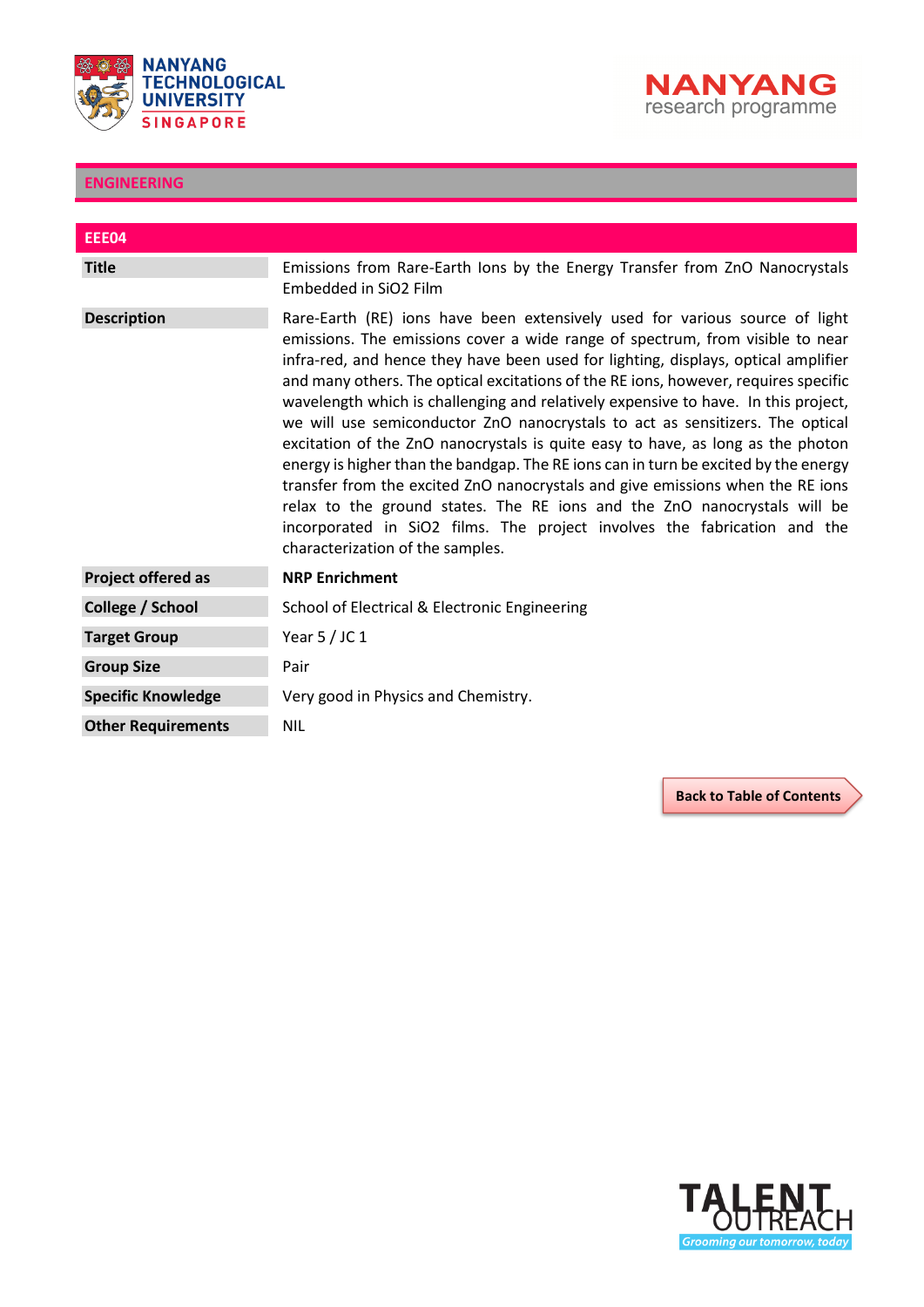## ENGINEERING

### EEE04

| | |
|---|---|
| **Title** | Emissions from Rare-Earth Ions by the Energy Transfer from ZnO Nanocrystals Embedded in $SiO_2$ Film |
| **Description** | Rare-Earth (RE) ions have been extensively used for various source of light emissions. The emissions cover a wide range of spectrum, from visible to near infra-red, and hence they have been used for lighting, displays, optical amplifier and many others. The optical excitations of the RE ions, however, requires specific wavelength which is challenging and relatively expensive to have. In this project, we will use semiconductor ZnO nanocrystals to act as sensitizers. The optical excitation of the ZnO nanocrystals is quite easy to have, as long as the photon energy is higher than the bandgap. The RE ions can in turn be excited by the energy transfer from the excited ZnO nanocrystals and give emissions when the RE ions relax to the ground states. The RE ions and the ZnO nanocrystals will be incorporated in $SiO_2$ films. The project involves the fabrication and the characterization of the samples. |
| **Project offered as** | **NRP Enrichment** |
| **College / School** | School of Electrical & Electronic Engineering |
| **Target Group** | Year 5 / JC 1 |
| **Group Size** | Pair |
| **Specific Knowledge** | Very good in Physics and Chemistry. |
| **Other Requirements** | NIL |

Back to Table of Contents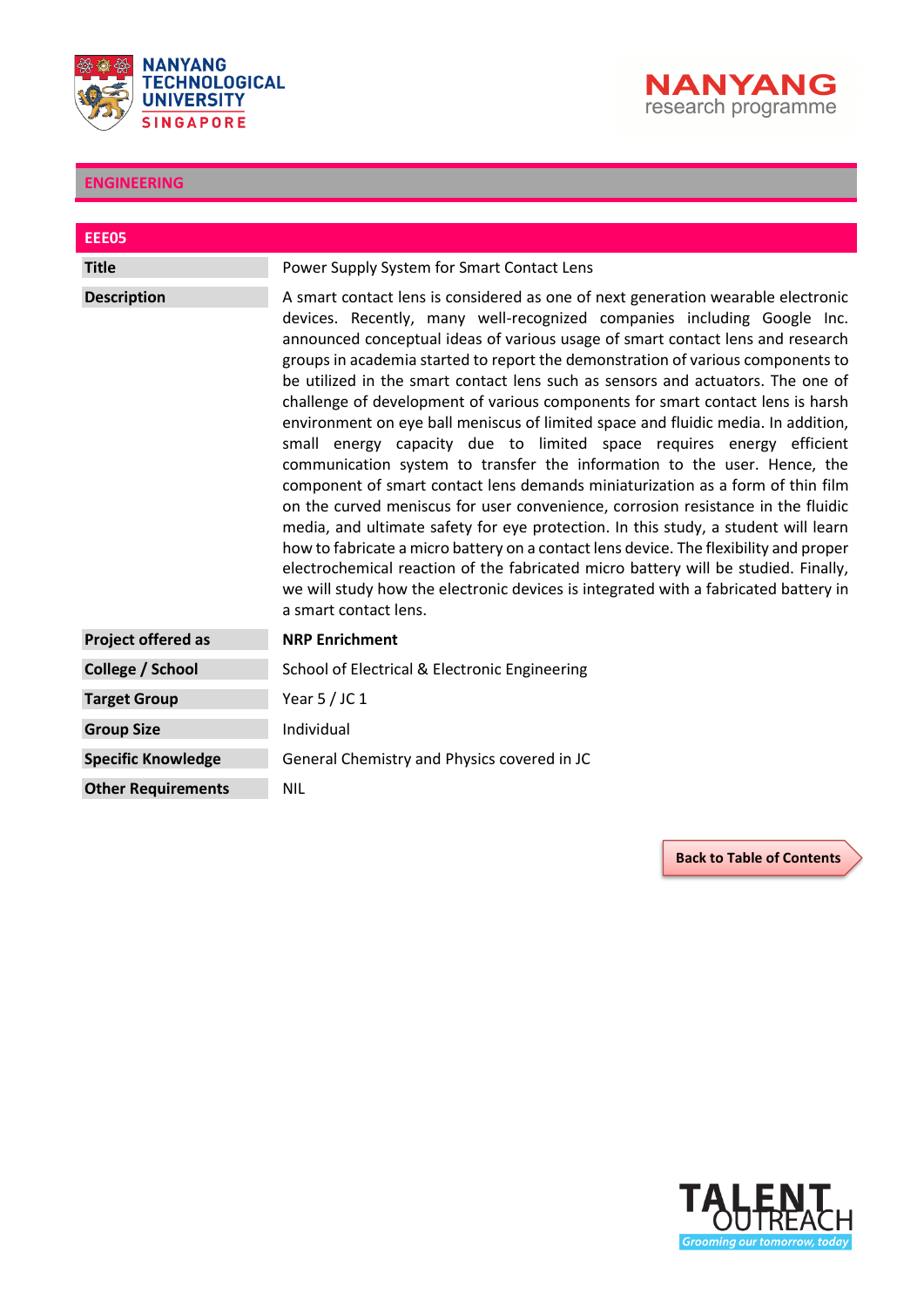## ENGINEERING

### EEE05

| | |
|---|---|
| **Title** | Power Supply System for Smart Contact Lens |
| **Description** | A smart contact lens is considered as one of next generation wearable electronic devices. Recently, many well-recognized companies including Google Inc. announced conceptual ideas of various usage of smart contact lens and research groups in academia started to report the demonstration of various components to be utilized in the smart contact lens such as sensors and actuators. The one of challenge of development of various components for smart contact lens is harsh environment on eye ball meniscus of limited space and fluidic media. In addition, small energy capacity due to limited space requires energy efficient communication system to transfer the information to the user. Hence, the component of smart contact lens demands miniaturization as a form of thin film on the curved meniscus for user convenience, corrosion resistance in the fluidic media, and ultimate safety for eye protection. In this study, a student will learn how to fabricate a micro battery on a contact lens device. The flexibility and proper electrochemical reaction of the fabricated micro battery will be studied. Finally, we will study how the electronic devices is integrated with a fabricated battery in a smart contact lens. |
| **Project offered as** | **NRP Enrichment** |
| **College / School** | School of Electrical & Electronic Engineering |
| **Target Group** | Year 5 / JC 1 |
| **Group Size** | Individual |
| **Specific Knowledge** | General Chemistry and Physics covered in JC |
| **Other Requirements** | NIL |

Back to Table of Contents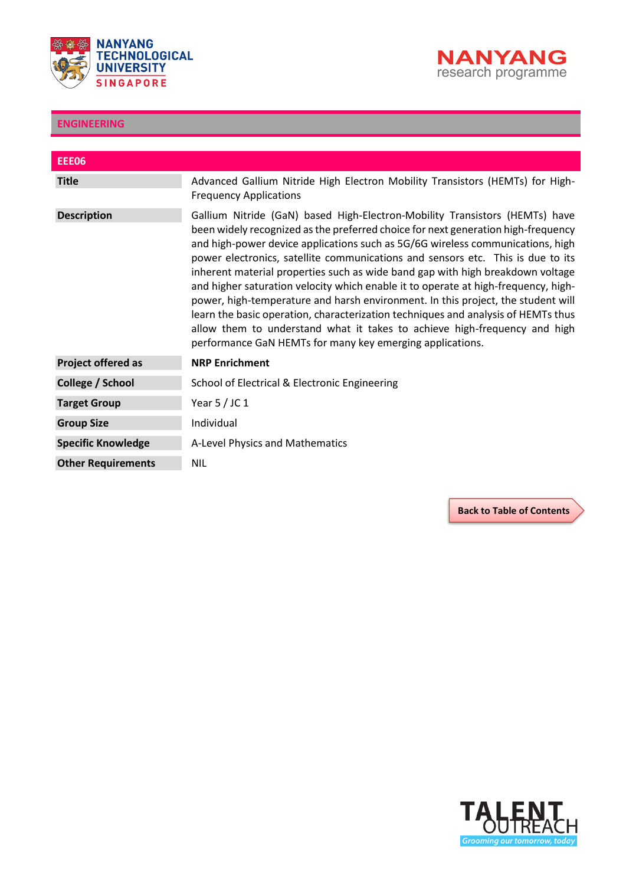## ENGINEERING

### EEE06

| | |
|---|---|
| **Title** | Advanced Gallium Nitride High Electron Mobility Transistors (HEMTs) for High-Frequency Applications |
| **Description** | Gallium Nitride (GaN) based High-Electron-Mobility Transistors (HEMTs) have been widely recognized as the preferred choice for next generation high-frequency and high-power device applications such as 5G/6G wireless communications, high power electronics, satellite communications and sensors etc. This is due to its inherent material properties such as wide band gap with high breakdown voltage and higher saturation velocity which enable it to operate at high-frequency, high-power, high-temperature and harsh environment. In this project, the student will learn the basic operation, characterization techniques and analysis of HEMTs thus allow them to understand what it takes to achieve high-frequency and high performance GaN HEMTs for many key emerging applications. |
| **Project offered as** | **NRP Enrichment** |
| **College / School** | School of Electrical & Electronic Engineering |
| **Target Group** | Year 5 / JC 1 |
| **Group Size** | Individual |
| **Specific Knowledge** | A-Level Physics and Mathematics |
| **Other Requirements** | NIL |

**Back to Table of Contents**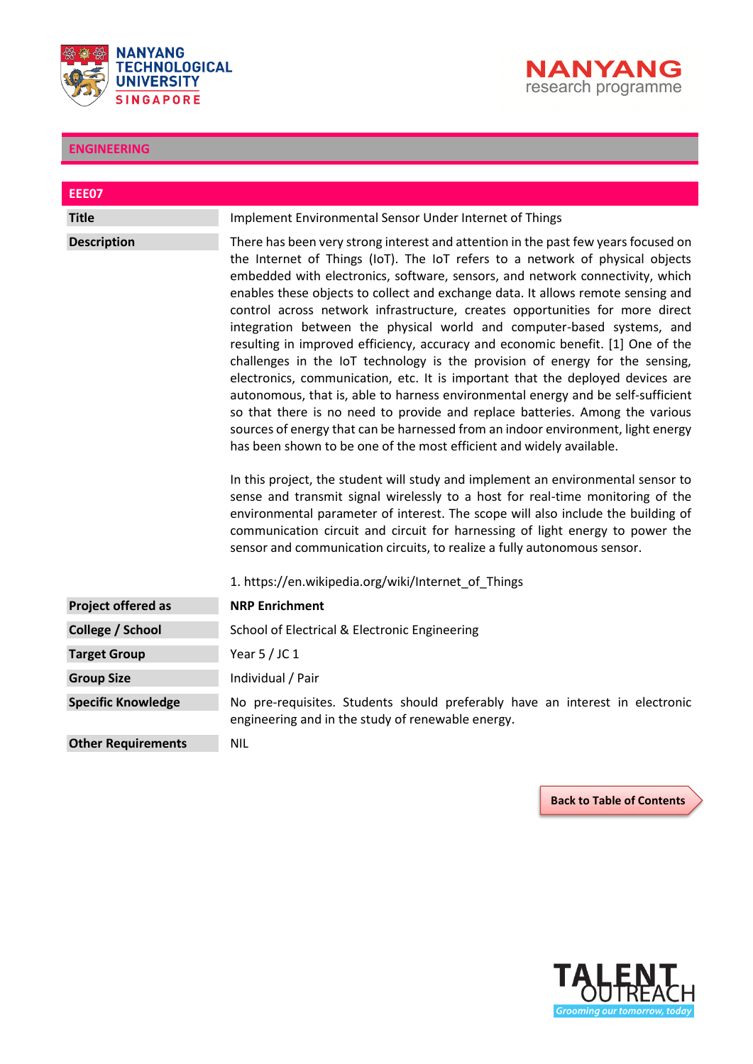## ENGINEERING

### EEE07

| | |
|---|---|
| **Title** | Implement Environmental Sensor Under Internet of Things |
| **Description** | There has been very strong interest and attention in the past few years focused on the Internet of Things (IoT). The IoT refers to a network of physical objects embedded with electronics, software, sensors, and network connectivity, which enables these objects to collect and exchange data. It allows remote sensing and control across network infrastructure, creates opportunities for more direct integration between the physical world and computer-based systems, and resulting in improved efficiency, accuracy and economic benefit. [1] One of the challenges in the IoT technology is the provision of energy for the sensing, electronics, communication, etc. It is important that the deployed devices are autonomous, that is, able to harness environmental energy and be self-sufficient so that there is no need to provide and replace batteries. Among the various sources of energy that can be harnessed from an indoor environment, light energy has been shown to be one of the most efficient and widely available.<br><br>In this project, the student will study and implement an environmental sensor to sense and transmit signal wirelessly to a host for real-time monitoring of the environmental parameter of interest. The scope will also include the building of communication circuit and circuit for harnessing of light energy to power the sensor and communication circuits, to realize a fully autonomous sensor.<br><br>1. https://en.wikipedia.org/wiki/Internet_of_Things |
| **Project offered as** | **NRP Enrichment** |
| **College / School** | School of Electrical & Electronic Engineering |
| **Target Group** | Year 5 / JC 1 |
| **Group Size** | Individual / Pair |
| **Specific Knowledge** | No pre-requisites. Students should preferably have an interest in electronic engineering and in the study of renewable energy. |
| **Other Requirements** | NIL |

Back to Table of Contents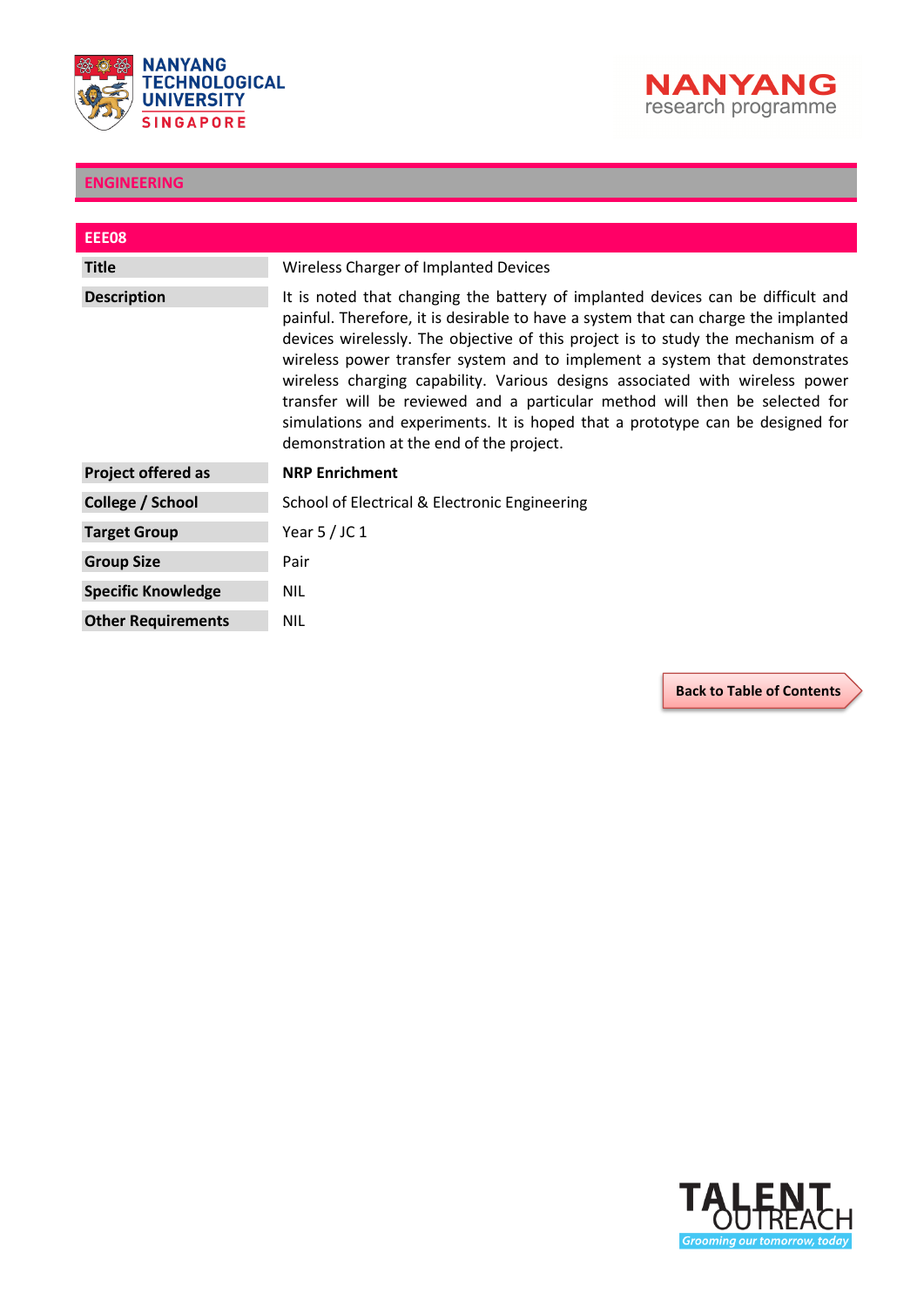## ENGINEERING

### EEE08

| | |
|---|---|
| **Title** | Wireless Charger of Implanted Devices |
| **Description** | It is noted that changing the battery of implanted devices can be difficult and painful. Therefore, it is desirable to have a system that can charge the implanted devices wirelessly. The objective of this project is to study the mechanism of a wireless power transfer system and to implement a system that demonstrates wireless charging capability. Various designs associated with wireless power transfer will be reviewed and a particular method will then be selected for simulations and experiments. It is hoped that a prototype can be designed for demonstration at the end of the project. |
| **Project offered as** | **NRP Enrichment** |
| **College / School** | School of Electrical & Electronic Engineering |
| **Target Group** | Year 5 / JC 1 |
| **Group Size** | Pair |
| **Specific Knowledge** | NIL |
| **Other Requirements** | NIL |

Back to Table of Contents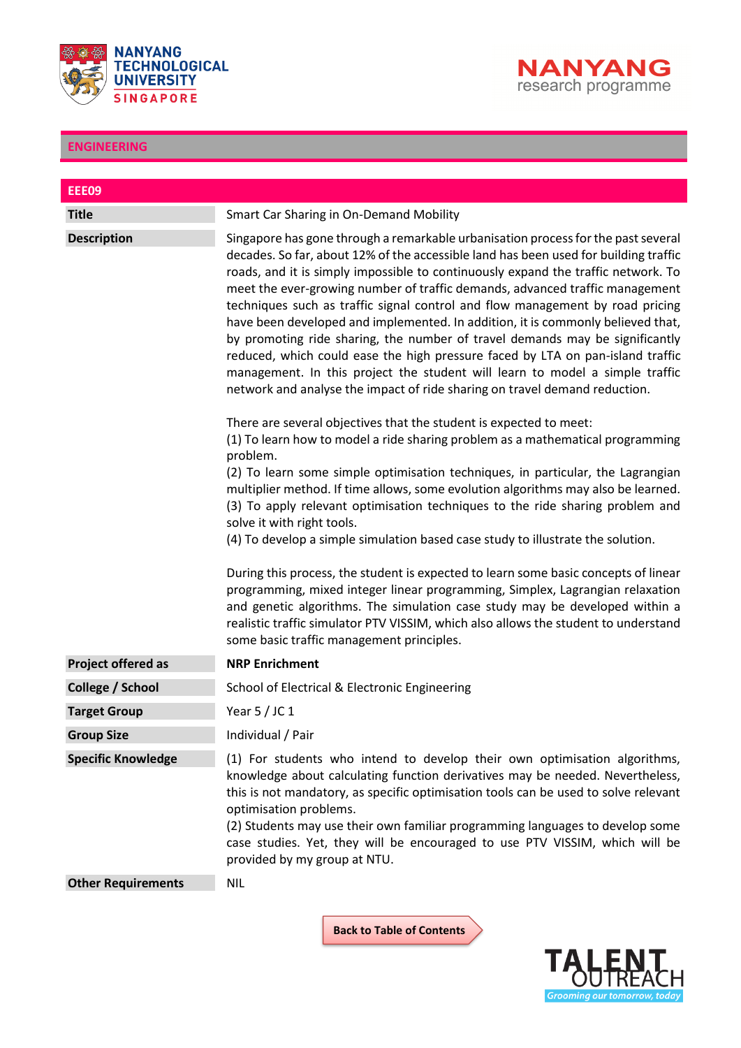## ENGINEERING

### EEE09

| | |
|---|---|
| **Title** | Smart Car Sharing in On-Demand Mobility |
| **Description** | Singapore has gone through a remarkable urbanisation process for the past several decades. So far, about 12% of the accessible land has been used for building traffic roads, and it is simply impossible to continuously expand the traffic network. To meet the ever-growing number of traffic demands, advanced traffic management techniques such as traffic signal control and flow management by road pricing have been developed and implemented. In addition, it is commonly believed that, by promoting ride sharing, the number of travel demands may be significantly reduced, which could ease the high pressure faced by LTA on pan-island traffic management. In this project the student will learn to model a simple traffic network and analyse the impact of ride sharing on travel demand reduction.<br><br>There are several objectives that the student is expected to meet:<br>(1) To learn how to model a ride sharing problem as a mathematical programming problem.<br>(2) To learn some simple optimisation techniques, in particular, the Lagrangian multiplier method. If time allows, some evolution algorithms may also be learned.<br>(3) To apply relevant optimisation techniques to the ride sharing problem and solve it with right tools.<br>(4) To develop a simple simulation based case study to illustrate the solution.<br><br>During this process, the student is expected to learn some basic concepts of linear programming, mixed integer linear programming, Simplex, Lagrangian relaxation and genetic algorithms. The simulation case study may be developed within a realistic traffic simulator PTV VISSIM, which also allows the student to understand some basic traffic management principles. |
| **Project offered as** | **NRP Enrichment** |
| **College / School** | School of Electrical & Electronic Engineering |
| **Target Group** | Year 5 / JC 1 |
| **Group Size** | Individual / Pair |
| **Specific Knowledge** | (1) For students who intend to develop their own optimisation algorithms, knowledge about calculating function derivatives may be needed. Nevertheless, this is not mandatory, as specific optimisation tools can be used to solve relevant optimisation problems.<br>(2) Students may use their own familiar programming languages to develop some case studies. Yet, they will be encouraged to use PTV VISSIM, which will be provided by my group at NTU. |
| **Other Requirements** | NIL |

Back to Table of Contents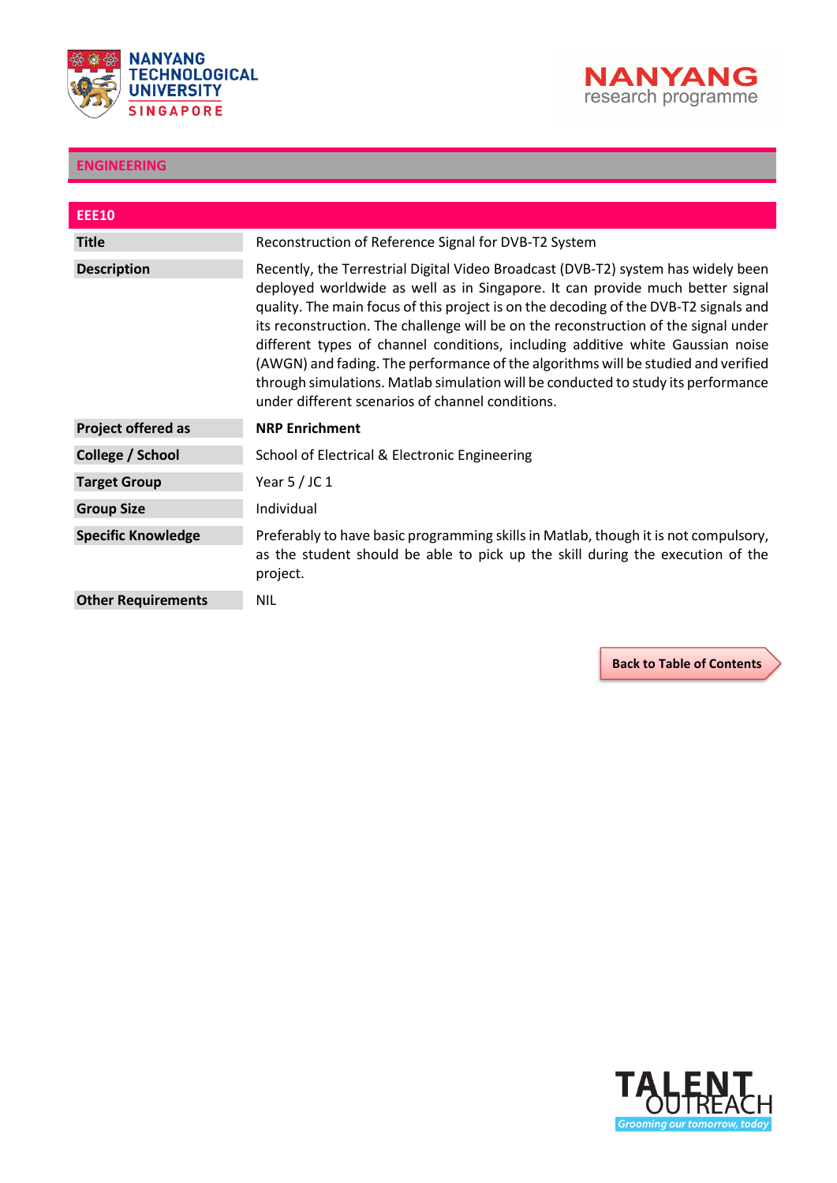## ENGINEERING

### EEE10

| | |
|---|---|
| **Title** | Reconstruction of Reference Signal for DVB-T2 System |
| **Description** | Recently, the Terrestrial Digital Video Broadcast (DVB-T2) system has widely been deployed worldwide as well as in Singapore. It can provide much better signal quality. The main focus of this project is on the decoding of the DVB-T2 signals and its reconstruction. The challenge will be on the reconstruction of the signal under different types of channel conditions, including additive white Gaussian noise (AWGN) and fading. The performance of the algorithms will be studied and verified through simulations. Matlab simulation will be conducted to study its performance under different scenarios of channel conditions. |
| **Project offered as** | **NRP Enrichment** |
| **College / School** | School of Electrical & Electronic Engineering |
| **Target Group** | Year 5 / JC 1 |
| **Group Size** | Individual |
| **Specific Knowledge** | Preferably to have basic programming skills in Matlab, though it is not compulsory, as the student should be able to pick up the skill during the execution of the project. |
| **Other Requirements** | NIL |

**Back to Table of Contents**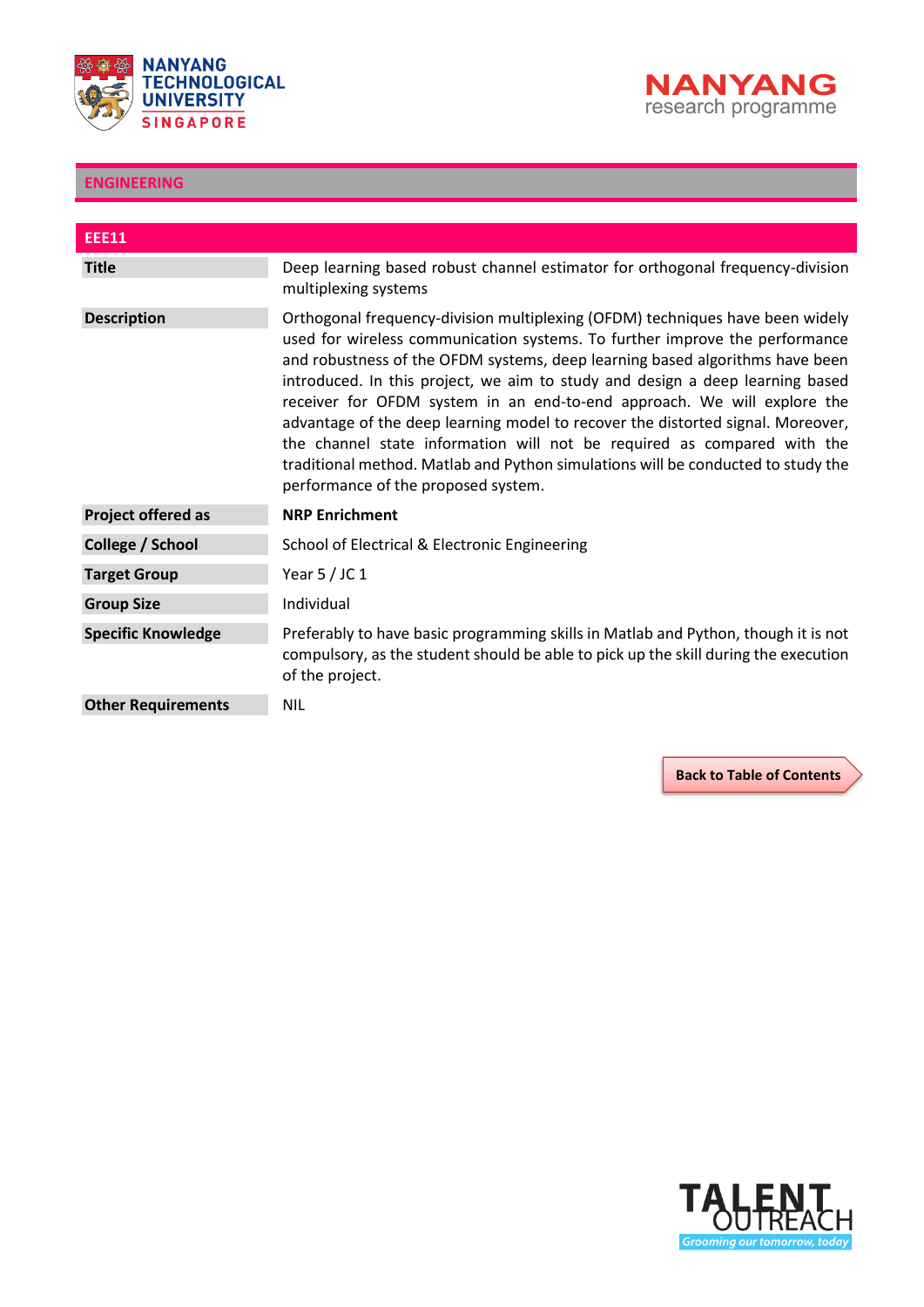## ENGINEERING

### EEE11

| | |
|---|---|
| **Title** | Deep learning based robust channel estimator for orthogonal frequency-division multiplexing systems |
| **Description** | Orthogonal frequency-division multiplexing (OFDM) techniques have been widely used for wireless communication systems. To further improve the performance and robustness of the OFDM systems, deep learning based algorithms have been introduced. In this project, we aim to study and design a deep learning based receiver for OFDM system in an end-to-end approach. We will explore the advantage of the deep learning model to recover the distorted signal. Moreover, the channel state information will not be required as compared with the traditional method. Matlab and Python simulations will be conducted to study the performance of the proposed system. |
| **Project offered as** | **NRP Enrichment** |
| **College / School** | School of Electrical & Electronic Engineering |
| **Target Group** | Year 5 / JC 1 |
| **Group Size** | Individual |
| **Specific Knowledge** | Preferably to have basic programming skills in Matlab and Python, though it is not compulsory, as the student should be able to pick up the skill during the execution of the project. |
| **Other Requirements** | NIL |

Back to Table of Contents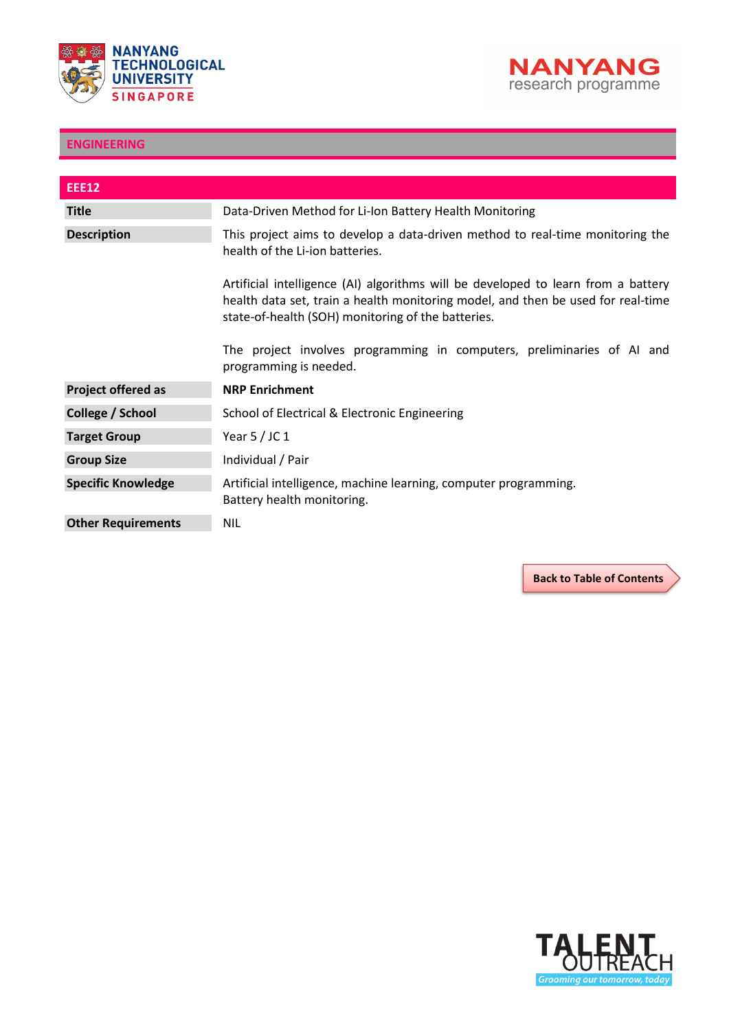## ENGINEERING

| EEE12 | |
|---|---|
| **Title** | Data-Driven Method for Li-Ion Battery Health Monitoring |
| **Description** | This project aims to develop a data-driven method to real-time monitoring the health of the Li-ion batteries.<br><br>Artificial intelligence (AI) algorithms will be developed to learn from a battery health data set, train a health monitoring model, and then be used for real-time state-of-health (SOH) monitoring of the batteries.<br><br>The project involves programming in computers, preliminaries of AI and programming is needed. |
| **Project offered as** | **NRP Enrichment** |
| **College / School** | School of Electrical & Electronic Engineering |
| **Target Group** | Year 5 / JC 1 |
| **Group Size** | Individual / Pair |
| **Specific Knowledge** | Artificial intelligence, machine learning, computer programming.<br>Battery health monitoring. |
| **Other Requirements** | NIL |

Back to Table of Contents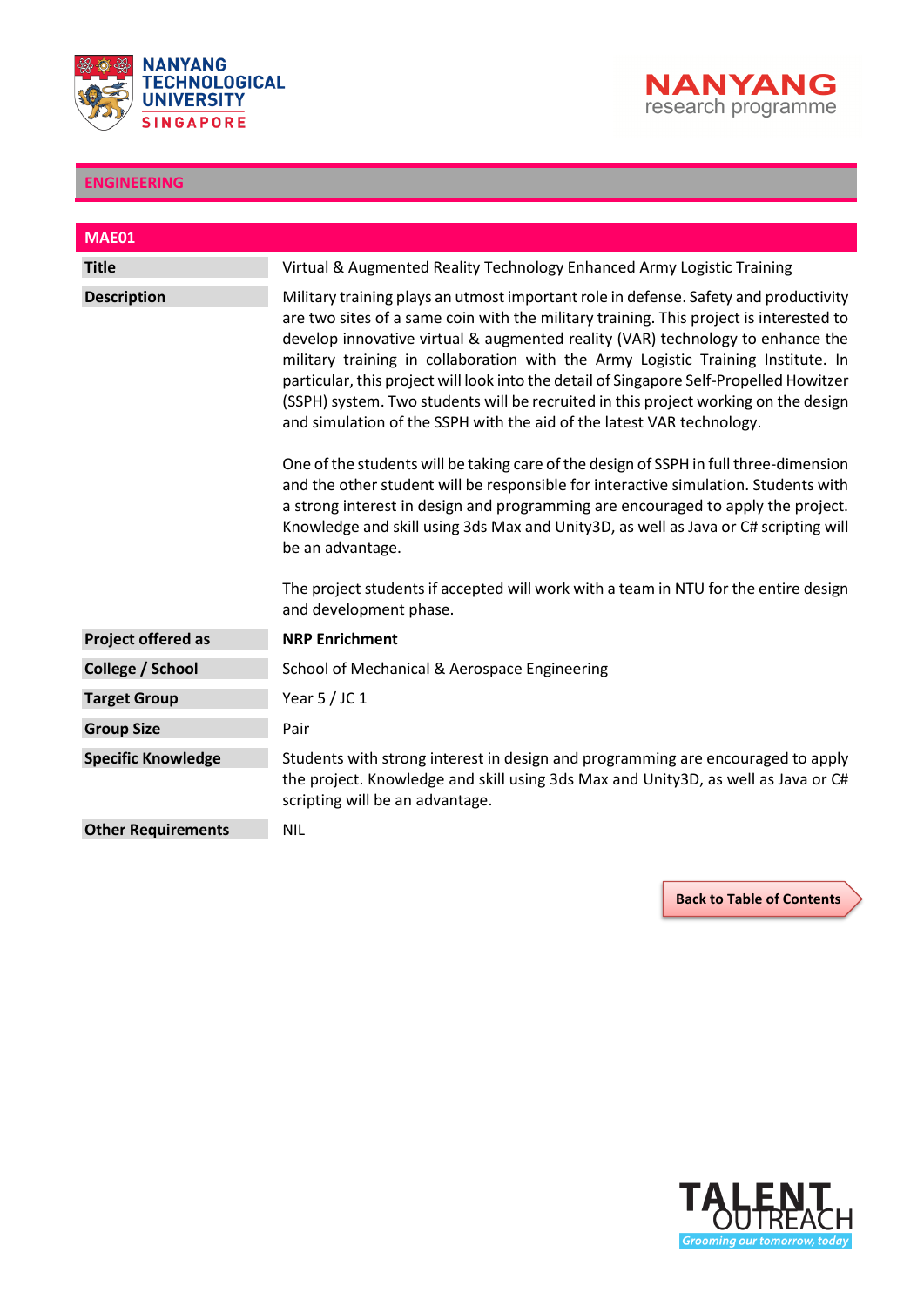## ENGINEERING

### MAE01

| | |
|---|---|
| **Title** | Virtual & Augmented Reality Technology Enhanced Army Logistic Training |
| **Description** | Military training plays an utmost important role in defense. Safety and productivity are two sites of a same coin with the military training. This project is interested to develop innovative virtual & augmented reality (VAR) technology to enhance the military training in collaboration with the Army Logistic Training Institute. In particular, this project will look into the detail of Singapore Self-Propelled Howitzer (SSPH) system. Two students will be recruited in this project working on the design and simulation of the SSPH with the aid of the latest VAR technology.<br><br>One of the students will be taking care of the design of SSPH in full three-dimension and the other student will be responsible for interactive simulation. Students with a strong interest in design and programming are encouraged to apply the project. Knowledge and skill using 3ds Max and Unity3D, as well as Java or C# scripting will be an advantage.<br><br>The project students if accepted will work with a team in NTU for the entire design and development phase. |
| **Project offered as** | **NRP Enrichment** |
| **College / School** | School of Mechanical & Aerospace Engineering |
| **Target Group** | Year 5 / JC 1 |
| **Group Size** | Pair |
| **Specific Knowledge** | Students with strong interest in design and programming are encouraged to apply the project. Knowledge and skill using 3ds Max and Unity3D, as well as Java or C# scripting will be an advantage. |
| **Other Requirements** | NIL |

Back to Table of Contents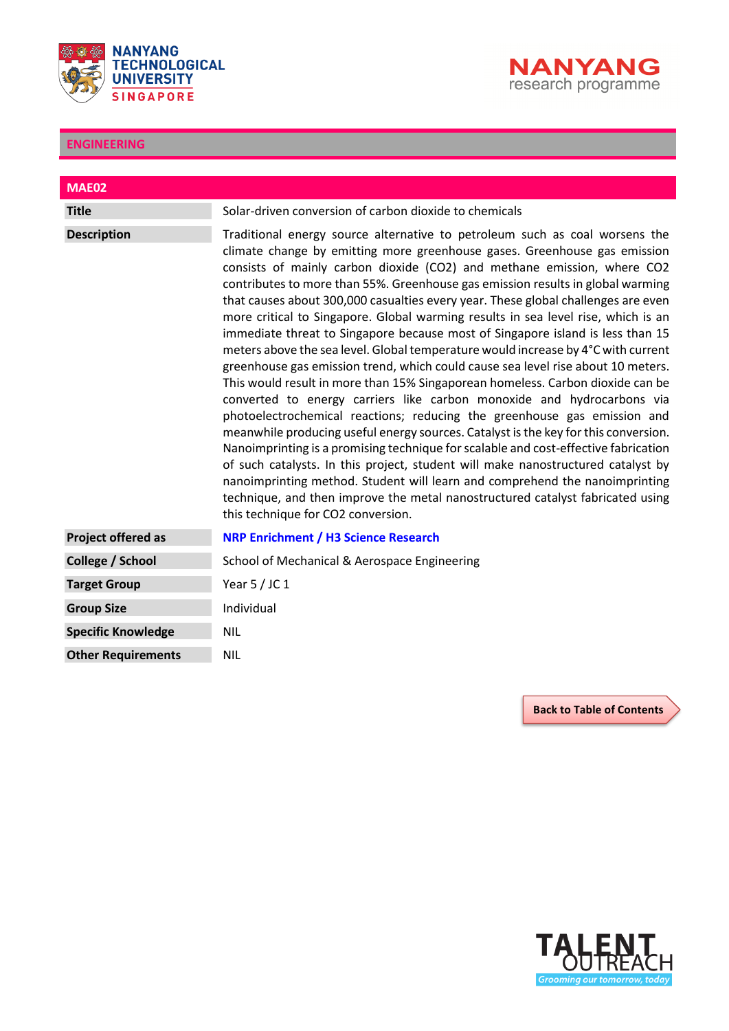## ENGINEERING

### MAE02

| | |
|---|---|
| **Title** | Solar-driven conversion of carbon dioxide to chemicals |
| **Description** | Traditional energy source alternative to petroleum such as coal worsens the climate change by emitting more greenhouse gases. Greenhouse gas emission consists of mainly carbon dioxide ($CO_2$) and methane emission, where $CO_2$ contributes to more than 55%. Greenhouse gas emission results in global warming that causes about 300,000 casualties every year. These global challenges are even more critical to Singapore. Global warming results in sea level rise, which is an immediate threat to Singapore because most of Singapore island is less than 15 meters above the sea level. Global temperature would increase by 4°C with current greenhouse gas emission trend, which could cause sea level rise about 10 meters. This would result in more than 15% Singaporean homeless. Carbon dioxide can be converted to energy carriers like carbon monoxide and hydrocarbons via photoelectrochemical reactions; reducing the greenhouse gas emission and meanwhile producing useful energy sources. Catalyst is the key for this conversion. Nanoimprinting is a promising technique for scalable and cost-effective fabrication of such catalysts. In this project, student will make nanostructured catalyst by nanoimprinting method. Student will learn and comprehend the nanoimprinting technique, and then improve the metal nanostructured catalyst fabricated using this technique for $CO_2$ conversion. |
| **Project offered as** | **NRP Enrichment / H3 Science Research** |
| **College / School** | School of Mechanical & Aerospace Engineering |
| **Target Group** | Year 5 / JC 1 |
| **Group Size** | Individual |
| **Specific Knowledge** | NIL |
| **Other Requirements** | NIL |

Back to Table of Contents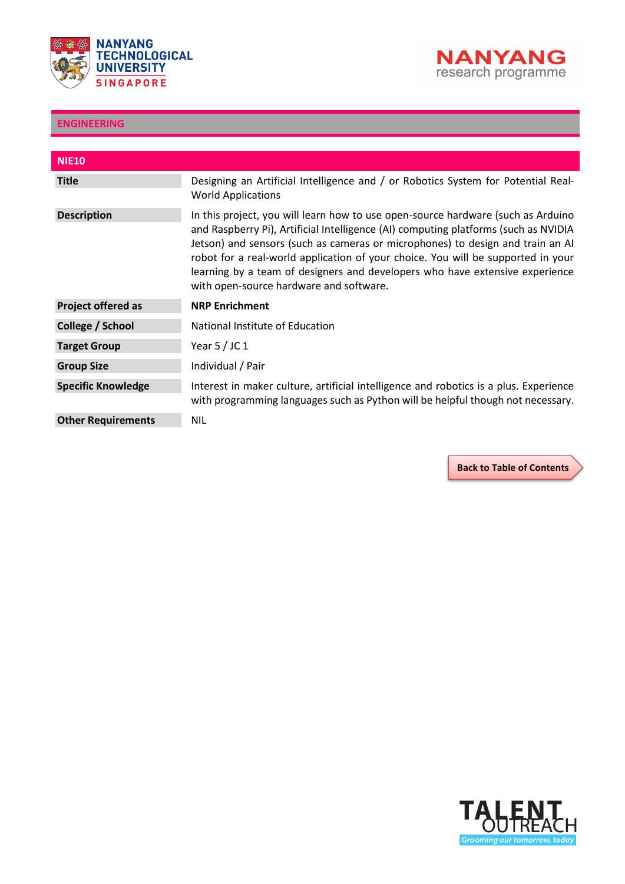## ENGINEERING

### NIE10

| | |
|---|---|
| **Title** | Designing an Artificial Intelligence and / or Robotics System for Potential Real-World Applications |
| **Description** | In this project, you will learn how to use open-source hardware (such as Arduino and Raspberry Pi), Artificial Intelligence (AI) computing platforms (such as NVIDIA Jetson) and sensors (such as cameras or microphones) to design and train an AI robot for a real-world application of your choice. You will be supported in your learning by a team of designers and developers who have extensive experience with open-source hardware and software. |
| **Project offered as** | **NRP Enrichment** |
| **College / School** | National Institute of Education |
| **Target Group** | Year 5 / JC 1 |
| **Group Size** | Individual / Pair |
| **Specific Knowledge** | Interest in maker culture, artificial intelligence and robotics is a plus. Experience with programming languages such as Python will be helpful though not necessary. |
| **Other Requirements** | NIL |

**Back to Table of Contents**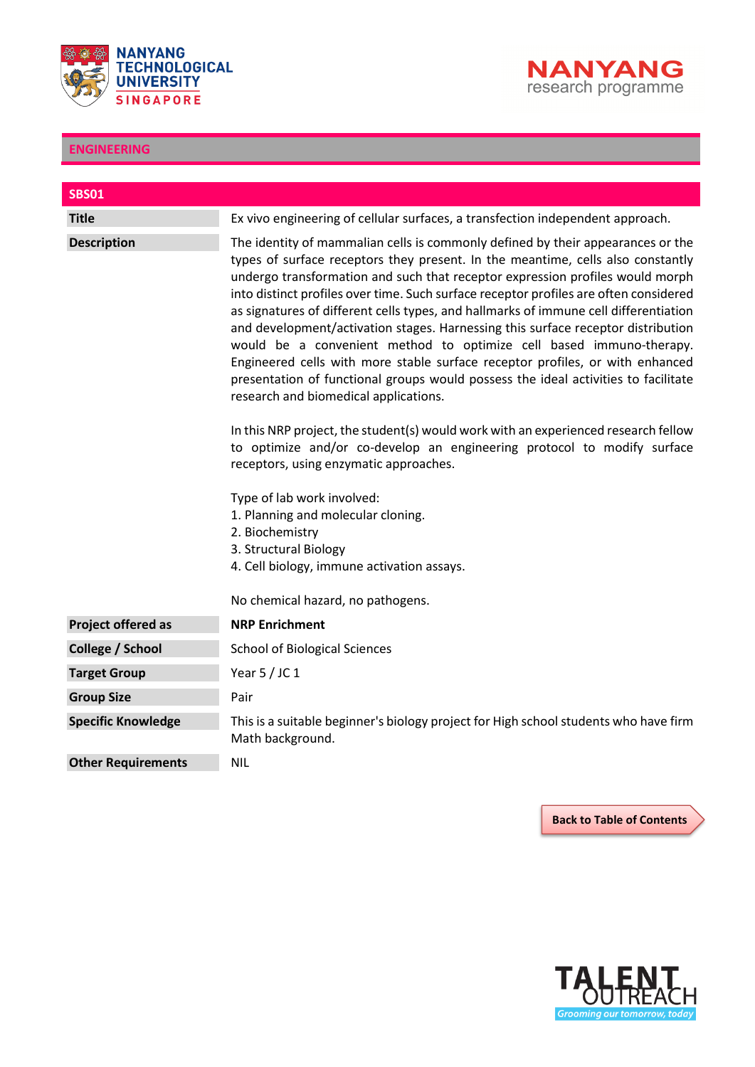## ENGINEERING

### SBS01

| | |
|---|---|
| **Title** | Ex vivo engineering of cellular surfaces, a transfection independent approach. |
| **Description** | The identity of mammalian cells is commonly defined by their appearances or the types of surface receptors they present. In the meantime, cells also constantly undergo transformation and such that receptor expression profiles would morph into distinct profiles over time. Such surface receptor profiles are often considered as signatures of different cells types, and hallmarks of immune cell differentiation and development/activation stages. Harnessing this surface receptor distribution would be a convenient method to optimize cell based immuno-therapy. Engineered cells with more stable surface receptor profiles, or with enhanced presentation of functional groups would possess the ideal activities to facilitate research and biomedical applications.<br><br>In this NRP project, the student(s) would work with an experienced research fellow to optimize and/or co-develop an engineering protocol to modify surface receptors, using enzymatic approaches.<br><br>Type of lab work involved:<br>1. Planning and molecular cloning.<br>2. Biochemistry<br>3. Structural Biology<br>4. Cell biology, immune activation assays.<br><br>No chemical hazard, no pathogens. |
| **Project offered as** | **NRP Enrichment** |
| **College / School** | School of Biological Sciences |
| **Target Group** | Year 5 / JC 1 |
| **Group Size** | Pair |
| **Specific Knowledge** | This is a suitable beginner's biology project for High school students who have firm Math background. |
| **Other Requirements** | NIL |

Back to Table of Contents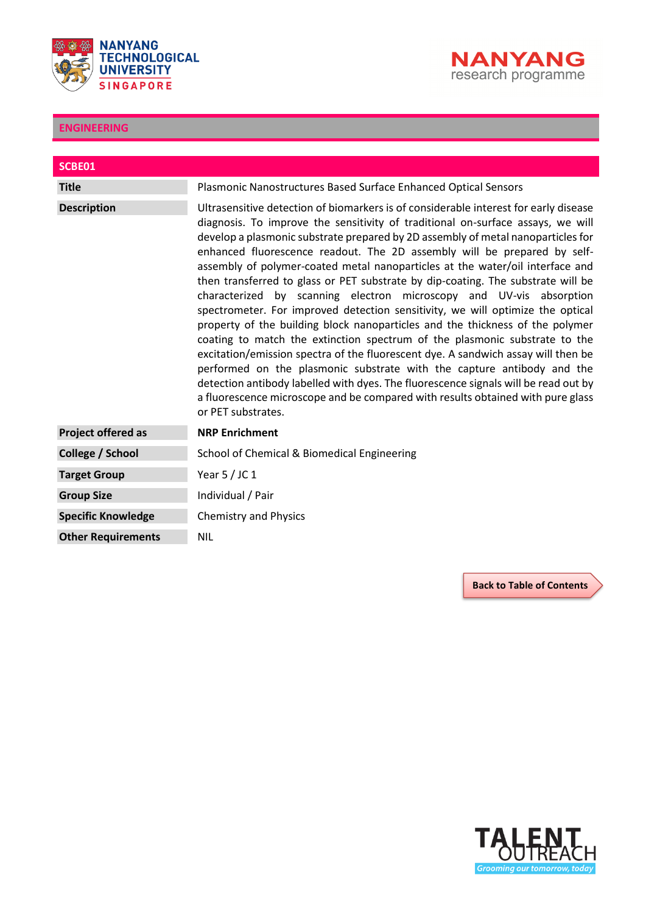## ENGINEERING

### SCBE01

| | |
|---|---|
| **Title** | Plasmonic Nanostructures Based Surface Enhanced Optical Sensors |
| **Description** | Ultrasensitive detection of biomarkers is of considerable interest for early disease diagnosis. To improve the sensitivity of traditional on-surface assays, we will develop a plasmonic substrate prepared by 2D assembly of metal nanoparticles for enhanced fluorescence readout. The 2D assembly will be prepared by self-assembly of polymer-coated metal nanoparticles at the water/oil interface and then transferred to glass or PET substrate by dip-coating. The substrate will be characterized by scanning electron microscopy and UV-vis absorption spectrometer. For improved detection sensitivity, we will optimize the optical property of the building block nanoparticles and the thickness of the polymer coating to match the extinction spectrum of the plasmonic substrate to the excitation/emission spectra of the fluorescent dye. A sandwich assay will then be performed on the plasmonic substrate with the capture antibody and the detection antibody labelled with dyes. The fluorescence signals will be read out by a fluorescence microscope and be compared with results obtained with pure glass or PET substrates. |
| **Project offered as** | **NRP Enrichment** |
| **College / School** | School of Chemical & Biomedical Engineering |
| **Target Group** | Year 5 / JC 1 |
| **Group Size** | Individual / Pair |
| **Specific Knowledge** | Chemistry and Physics |
| **Other Requirements** | NIL |

Back to Table of Contents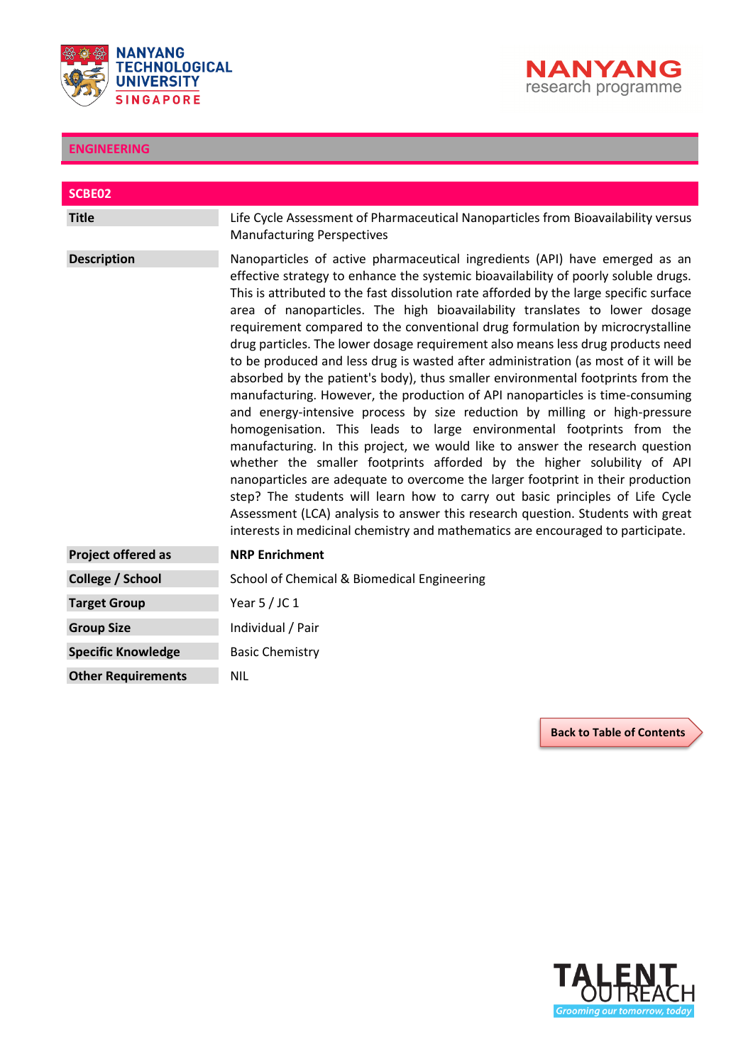## ENGINEERING

### SCBE02

| | |
|---|---|
| **Title** | Life Cycle Assessment of Pharmaceutical Nanoparticles from Bioavailability versus Manufacturing Perspectives |
| **Description** | Nanoparticles of active pharmaceutical ingredients (API) have emerged as an effective strategy to enhance the systemic bioavailability of poorly soluble drugs. This is attributed to the fast dissolution rate afforded by the large specific surface area of nanoparticles. The high bioavailability translates to lower dosage requirement compared to the conventional drug formulation by microcrystalline drug particles. The lower dosage requirement also means less drug products need to be produced and less drug is wasted after administration (as most of it will be absorbed by the patient's body), thus smaller environmental footprints from the manufacturing. However, the production of API nanoparticles is time-consuming and energy-intensive process by size reduction by milling or high-pressure homogenisation. This leads to large environmental footprints from the manufacturing. In this project, we would like to answer the research question whether the smaller footprints afforded by the higher solubility of API nanoparticles are adequate to overcome the larger footprint in their production step? The students will learn how to carry out basic principles of Life Cycle Assessment (LCA) analysis to answer this research question. Students with great interests in medicinal chemistry and mathematics are encouraged to participate. |
| **Project offered as** | **NRP Enrichment** |
| **College / School** | School of Chemical & Biomedical Engineering |
| **Target Group** | Year 5 / JC 1 |
| **Group Size** | Individual / Pair |
| **Specific Knowledge** | Basic Chemistry |
| **Other Requirements** | NIL |

Back to Table of Contents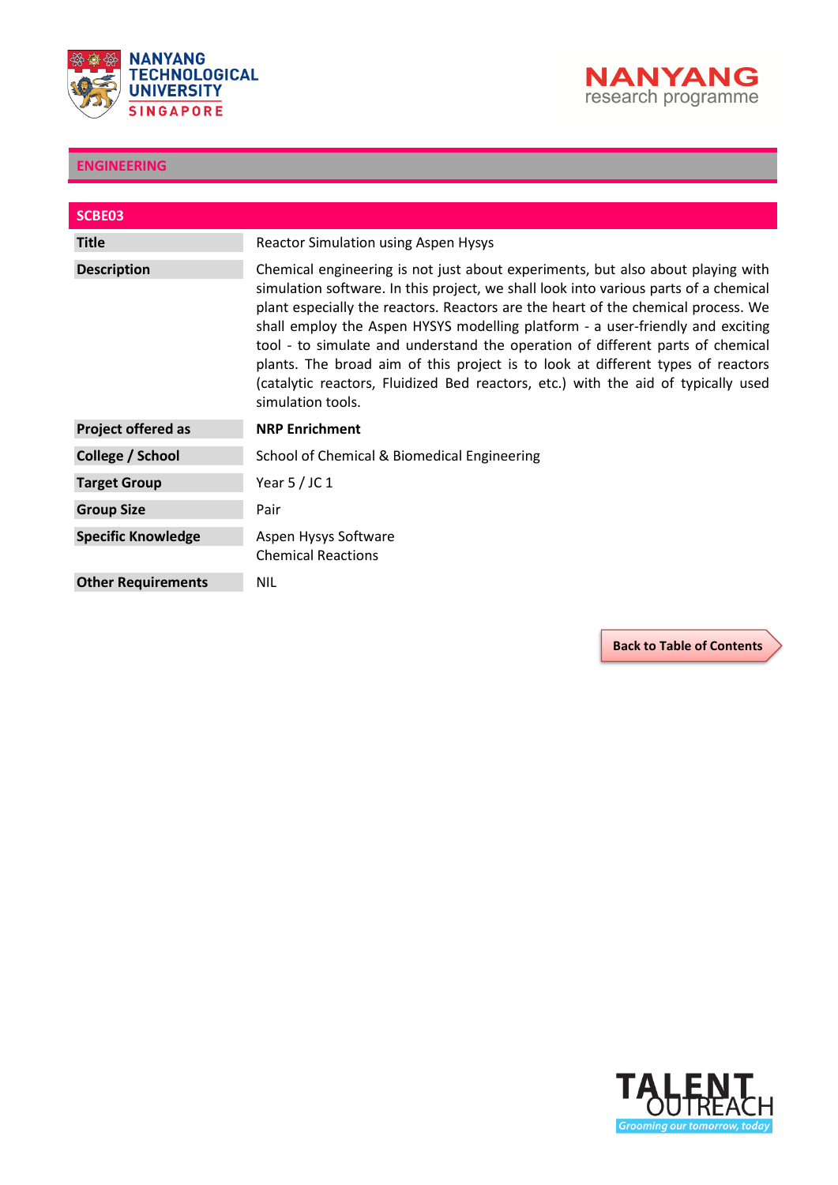## ENGINEERING

### SCBE03

| | |
|---|---|
| **Title** | Reactor Simulation using Aspen Hysys |
| **Description** | Chemical engineering is not just about experiments, but also about playing with simulation software. In this project, we shall look into various parts of a chemical plant especially the reactors. Reactors are the heart of the chemical process. We shall employ the Aspen HYSYS modelling platform - a user-friendly and exciting tool - to simulate and understand the operation of different parts of chemical plants. The broad aim of this project is to look at different types of reactors (catalytic reactors, Fluidized Bed reactors, etc.) with the aid of typically used simulation tools. |
| **Project offered as** | **NRP Enrichment** |
| **College / School** | School of Chemical & Biomedical Engineering |
| **Target Group** | Year 5 / JC 1 |
| **Group Size** | Pair |
| **Specific Knowledge** | Aspen Hysys Software<br>Chemical Reactions |
| **Other Requirements** | NIL |

Back to Table of Contents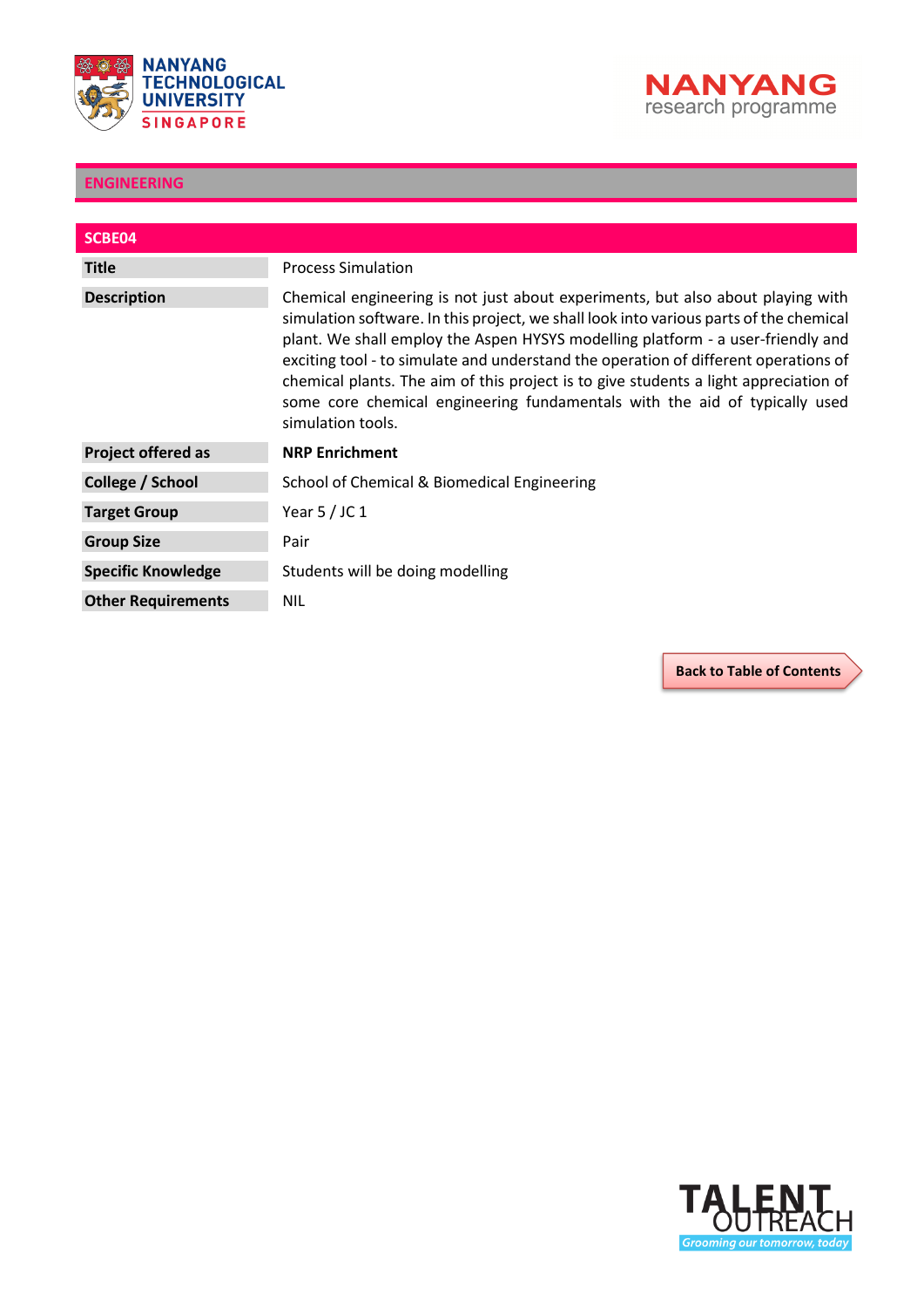## ENGINEERING

### SCBE04

| | |
|---|---|
| **Title** | Process Simulation |
| **Description** | Chemical engineering is not just about experiments, but also about playing with simulation software. In this project, we shall look into various parts of the chemical plant. We shall employ the Aspen HYSYS modelling platform - a user-friendly and exciting tool - to simulate and understand the operation of different operations of chemical plants. The aim of this project is to give students a light appreciation of some core chemical engineering fundamentals with the aid of typically used simulation tools. |
| **Project offered as** | **NRP Enrichment** |
| **College / School** | School of Chemical & Biomedical Engineering |
| **Target Group** | Year 5 / JC 1 |
| **Group Size** | Pair |
| **Specific Knowledge** | Students will be doing modelling |
| **Other Requirements** | NIL |

**Back to Table of Contents**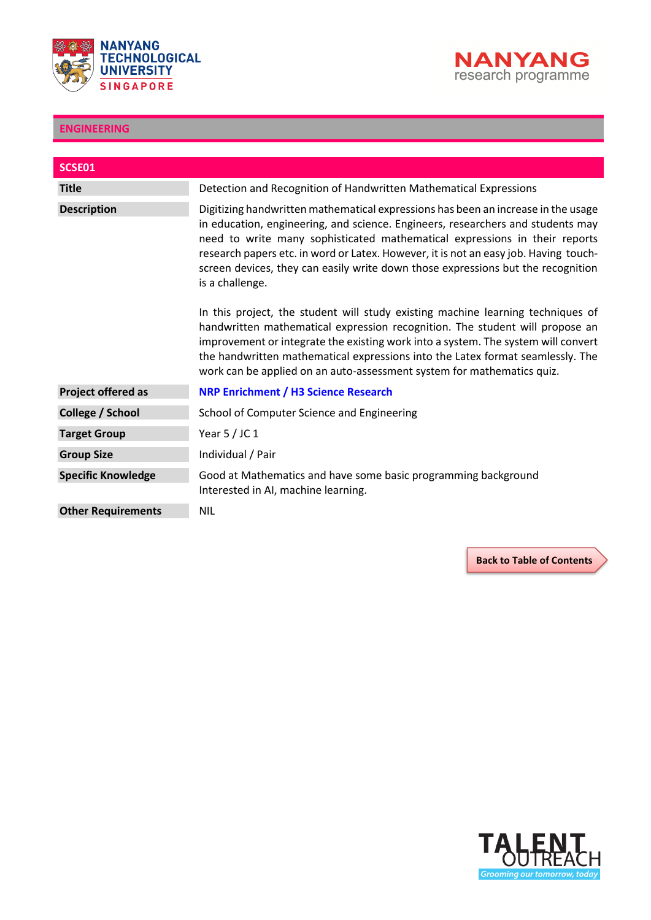## ENGINEERING

### SCSE01

| | |
|---|---|
| **Title** | Detection and Recognition of Handwritten Mathematical Expressions |
| **Description** | Digitizing handwritten mathematical expressions has been an increase in the usage in education, engineering, and science. Engineers, researchers and students may need to write many sophisticated mathematical expressions in their reports research papers etc. in word or Latex. However, it is not an easy job. Having touch-screen devices, they can easily write down those expressions but the recognition is a challenge.<br><br>In this project, the student will study existing machine learning techniques of handwritten mathematical expression recognition. The student will propose an improvement or integrate the existing work into a system. The system will convert the handwritten mathematical expressions into the Latex format seamlessly. The work can be applied on an auto-assessment system for mathematics quiz. |
| **Project offered as** | **NRP Enrichment / H3 Science Research** |
| **College / School** | School of Computer Science and Engineering |
| **Target Group** | Year 5 / JC 1 |
| **Group Size** | Individual / Pair |
| **Specific Knowledge** | Good at Mathematics and have some basic programming background<br>Interested in AI, machine learning. |
| **Other Requirements** | NIL |

Back to Table of Contents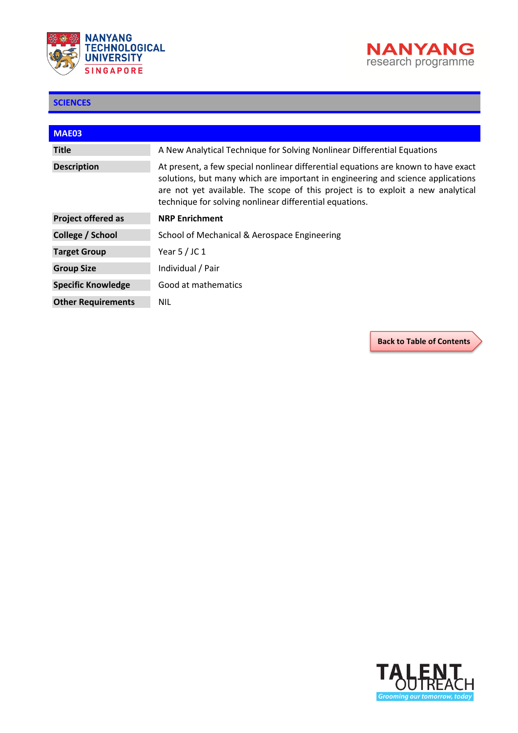## SCIENCES

### MAE03

| | |
|---|---|
| **Title** | A New Analytical Technique for Solving Nonlinear Differential Equations |
| **Description** | At present, a few special nonlinear differential equations are known to have exact solutions, but many which are important in engineering and science applications are not yet available. The scope of this project is to exploit a new analytical technique for solving nonlinear differential equations. |
| **Project offered as** | **NRP Enrichment** |
| **College / School** | School of Mechanical & Aerospace Engineering |
| **Target Group** | Year 5 / JC 1 |
| **Group Size** | Individual / Pair |
| **Specific Knowledge** | Good at mathematics |
| **Other Requirements** | NIL |

Back to Table of Contents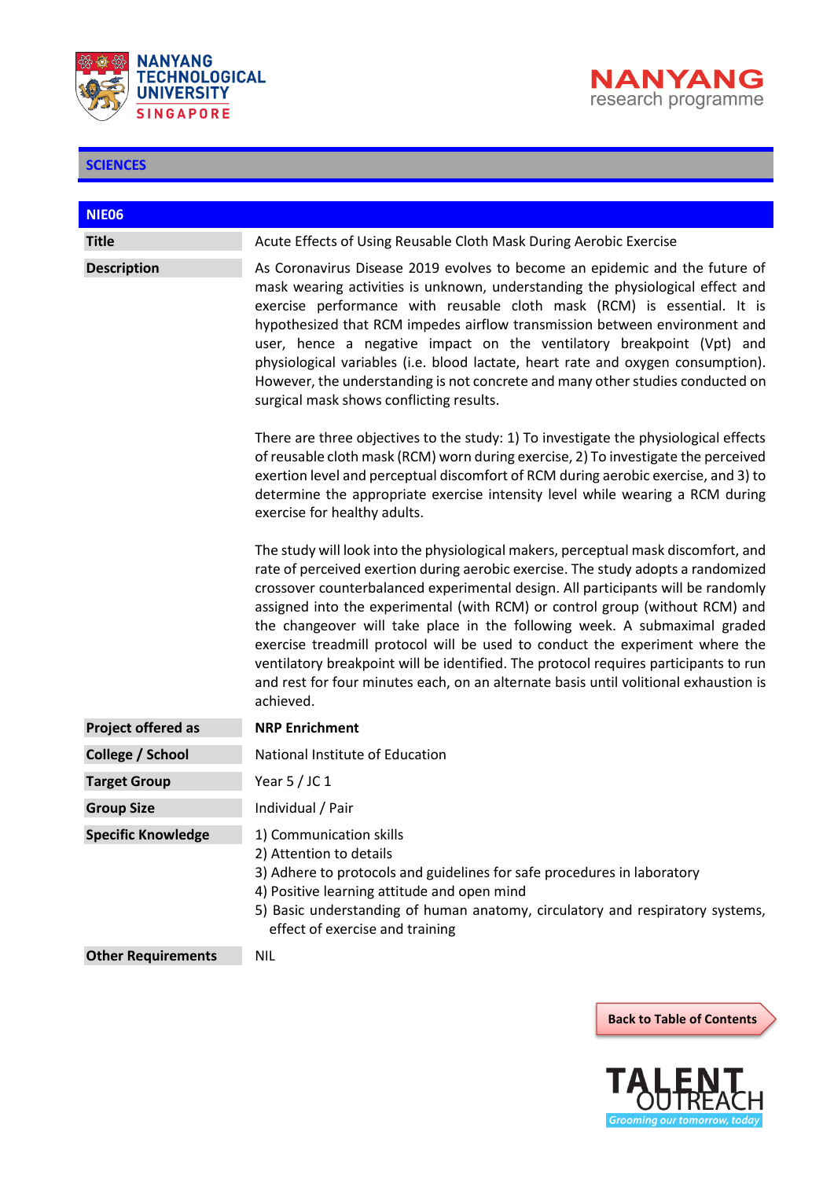## SCIENCES

### NIE06

| | |
|---|---|
| **Title** | Acute Effects of Using Reusable Cloth Mask During Aerobic Exercise |
| **Description** | As Coronavirus Disease 2019 evolves to become an epidemic and the future of mask wearing activities is unknown, understanding the physiological effect and exercise performance with reusable cloth mask (RCM) is essential. It is hypothesized that RCM impedes airflow transmission between environment and user, hence a negative impact on the ventilatory breakpoint (Vpt) and physiological variables (i.e. blood lactate, heart rate and oxygen consumption). However, the understanding is not concrete and many other studies conducted on surgical mask shows conflicting results.<br><br>There are three objectives to the study: 1) To investigate the physiological effects of reusable cloth mask (RCM) worn during exercise, 2) To investigate the perceived exertion level and perceptual discomfort of RCM during aerobic exercise, and 3) to determine the appropriate exercise intensity level while wearing a RCM during exercise for healthy adults.<br><br>The study will look into the physiological makers, perceptual mask discomfort, and rate of perceived exertion during aerobic exercise. The study adopts a randomized crossover counterbalanced experimental design. All participants will be randomly assigned into the experimental (with RCM) or control group (without RCM) and the changeover will take place in the following week. A submaximal graded exercise treadmill protocol will be used to conduct the experiment where the ventilatory breakpoint will be identified. The protocol requires participants to run and rest for four minutes each, on an alternate basis until volitional exhaustion is achieved. |
| **Project offered as** | **NRP Enrichment** |
| **College / School** | National Institute of Education |
| **Target Group** | Year 5 / JC 1 |
| **Group Size** | Individual / Pair |
| **Specific Knowledge** | 1) Communication skills<br>2) Attention to details<br>3) Adhere to protocols and guidelines for safe procedures in laboratory<br>4) Positive learning attitude and open mind<br>5) Basic understanding of human anatomy, circulatory and respiratory systems, effect of exercise and training |
| **Other Requirements** | NIL |

Back to Table of Contents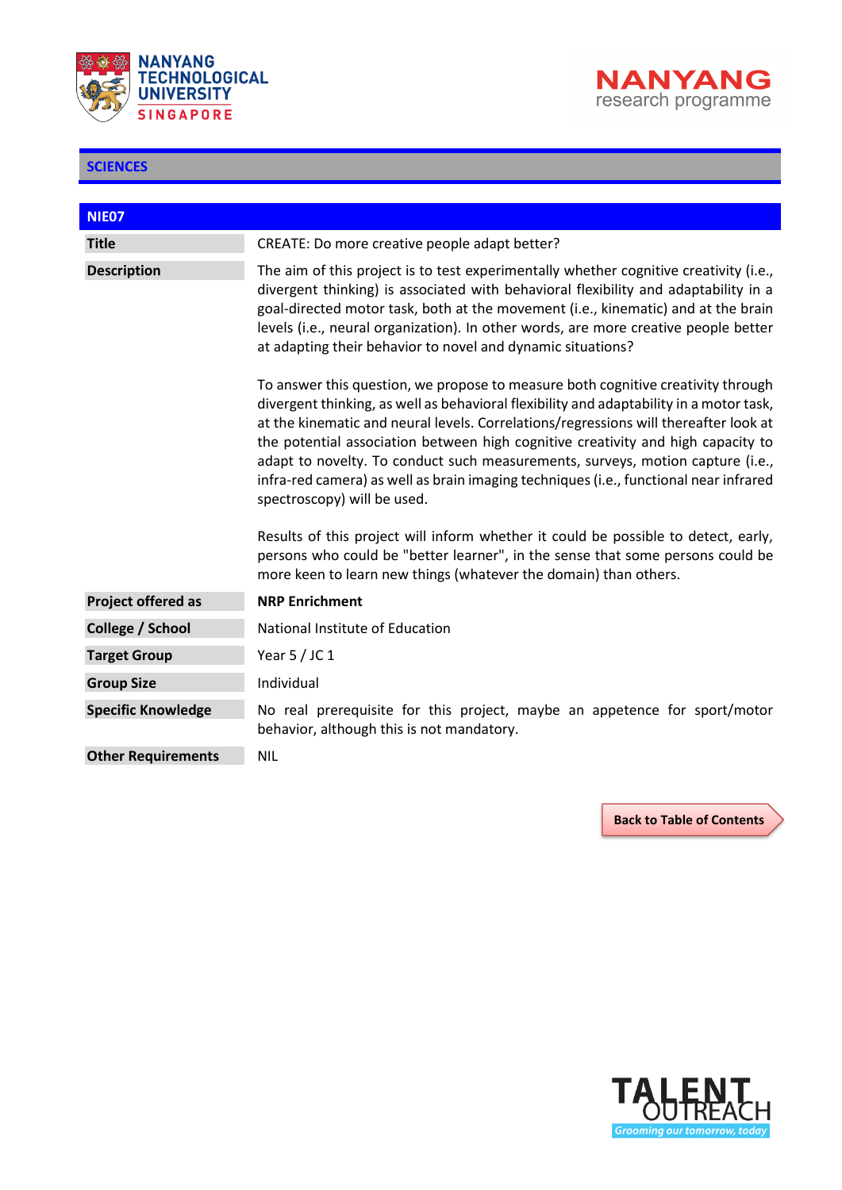## SCIENCES

### NIE07

| | |
|---|---|
| **Title** | CREATE: Do more creative people adapt better? |
| **Description** | The aim of this project is to test experimentally whether cognitive creativity (i.e., divergent thinking) is associated with behavioral flexibility and adaptability in a goal-directed motor task, both at the movement (i.e., kinematic) and at the brain levels (i.e., neural organization). In other words, are more creative people better at adapting their behavior to novel and dynamic situations?<br><br>To answer this question, we propose to measure both cognitive creativity through divergent thinking, as well as behavioral flexibility and adaptability in a motor task, at the kinematic and neural levels. Correlations/regressions will thereafter look at the potential association between high cognitive creativity and high capacity to adapt to novelty. To conduct such measurements, surveys, motion capture (i.e., infra-red camera) as well as brain imaging techniques (i.e., functional near infrared spectroscopy) will be used.<br><br>Results of this project will inform whether it could be possible to detect, early, persons who could be "better learner", in the sense that some persons could be more keen to learn new things (whatever the domain) than others. |
| **Project offered as** | **NRP Enrichment** |
| **College / School** | National Institute of Education |
| **Target Group** | Year 5 / JC 1 |
| **Group Size** | Individual |
| **Specific Knowledge** | No real prerequisite for this project, maybe an appetence for sport/motor behavior, although this is not mandatory. |
| **Other Requirements** | NIL |

**Back to Table of Contents**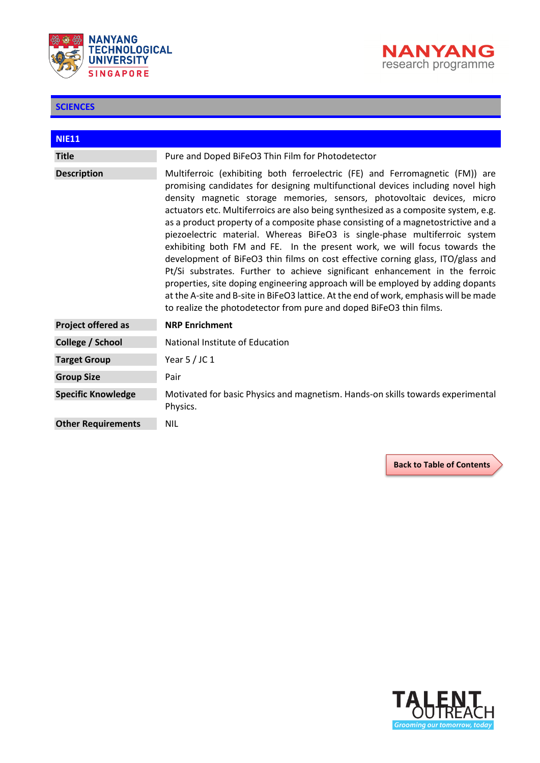## SCIENCES

### NIE11

| | |
|---|---|
| **Title** | Pure and Doped $BiFeO_3$ Thin Film for Photodetector |
| **Description** | Multiferroic (exhibiting both ferroelectric (FE) and Ferromagnetic (FM)) are promising candidates for designing multifunctional devices including novel high density magnetic storage memories, sensors, photovoltaic devices, micro actuators etc. Multiferroics are also being synthesized as a composite system, e.g. as a product property of a composite phase consisting of a magnetostrictive and a piezoelectric material. Whereas $BiFeO_3$ is single-phase multiferroic system exhibiting both FM and FE. In the present work, we will focus towards the development of $BiFeO_3$ thin films on cost effective corning glass, ITO/glass and Pt/Si substrates. Further to achieve significant enhancement in the ferroic properties, site doping engineering approach will be employed by adding dopants at the A-site and B-site in $BiFeO_3$ lattice. At the end of work, emphasis will be made to realize the photodetector from pure and doped $BiFeO_3$ thin films. |
| **Project offered as** | **NRP Enrichment** |
| **College / School** | National Institute of Education |
| **Target Group** | Year 5 / JC 1 |
| **Group Size** | Pair |
| **Specific Knowledge** | Motivated for basic Physics and magnetism. Hands-on skills towards experimental Physics. |
| **Other Requirements** | NIL |

Back to Table of Contents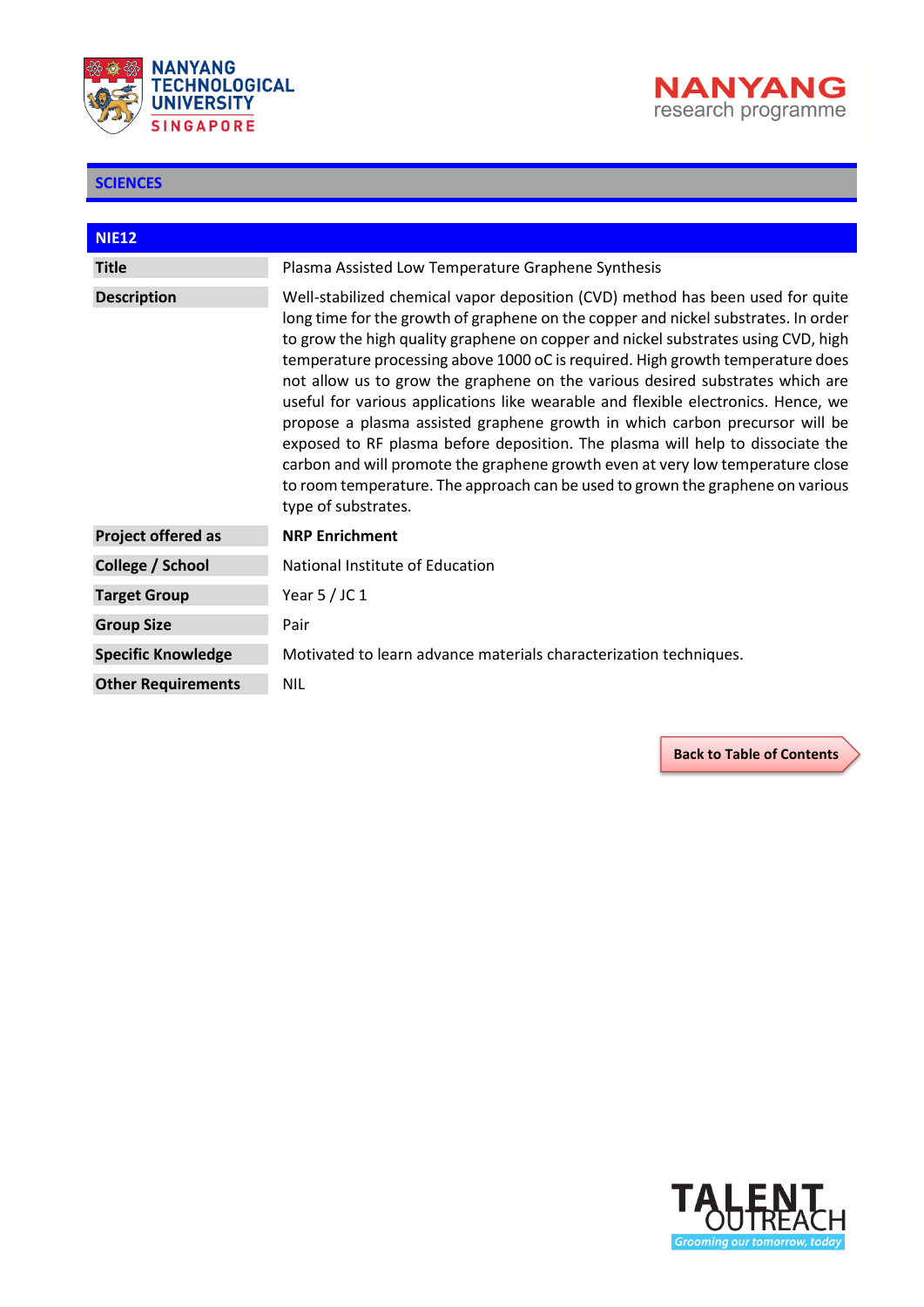## SCIENCES

### NIE12

| | |
|---|---|
| **Title** | Plasma Assisted Low Temperature Graphene Synthesis |
| **Description** | Well-stabilized chemical vapor deposition (CVD) method has been used for quite long time for the growth of graphene on the copper and nickel substrates. In order to grow the high quality graphene on copper and nickel substrates using CVD, high temperature processing above 1000 oC is required. High growth temperature does not allow us to grow the graphene on the various desired substrates which are useful for various applications like wearable and flexible electronics. Hence, we propose a plasma assisted graphene growth in which carbon precursor will be exposed to RF plasma before deposition. The plasma will help to dissociate the carbon and will promote the graphene growth even at very low temperature close to room temperature. The approach can be used to grown the graphene on various type of substrates. |
| **Project offered as** | **NRP Enrichment** |
| **College / School** | National Institute of Education |
| **Target Group** | Year 5 / JC 1 |
| **Group Size** | Pair |
| **Specific Knowledge** | Motivated to learn advance materials characterization techniques. |
| **Other Requirements** | NIL |

Back to Table of Contents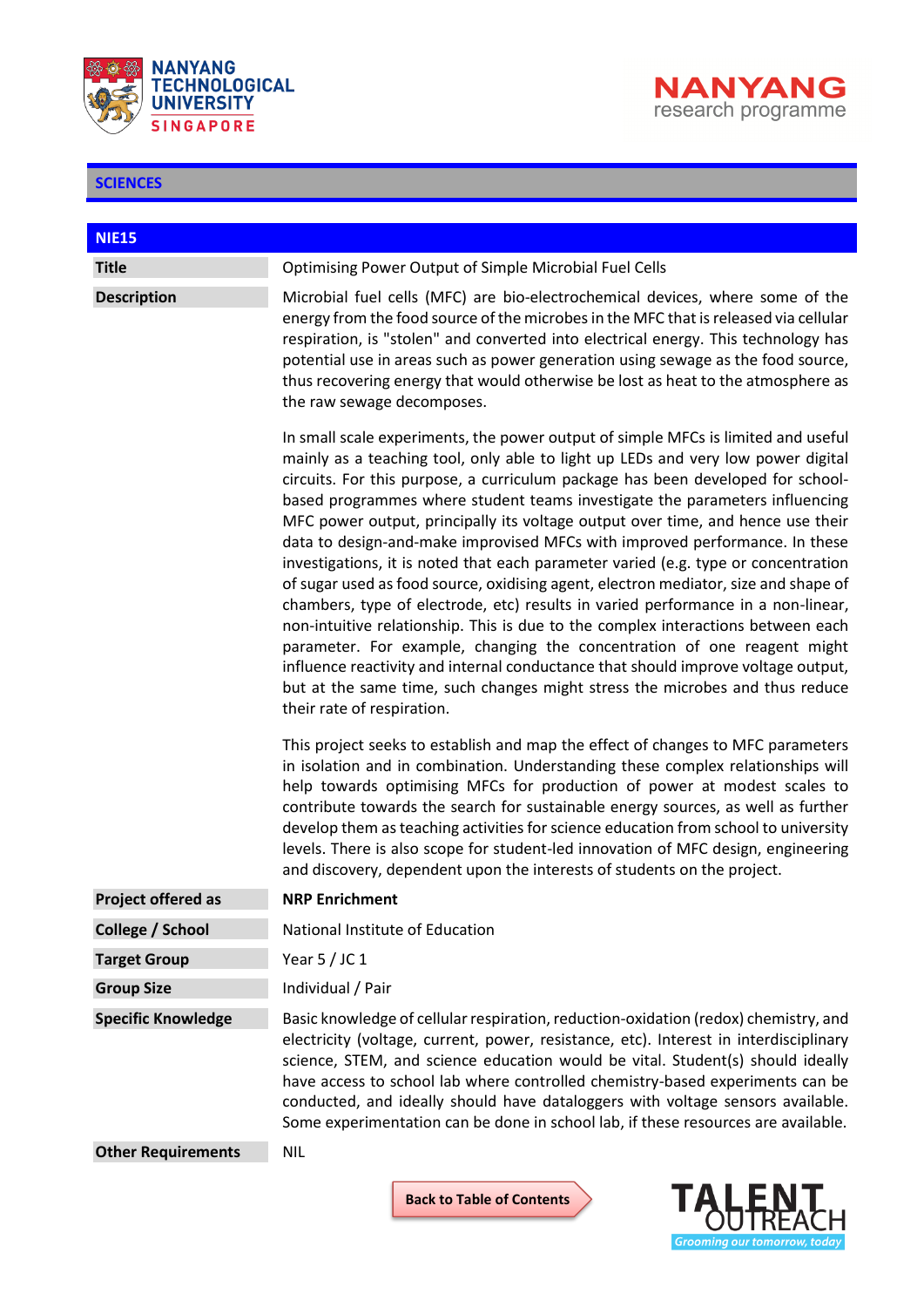## SCIENCES

| NIE15 | |
|---|---|
| **Title** | Optimising Power Output of Simple Microbial Fuel Cells |
| **Description** | Microbial fuel cells (MFC) are bio-electrochemical devices, where some of the energy from the food source of the microbes in the MFC that is released via cellular respiration, is "stolen" and converted into electrical energy. This technology has potential use in areas such as power generation using sewage as the food source, thus recovering energy that would otherwise be lost as heat to the atmosphere as the raw sewage decomposes.<br><br>In small scale experiments, the power output of simple MFCs is limited and useful mainly as a teaching tool, only able to light up LEDs and very low power digital circuits. For this purpose, a curriculum package has been developed for school-based programmes where student teams investigate the parameters influencing MFC power output, principally its voltage output over time, and hence use their data to design-and-make improved MFCs with improved performance. In these investigations, it is noted that each parameter varied (e.g. type or concentration of sugar used as food source, oxidising agent, electron mediator, size and shape of chambers, type of electrode, etc) results in varied performance in a non-linear, non-intuitive relationship. This is due to the complex interactions between each parameter. For example, changing the concentration of one reagent might influence reactivity and internal conductance that should improve voltage output, but at the same time, such changes might stress the microbes and thus reduce their rate of respiration.<br><br>This project seeks to establish and map the effect of changes to MFC parameters in isolation and in combination. Understanding these complex relationships will help towards optimising MFCs for production of power at modest scales to contribute towards the search for sustainable energy sources, as well as further develop them as teaching activities for science education from school to university levels. There is also scope for student-led innovation of MFC design, engineering and discovery, dependent upon the interests of students on the project. |
| **Project offered as** | **NRP Enrichment** |
| **College / School** | National Institute of Education |
| **Target Group** | Year 5 / JC 1 |
| **Group Size** | Individual / Pair |
| **Specific Knowledge** | Basic knowledge of cellular respiration, reduction-oxidation (redox) chemistry, and electricity (voltage, current, power, resistance, etc). Interest in interdisciplinary science, STEM, and science education would be vital. Student(s) should ideally have access to school lab where controlled chemistry-based experiments can be conducted, and ideally should have dataloggers with voltage sensors available. Some experimentation can be done in school lab, if these resources are available. |
| **Other Requirements** | NIL |

Back to Table of Contents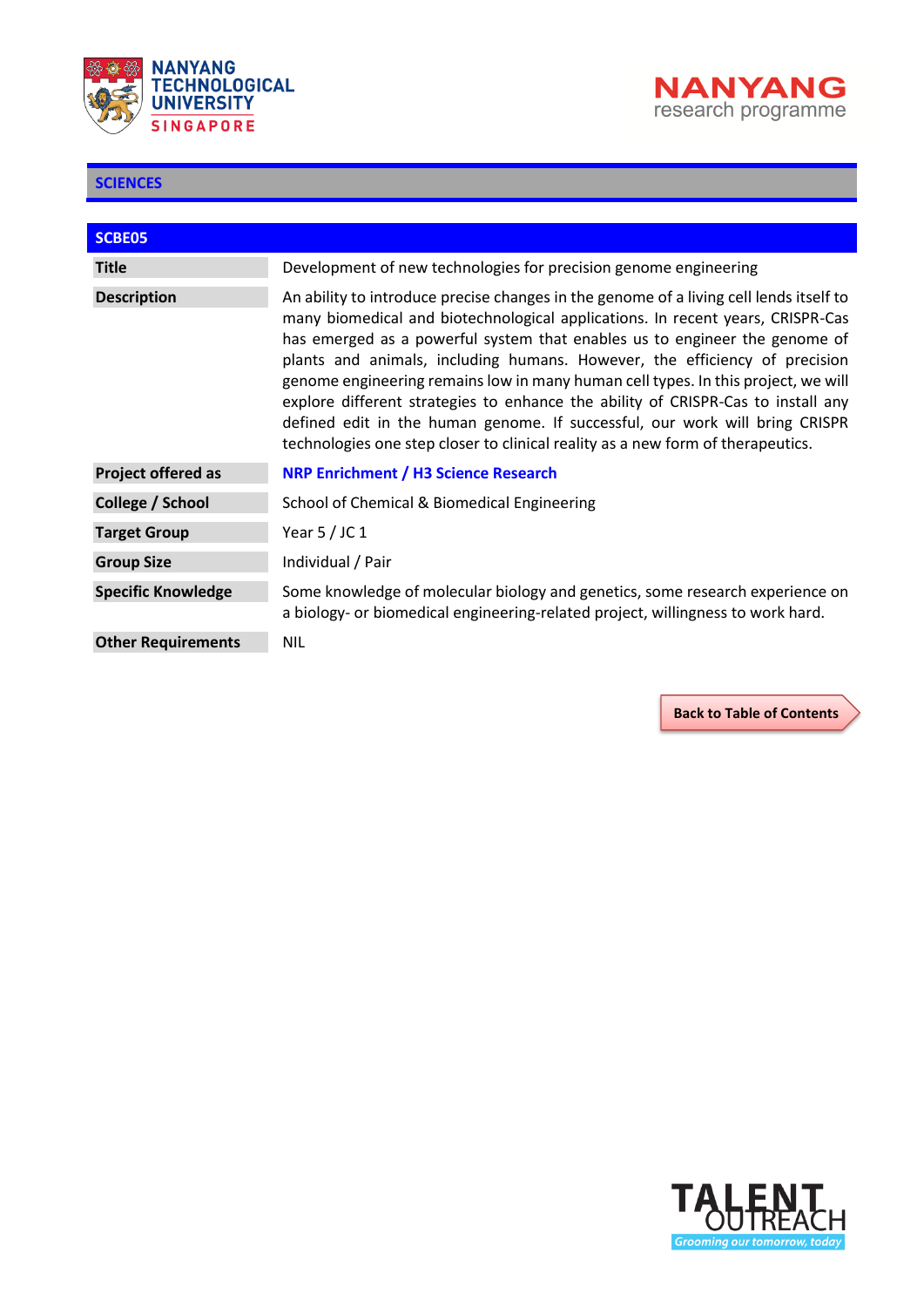## SCIENCES

### SCBE05

| | |
|---|---|
| **Title** | Development of new technologies for precision genome engineering |
| **Description** | An ability to introduce precise changes in the genome of a living cell lends itself to many biomedical and biotechnological applications. In recent years, CRISPR-Cas has emerged as a powerful system that enables us to engineer the genome of plants and animals, including humans. However, the efficiency of precision genome engineering remains low in many human cell types. In this project, we will explore different strategies to enhance the ability of CRISPR-Cas to install any defined edit in the human genome. If successful, our work will bring CRISPR technologies one step closer to clinical reality as a new form of therapeutics. |
| **Project offered as** | **NRP Enrichment / H3 Science Research** |
| **College / School** | School of Chemical & Biomedical Engineering |
| **Target Group** | Year 5 / JC 1 |
| **Group Size** | Individual / Pair |
| **Specific Knowledge** | Some knowledge of molecular biology and genetics, some research experience on a biology- or biomedical engineering-related project, willingness to work hard. |
| **Other Requirements** | NIL |

Back to Table of Contents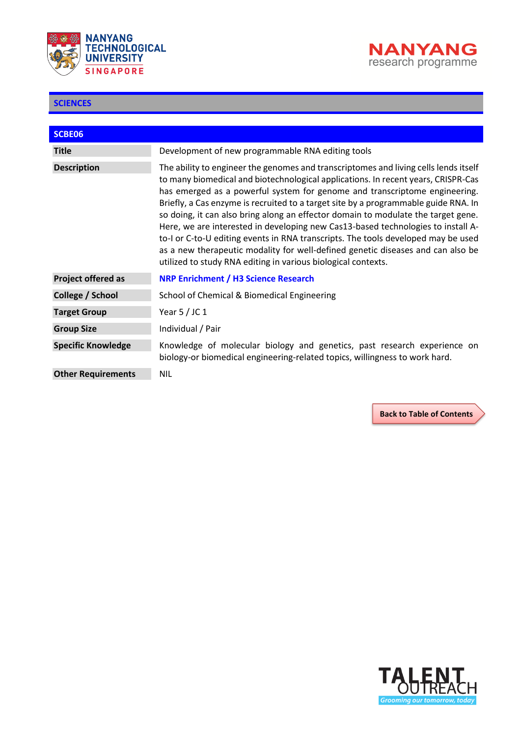## SCIENCES

### SCBE06

| | |
|---|---|
| **Title** | Development of new programmable RNA editing tools |
| **Description** | The ability to engineer the genomes and transcriptomes and living cells lends itself to many biomedical and biotechnological applications. In recent years, CRISPR-Cas has emerged as a powerful system for genome and transcriptome engineering. Briefly, a Cas enzyme is recruited to a target site by a programmable guide RNA. In so doing, it can also bring along an effector domain to modulate the target gene. Here, we are interested in developing new Cas13-based technologies to install A-to-I or C-to-U editing events in RNA transcripts. The tools developed may be used as a new therapeutic modality for well-defined genetic diseases and can also be utilized to study RNA editing in various biological contexts. |
| **Project offered as** | **NRP Enrichment / H3 Science Research** |
| **College / School** | School of Chemical & Biomedical Engineering |
| **Target Group** | Year 5 / JC 1 |
| **Group Size** | Individual / Pair |
| **Specific Knowledge** | Knowledge of molecular biology and genetics, past research experience on biology-or biomedical engineering-related topics, willingness to work hard. |
| **Other Requirements** | NIL |

Back to Table of Contents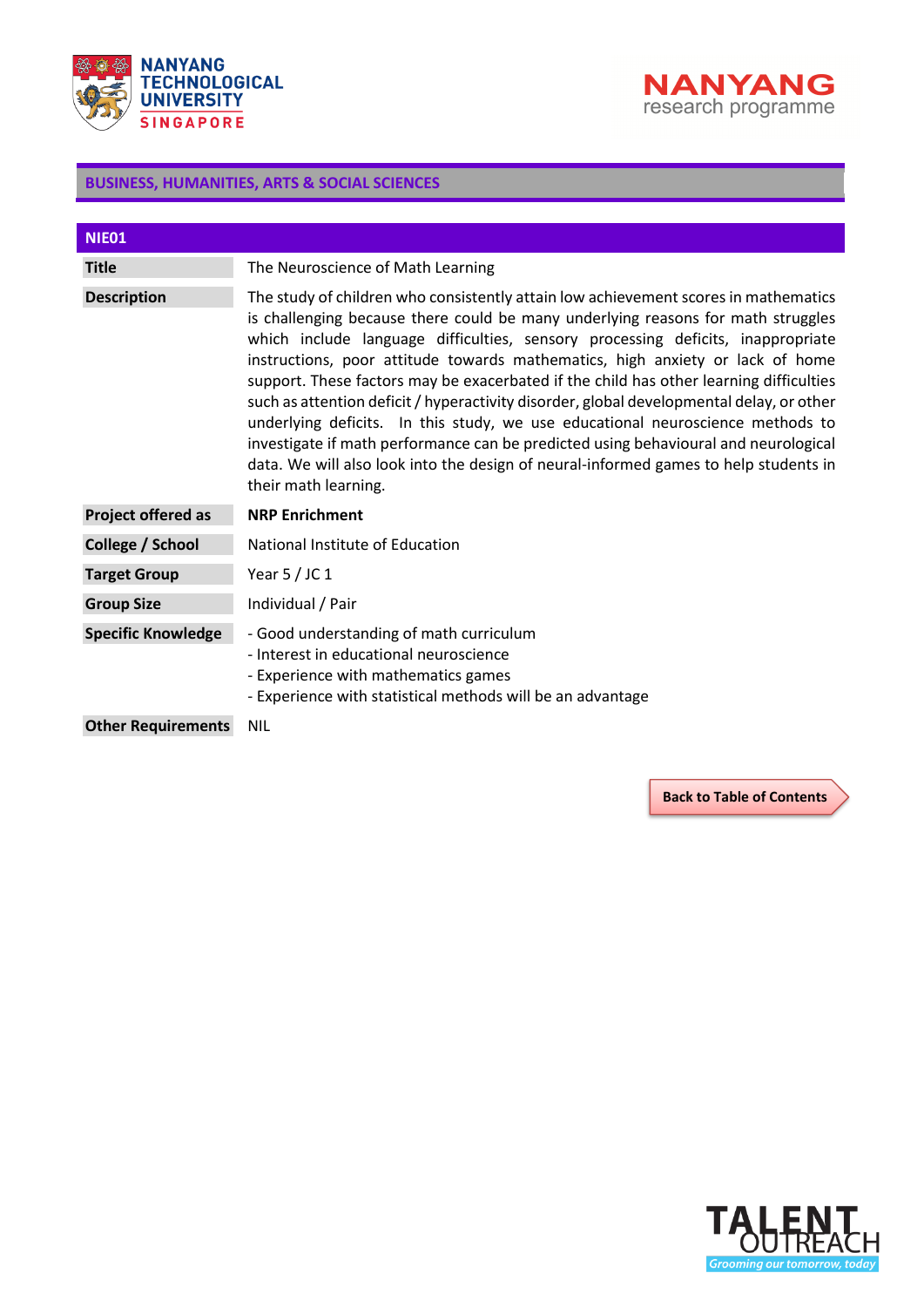## BUSINESS, HUMANITIES, ARTS & SOCIAL SCIENCES

| NIE01 | |
|---|---|
| **Title** | The Neuroscience of Math Learning |
| **Description** | The study of children who consistently attain low achievement scores in mathematics is challenging because there could be many underlying reasons for math struggles which include language difficulties, sensory processing deficits, inappropriate instructions, poor attitude towards mathematics, high anxiety or lack of home support. These factors may be exacerbated if the child has other learning difficulties such as attention deficit / hyperactivity disorder, global developmental delay, or other underlying deficits. In this study, we use educational neuroscience methods to investigate if math performance can be predicted using behavioural and neurological data. We will also look into the design of neural-informed games to help students in their math learning. |
| **Project offered as** | **NRP Enrichment** |
| **College / School** | National Institute of Education |
| **Target Group** | Year 5 / JC 1 |
| **Group Size** | Individual / Pair |
| **Specific Knowledge** | - Good understanding of math curriculum<br>- Interest in educational neuroscience<br>- Experience with mathematics games<br>- Experience with statistical methods will be an advantage |
| **Other Requirements** | NIL |

Back to Table of Contents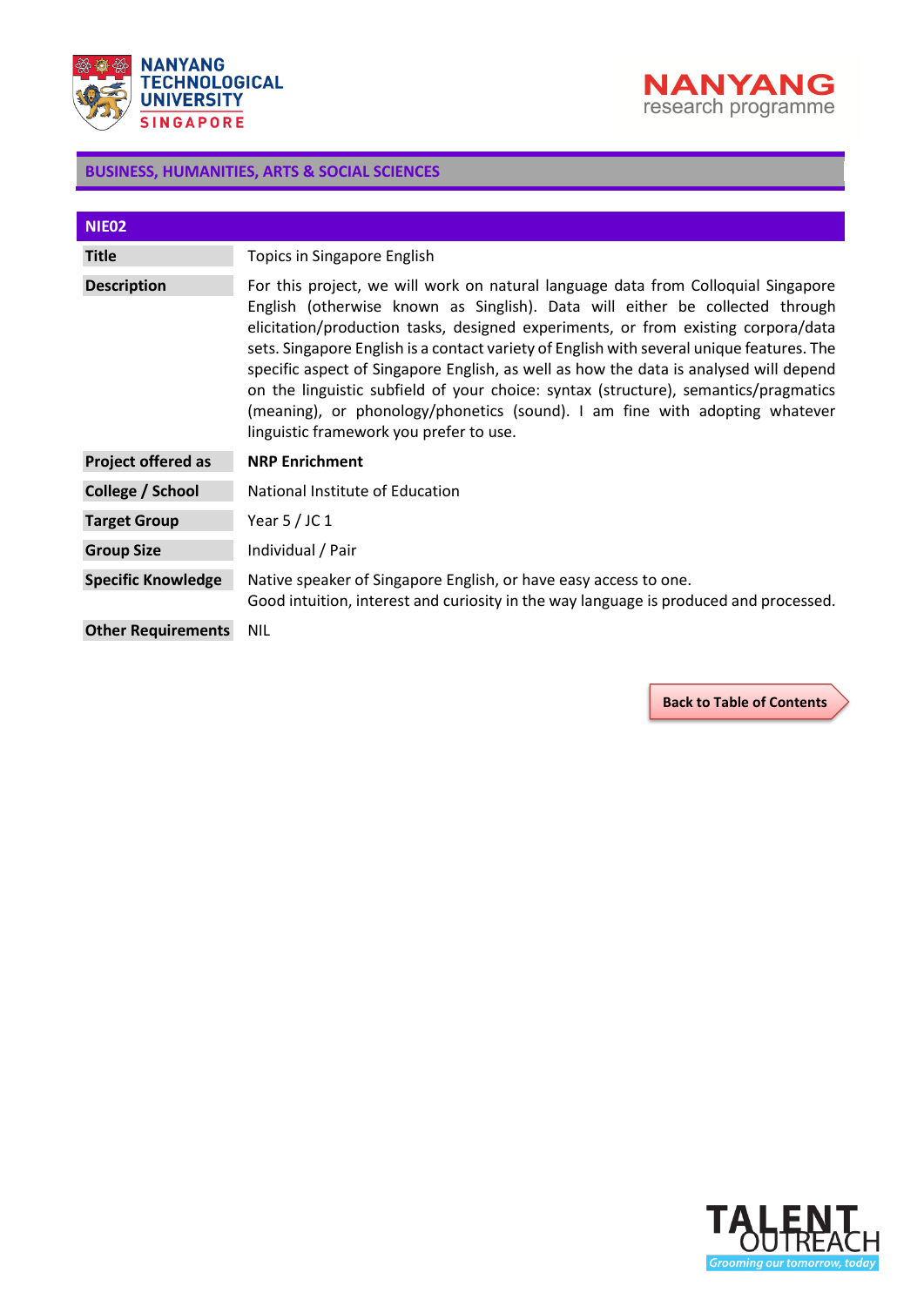## BUSINESS, HUMANITIES, ARTS & SOCIAL SCIENCES

| NIE02 | |
|---|---|
| **Title** | Topics in Singapore English |
| **Description** | For this project, we will work on natural language data from Colloquial Singapore English (otherwise known as Singlish). Data will either be collected through elicitation/production tasks, designed experiments, or from existing corpora/data sets. Singapore English is a contact variety of English with several unique features. The specific aspect of Singapore English, as well as how the data is analysed will depend on the linguistic subfield of your choice: syntax (structure), semantics/pragmatics (meaning), or phonology/phonetics (sound). I am fine with adopting whatever linguistic framework you prefer to use. |
| **Project offered as** | **NRP Enrichment** |
| **College / School** | National Institute of Education |
| **Target Group** | Year 5 / JC 1 |
| **Group Size** | Individual / Pair |
| **Specific Knowledge** | Native speaker of Singapore English, or have easy access to one.<br>Good intuition, interest and curiosity in the way language is produced and processed. |
| **Other Requirements** | NIL |

**Back to Table of Contents**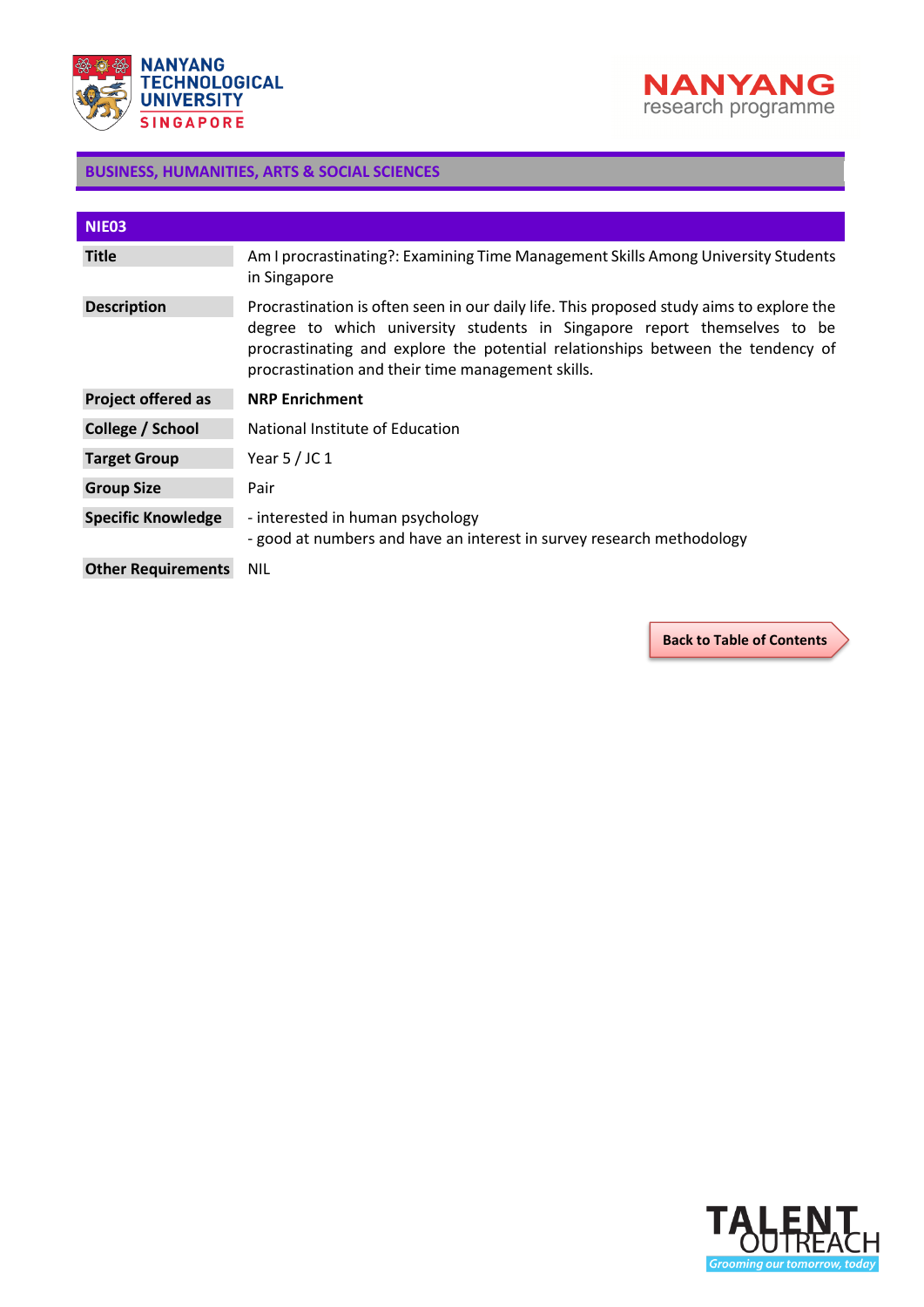## BUSINESS, HUMANITIES, ARTS & SOCIAL SCIENCES

| NIE03 | |
|---|---|
| **Title** | Am I procrastinating?: Examining Time Management Skills Among University Students in Singapore |
| **Description** | Procrastination is often seen in our daily life. This proposed study aims to explore the degree to which university students in Singapore report themselves to be procrastinating and explore the potential relationships between the tendency of procrastination and their time management skills. |
| **Project offered as** | **NRP Enrichment** |
| **College / School** | National Institute of Education |
| **Target Group** | Year 5 / JC 1 |
| **Group Size** | Pair |
| **Specific Knowledge** | - interested in human psychology<br>- good at numbers and have an interest in survey research methodology |
| **Other Requirements** | NIL |

Back to Table of Contents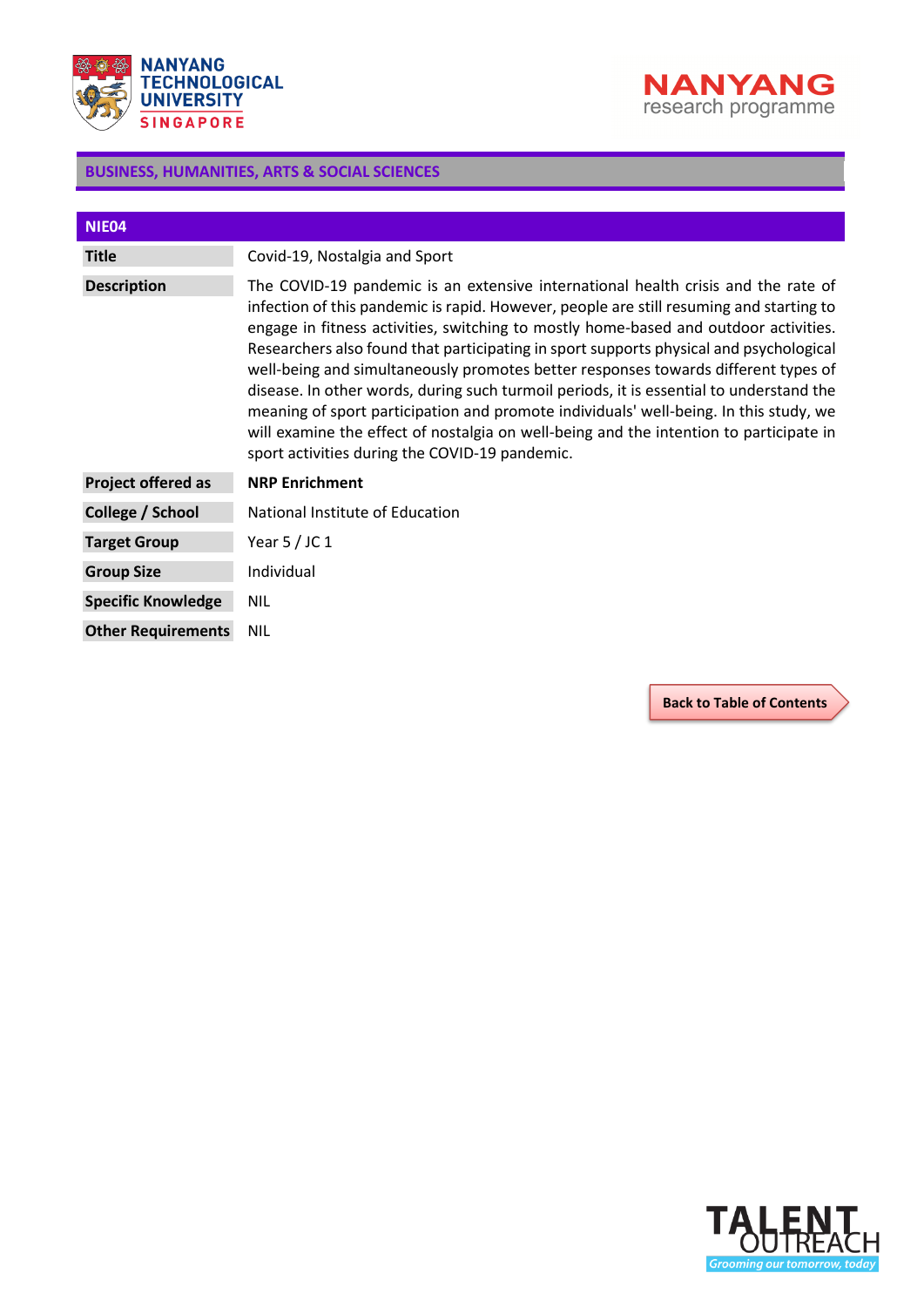## BUSINESS, HUMANITIES, ARTS & SOCIAL SCIENCES

| NIE04 | |
|---|---|
| **Title** | Covid-19, Nostalgia and Sport |
| **Description** | The COVID-19 pandemic is an extensive international health crisis and the rate of infection of this pandemic is rapid. However, people are still resuming and starting to engage in fitness activities, switching to mostly home-based and outdoor activities. Researchers also found that participating in sport supports physical and psychological well-being and simultaneously promotes better responses towards different types of disease. In other words, during such turmoil periods, it is essential to understand the meaning of sport participation and promote individuals' well-being. In this study, we will examine the effect of nostalgia on well-being and the intention to participate in sport activities during the COVID-19 pandemic. |
| **Project offered as** | **NRP Enrichment** |
| **College / School** | National Institute of Education |
| **Target Group** | Year 5 / JC 1 |
| **Group Size** | Individual |
| **Specific Knowledge** | NIL |
| **Other Requirements** | NIL |

Back to Table of Contents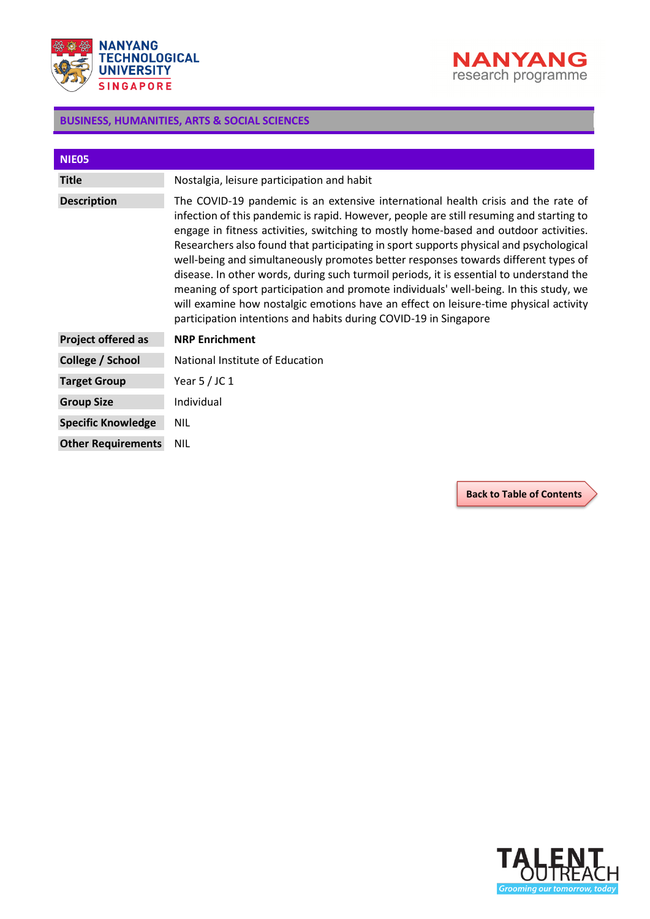## BUSINESS, HUMANITIES, ARTS & SOCIAL SCIENCES

| NIE05 | |
|---|---|
| **Title** | Nostalgia, leisure participation and habit |
| **Description** | The COVID-19 pandemic is an extensive international health crisis and the rate of infection of this pandemic is rapid. However, people are still resuming and starting to engage in fitness activities, switching to mostly home-based and outdoor activities. Researchers also found that participating in sport supports physical and psychological well-being and simultaneously promotes better responses towards different types of disease. In other words, during such turmoil periods, it is essential to understand the meaning of sport participation and promote individuals' well-being. In this study, we will examine how nostalgic emotions have an effect on leisure-time physical activity participation intentions and habits during COVID-19 in Singapore |
| **Project offered as** | **NRP Enrichment** |
| **College / School** | National Institute of Education |
| **Target Group** | Year 5 / JC 1 |
| **Group Size** | Individual |
| **Specific Knowledge** | NIL |
| **Other Requirements** | NIL |

Back to Table of Contents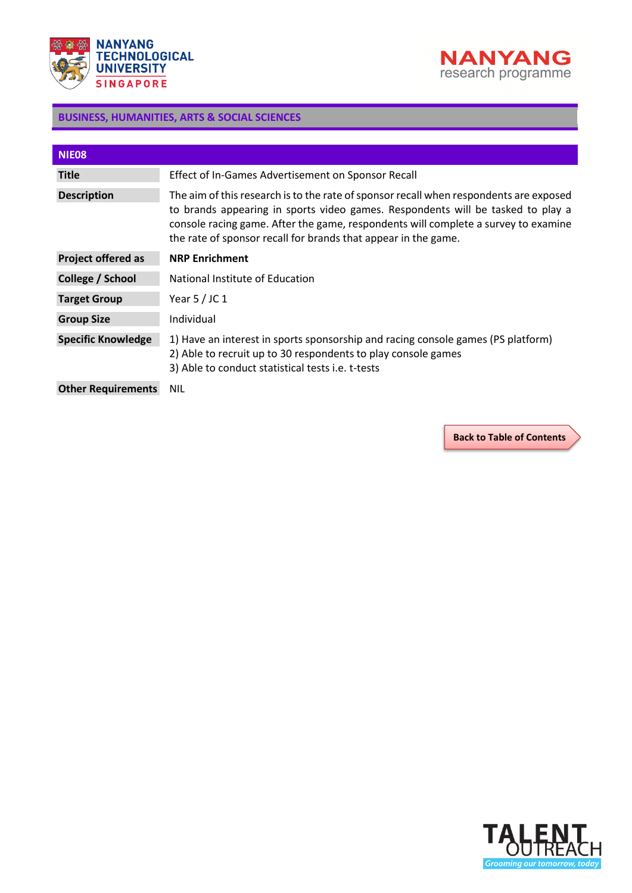## BUSINESS, HUMANITIES, ARTS & SOCIAL SCIENCES

| NIE08 | |
|---|---|
| **Title** | Effect of In-Games Advertisement on Sponsor Recall |
| **Description** | The aim of this research is to the rate of sponsor recall when respondents are exposed to brands appearing in sports video games. Respondents will be tasked to play a console racing game. After the game, respondents will complete a survey to examine the rate of sponsor recall for brands that appear in the game. |
| **Project offered as** | **NRP Enrichment** |
| **College / School** | National Institute of Education |
| **Target Group** | Year 5 / JC 1 |
| **Group Size** | Individual |
| **Specific Knowledge** | 1) Have an interest in sports sponsorship and racing console games (PS platform)<br>2) Able to recruit up to 30 respondents to play console games<br>3) Able to conduct statistical tests i.e. t-tests |
| **Other Requirements** | NIL |

Back to Table of Contents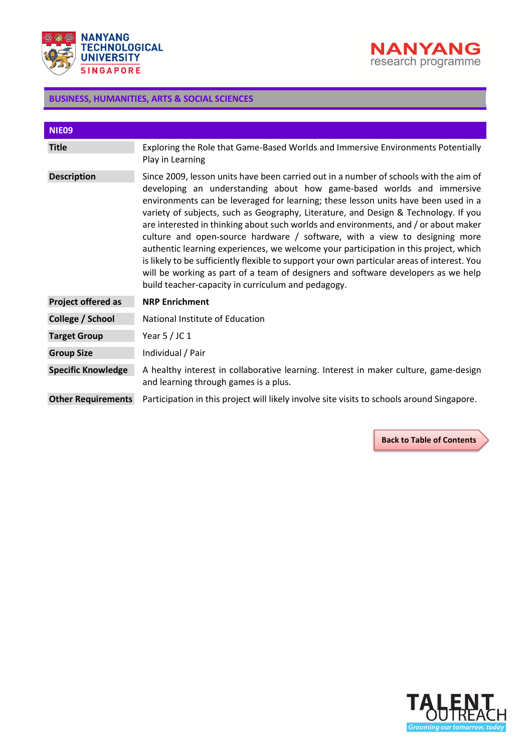## BUSINESS, HUMANITIES, ARTS & SOCIAL SCIENCES

| NIE09 | |
|---|---|
| **Title** | Exploring the Role that Game-Based Worlds and Immersive Environments Potentially Play in Learning |
| **Description** | Since 2009, lesson units have been carried out in a number of schools with the aim of developing an understanding about how game-based worlds and immersive environments can be leveraged for learning; these lesson units have been used in a variety of subjects, such as Geography, Literature, and Design & Technology. If you are interested in thinking about such worlds and environments, and / or about maker culture and open-source hardware / software, with a view to designing more authentic learning experiences, we welcome your participation in this project, which is likely to be sufficiently flexible to support your own particular areas of interest. You will be working as part of a team of designers and software developers as we help build teacher-capacity in curriculum and pedagogy. |
| **Project offered as** | **NRP Enrichment** |
| **College / School** | National Institute of Education |
| **Target Group** | Year 5 / JC 1 |
| **Group Size** | Individual / Pair |
| **Specific Knowledge** | A healthy interest in collaborative learning. Interest in maker culture, game-design and learning through games is a plus. |
| **Other Requirements** | Participation in this project will likely involve site visits to schools around Singapore. |

Back to Table of Contents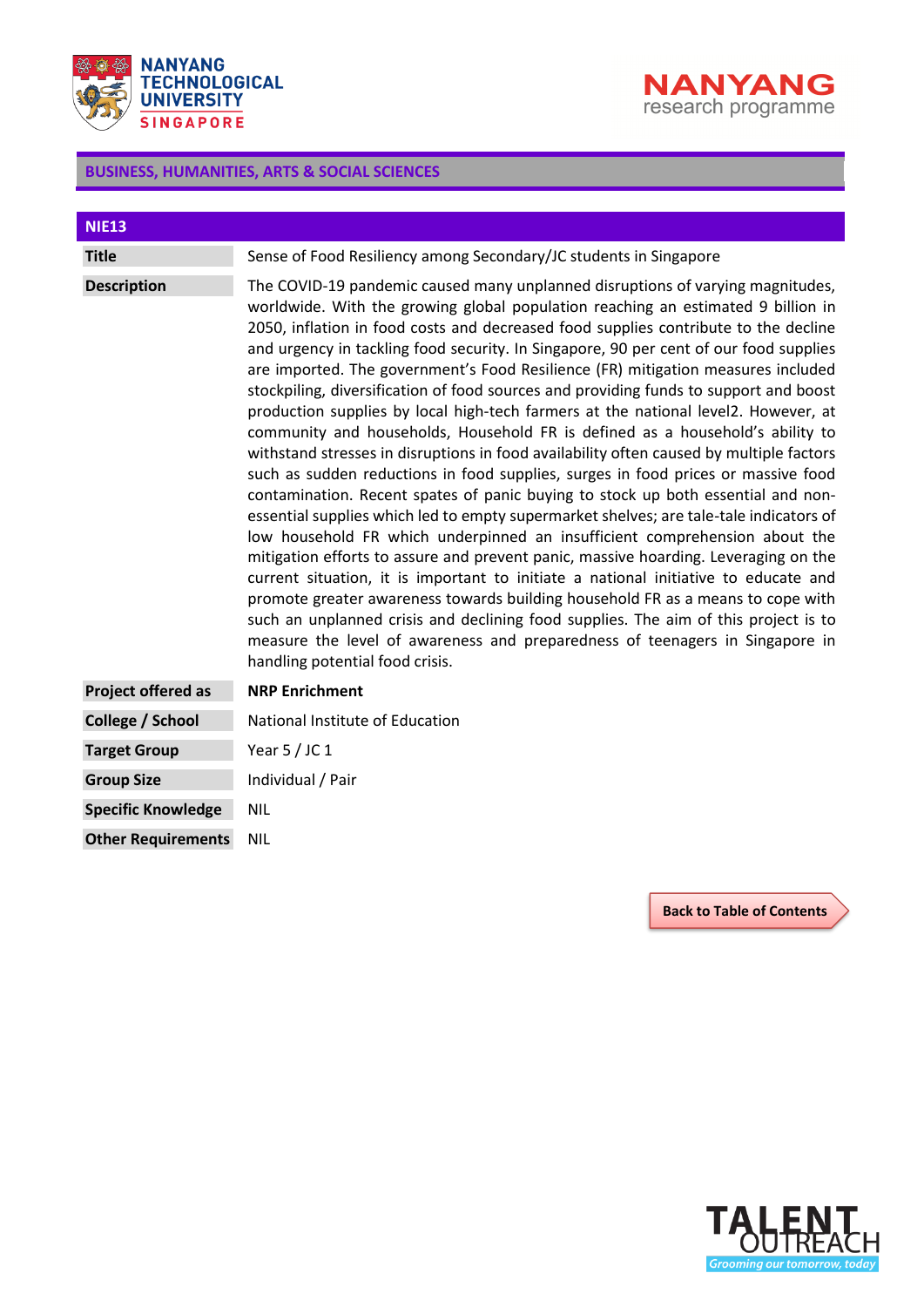## BUSINESS, HUMANITIES, ARTS & SOCIAL SCIENCES

### NIE13

| | |
|---|---|
| **Title** | Sense of Food Resiliency among Secondary/JC students in Singapore |
| **Description** | The COVID-19 pandemic caused many unplanned disruptions of varying magnitudes, worldwide. With the growing global population reaching an estimated 9 billion in 2050, inflation in food costs and decreased food supplies contribute to the decline and urgency in tackling food security. In Singapore, 90 per cent of our food supplies are imported. The government's Food Resilience (FR) mitigation measures included stockpiling, diversification of food sources and providing funds to support and boost production supplies by local high-tech farmers at the national level2. However, at community and households, Household FR is defined as a household's ability to withstand stresses in disruptions in food availability often caused by multiple factors such as sudden reductions in food supplies, surges in food prices or massive food contamination. Recent spates of panic buying to stock up both essential and non-essential supplies which led to empty supermarket shelves; are tale-tale indicators of low household FR which underpinned an insufficient comprehension about the mitigation efforts to assure and prevent panic, massive hoarding. Leveraging on the current situation, it is important to initiate a national initiative to educate and promote greater awareness towards building household FR as a means to cope with such an unplanned crisis and declining food supplies. The aim of this project is to measure the level of awareness and preparedness of teenagers in Singapore in handling potential food crisis. |
| **Project offered as** | **NRP Enrichment** |
| **College / School** | National Institute of Education |
| **Target Group** | Year 5 / JC 1 |
| **Group Size** | Individual / Pair |
| **Specific Knowledge** | NIL |
| **Other Requirements** | NIL |

Back to Table of Contents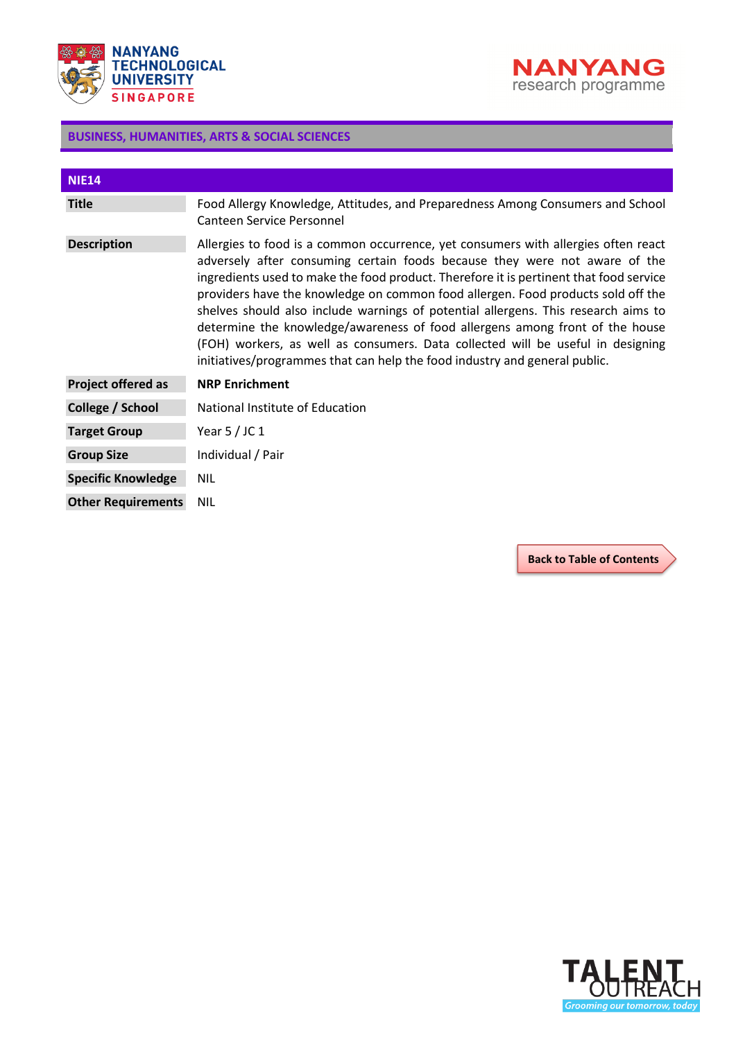## BUSINESS, HUMANITIES, ARTS & SOCIAL SCIENCES

| NIE14 | |
|---|---|
| **Title** | Food Allergy Knowledge, Attitudes, and Preparedness Among Consumers and School Canteen Service Personnel |
| **Description** | Allergies to food is a common occurrence, yet consumers with allergies often react adversely after consuming certain foods because they were not aware of the ingredients used to make the food product. Therefore it is pertinent that food service providers have the knowledge on common food allergen. Food products sold off the shelves should also include warnings of potential allergens. This research aims to determine the knowledge/awareness of food allergens among front of the house (FOH) workers, as well as consumers. Data collected will be useful in designing initiatives/programmes that can help the food industry and general public. |
| **Project offered as** | **NRP Enrichment** |
| **College / School** | National Institute of Education |
| **Target Group** | Year 5 / JC 1 |
| **Group Size** | Individual / Pair |
| **Specific Knowledge** | NIL |
| **Other Requirements** | NIL |

Back to Table of Contents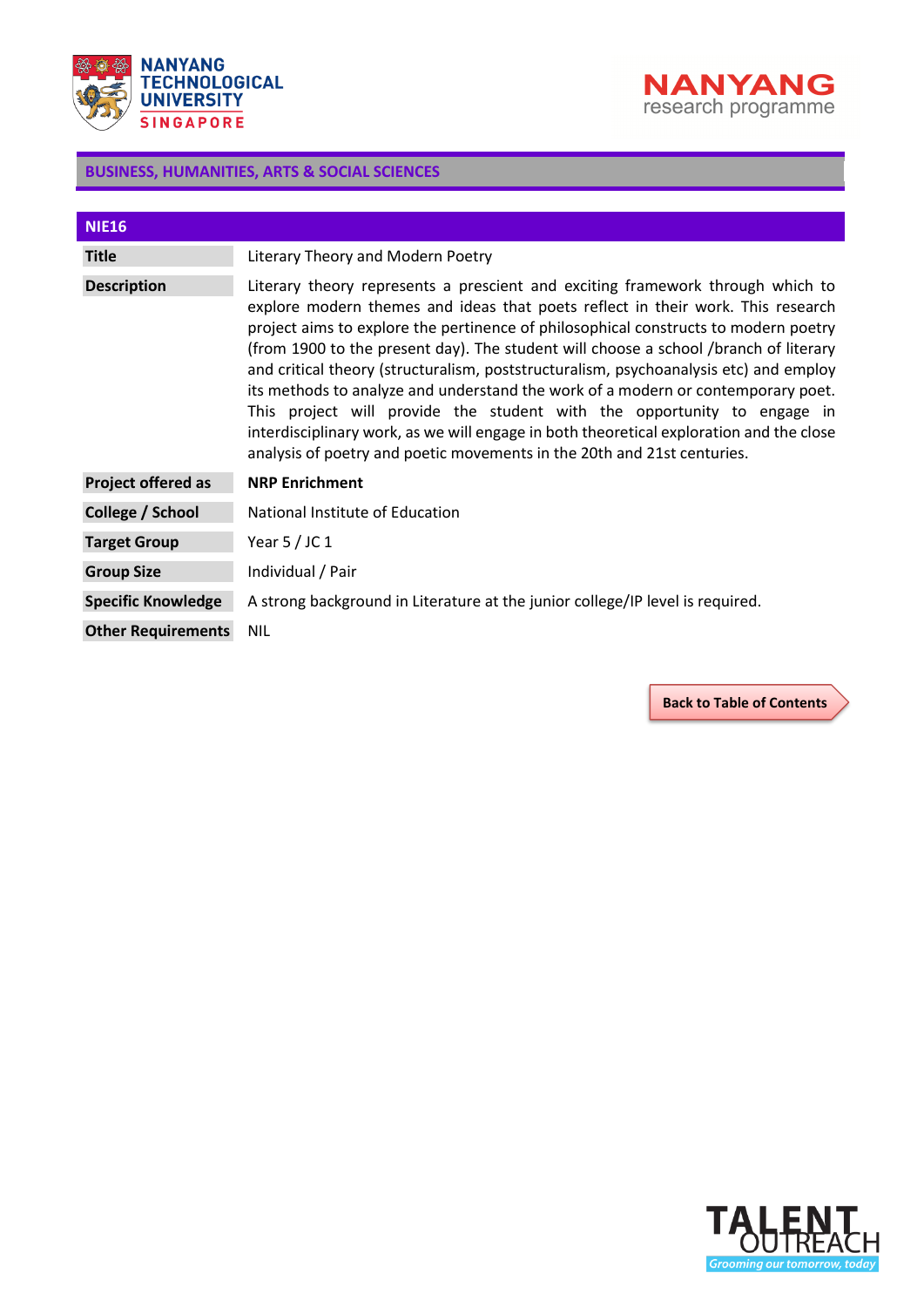## BUSINESS, HUMANITIES, ARTS & SOCIAL SCIENCES

| NIE16 | |
|---|---|
| **Title** | Literary Theory and Modern Poetry |
| **Description** | Literary theory represents a prescient and exciting framework through which to explore modern themes and ideas that poets reflect in their work. This research project aims to explore the pertinence of philosophical constructs to modern poetry (from 1900 to the present day). The student will choose a school /branch of literary and critical theory (structuralism, poststructuralism, psychoanalysis etc) and employ its methods to analyze and understand the work of a modern or contemporary poet. This project will provide the student with the opportunity to engage in interdisciplinary work, as we will engage in both theoretical exploration and the close analysis of poetry and poetic movements in the 20th and 21st centuries. |
| **Project offered as** | **NRP Enrichment** |
| **College / School** | National Institute of Education |
| **Target Group** | Year 5 / JC 1 |
| **Group Size** | Individual / Pair |
| **Specific Knowledge** | A strong background in Literature at the junior college/IP level is required. |
| **Other Requirements** | NIL |

Back to Table of Contents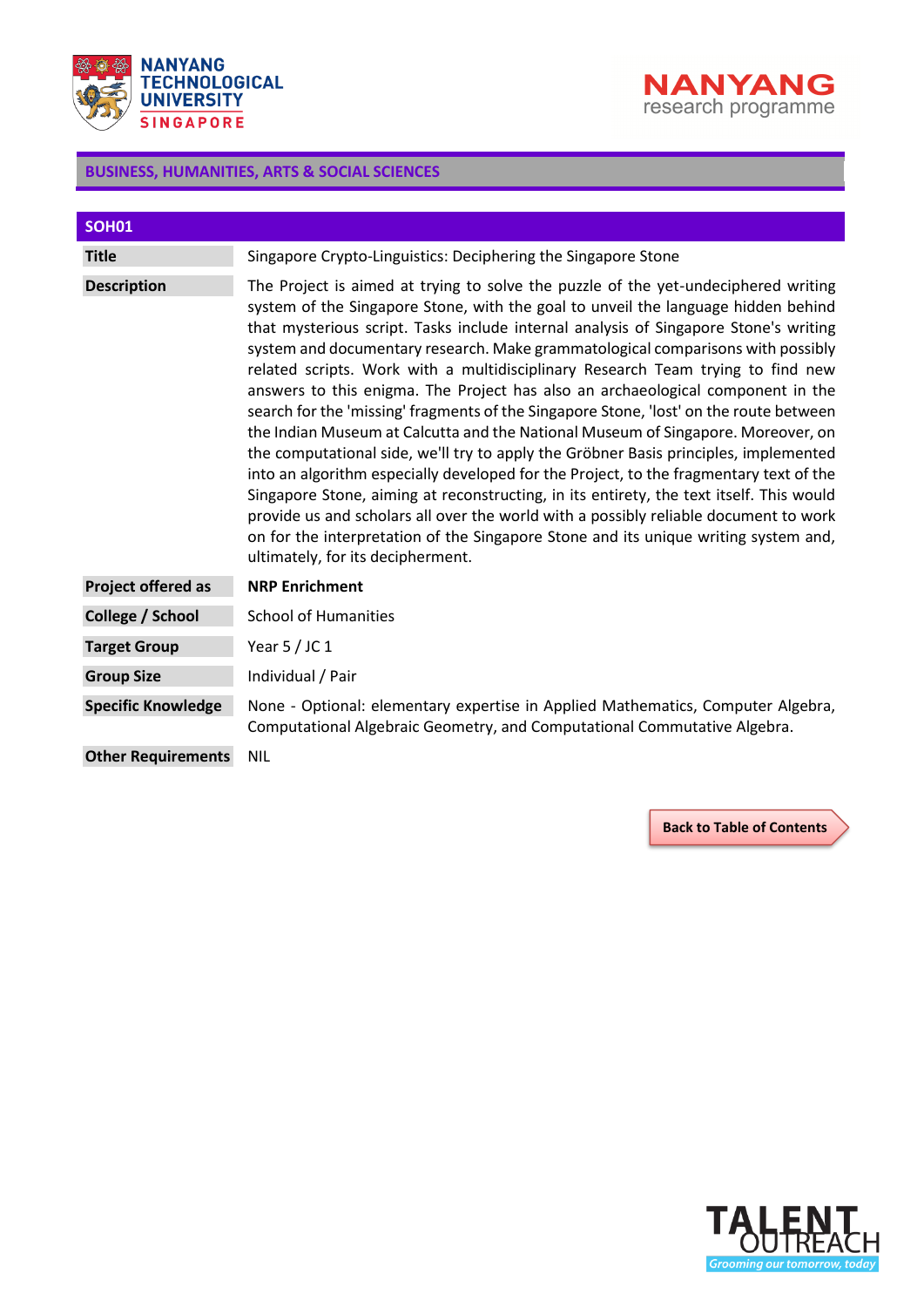## BUSINESS, HUMANITIES, ARTS & SOCIAL SCIENCES

### SOH01

| | |
|---|---|
| **Title** | Singapore Crypto-Linguistics: Deciphering the Singapore Stone |
| **Description** | The Project is aimed at trying to solve the puzzle of the yet-undeciphered writing system of the Singapore Stone, with the goal to unveil the language hidden behind that mysterious script. Tasks include internal analysis of Singapore Stone's writing system and documentary research. Make grammatological comparisons with possibly related scripts. Work with a multidisciplinary Research Team trying to find new answers to this enigma. The Project has also an archaeological component in the search for the 'missing' fragments of the Singapore Stone, 'lost' on the route between the Indian Museum at Calcutta and the National Museum of Singapore. Moreover, on the computational side, we'll try to apply the Gröbner Basis principles, implemented into an algorithm especially developed for the Project, to the fragmentary text of the Singapore Stone, aiming at reconstructing, in its entirety, the text itself. This would provide us and scholars all over the world with a possibly reliable document to work on for the interpretation of the Singapore Stone and its unique writing system and, ultimately, for its decipherment. |
| **Project offered as** | **NRP Enrichment** |
| **College / School** | School of Humanities |
| **Target Group** | Year 5 / JC 1 |
| **Group Size** | Individual / Pair |
| **Specific Knowledge** | None - Optional: elementary expertise in Applied Mathematics, Computer Algebra, Computational Algebraic Geometry, and Computational Commutative Algebra. |
| **Other Requirements** | NIL |

Back to Table of Contents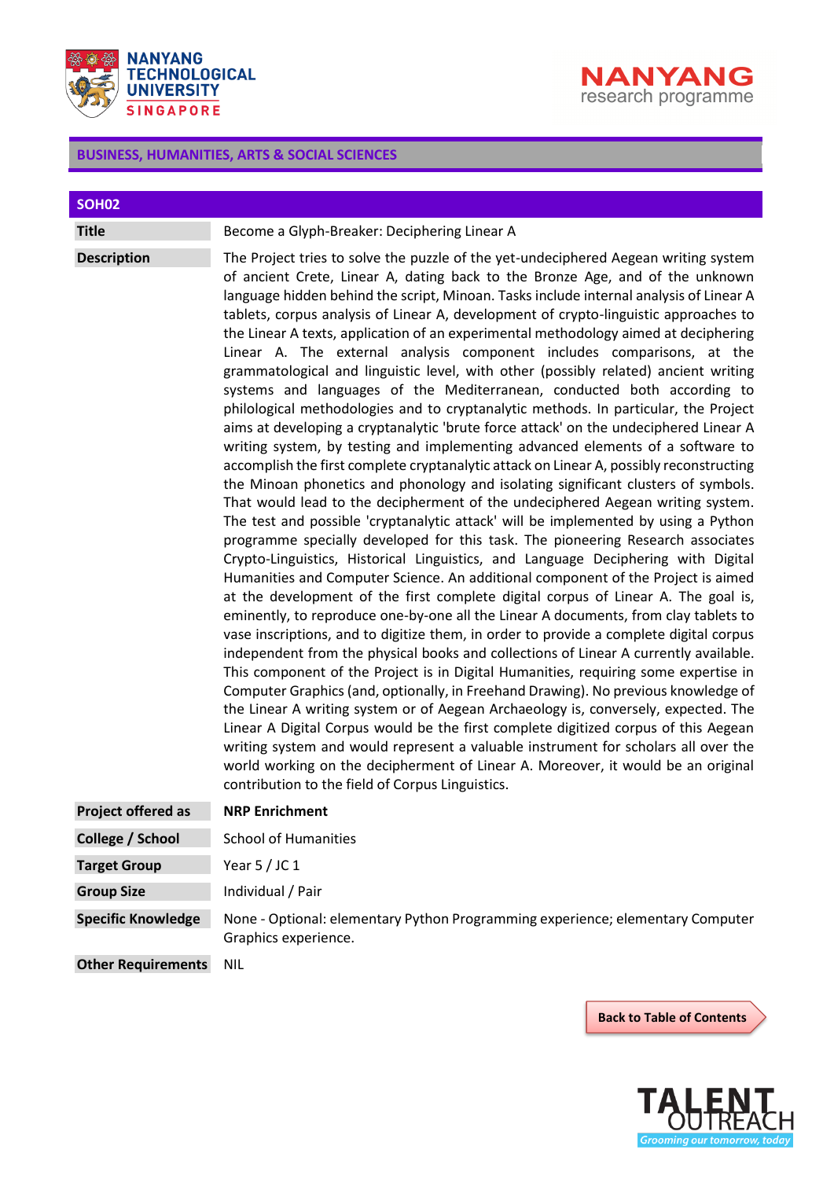## BUSINESS, HUMANITIES, ARTS & SOCIAL SCIENCES

| SOH02 | |
|---|---|
| **Title** | Become a Glyph-Breaker: Deciphering Linear A |
| **Description** | The Project tries to solve the puzzle of the yet-undeciphered Aegean writing system of ancient Crete, Linear A, dating back to the Bronze Age, and of the unknown language hidden behind the script, Minoan. Tasks include internal analysis of Linear A tablets, corpus analysis of Linear A, development of crypto-linguistic approaches to the Linear A texts, application of an experimental methodology aimed at deciphering Linear A. The external analysis component includes comparisons, at the grammatological and linguistic level, with other (possibly related) ancient writing systems and languages of the Mediterranean, conducted both according to philological methodologies and to cryptanalytic methods. In particular, the Project aims at developing a cryptanalytic 'brute force attack' on the undeciphered Linear A writing system, by testing and implementing advanced elements of a software to accomplish the first complete cryptanalytic attack on Linear A, possibly reconstructing the Minoan phonetics and phonology and isolating significant clusters of symbols. That would lead to the decipherment of the undeciphered Aegean writing system. The test and possible 'cryptanalytic attack' will be implemented by using a Python programme specially developed for this task. The pioneering Research associates Crypto-Linguistics, Historical Linguistics, and Language Deciphering with Digital Humanities and Computer Science. An additional component of the Project is aimed at the development of the first complete digital corpus of Linear A. The goal is, eminently, to reproduce one-by-one all the Linear A documents, from clay tablets to vase inscriptions, and to digitize them, in order to provide a complete digital corpus independent from the physical books and collections of Linear A currently available. This component of the Project is in Digital Humanities, requiring some expertise in Computer Graphics (and, optionally, in Freehand Drawing). No previous knowledge of the Linear A writing system or of Aegean Archaeology is, conversely, expected. The Linear A Digital Corpus would be the first complete digitized corpus of this Aegean writing system and would represent a valuable instrument for scholars all over the world working on the decipherment of Linear A. Moreover, it would be an original contribution to the field of Corpus Linguistics. |
| **Project offered as** | **NRP Enrichment** |
| **College / School** | School of Humanities |
| **Target Group** | Year 5 / JC 1 |
| **Group Size** | Individual / Pair |
| **Specific Knowledge** | None - Optional: elementary Python Programming experience; elementary Computer Graphics experience. |
| **Other Requirements** | NIL |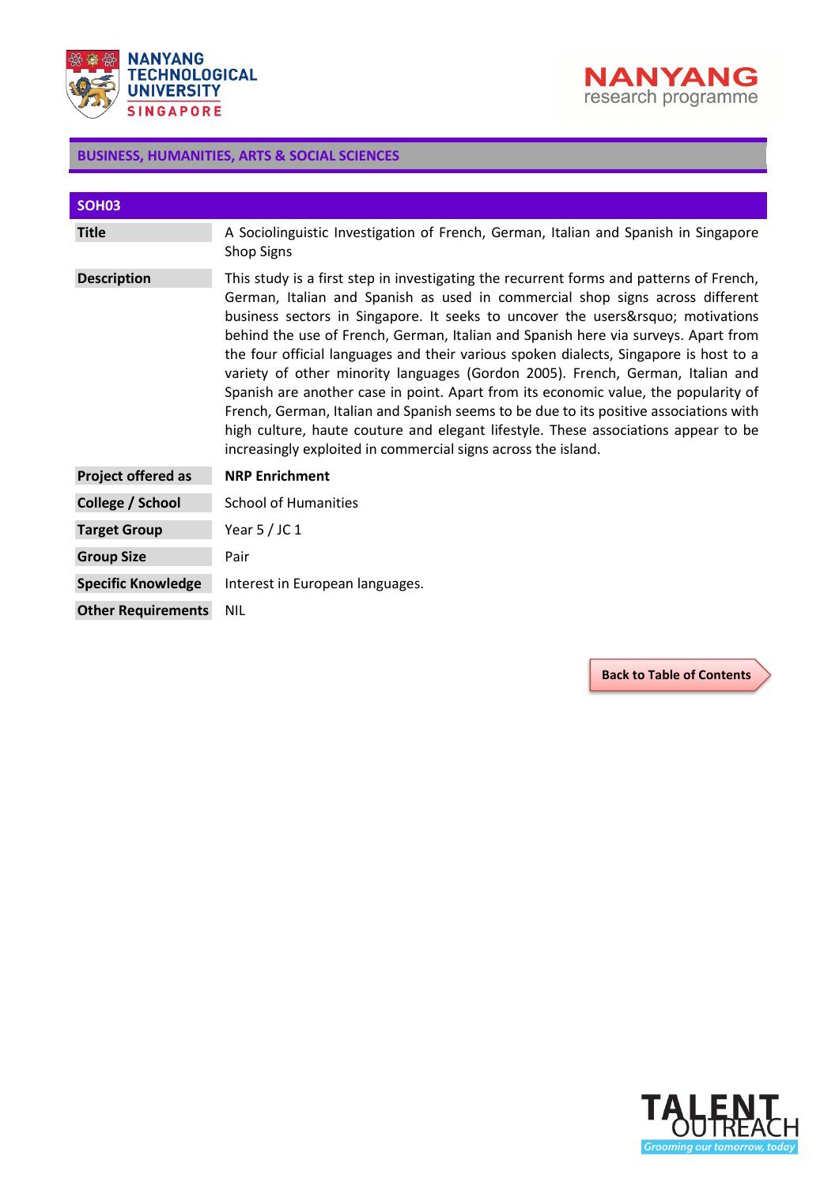## BUSINESS, HUMANITIES, ARTS & SOCIAL SCIENCES

| SOH03 | |
|---|---|
| **Title** | A Sociolinguistic Investigation of French, German, Italian and Spanish in Singapore Shop Signs |
| **Description** | This study is a first step in investigating the recurrent forms and patterns of French, German, Italian and Spanish as used in commercial shop signs across different business sectors in Singapore. It seeks to uncover the users&rsquo; motivations behind the use of French, German, Italian and Spanish here via surveys. Apart from the four official languages and their various spoken dialects, Singapore is host to a variety of other minority languages (Gordon 2005). French, German, Italian and Spanish are another case in point. Apart from its economic value, the popularity of French, German, Italian and Spanish seems to be due to its positive associations with high culture, haute couture and elegant lifestyle. These associations appear to be increasingly exploited in commercial signs across the island. |
| **Project offered as** | **NRP Enrichment** |
| **College / School** | School of Humanities |
| **Target Group** | Year 5 / JC 1 |
| **Group Size** | Pair |
| **Specific Knowledge** | Interest in European languages. |
| **Other Requirements** | NIL |

Back to Table of Contents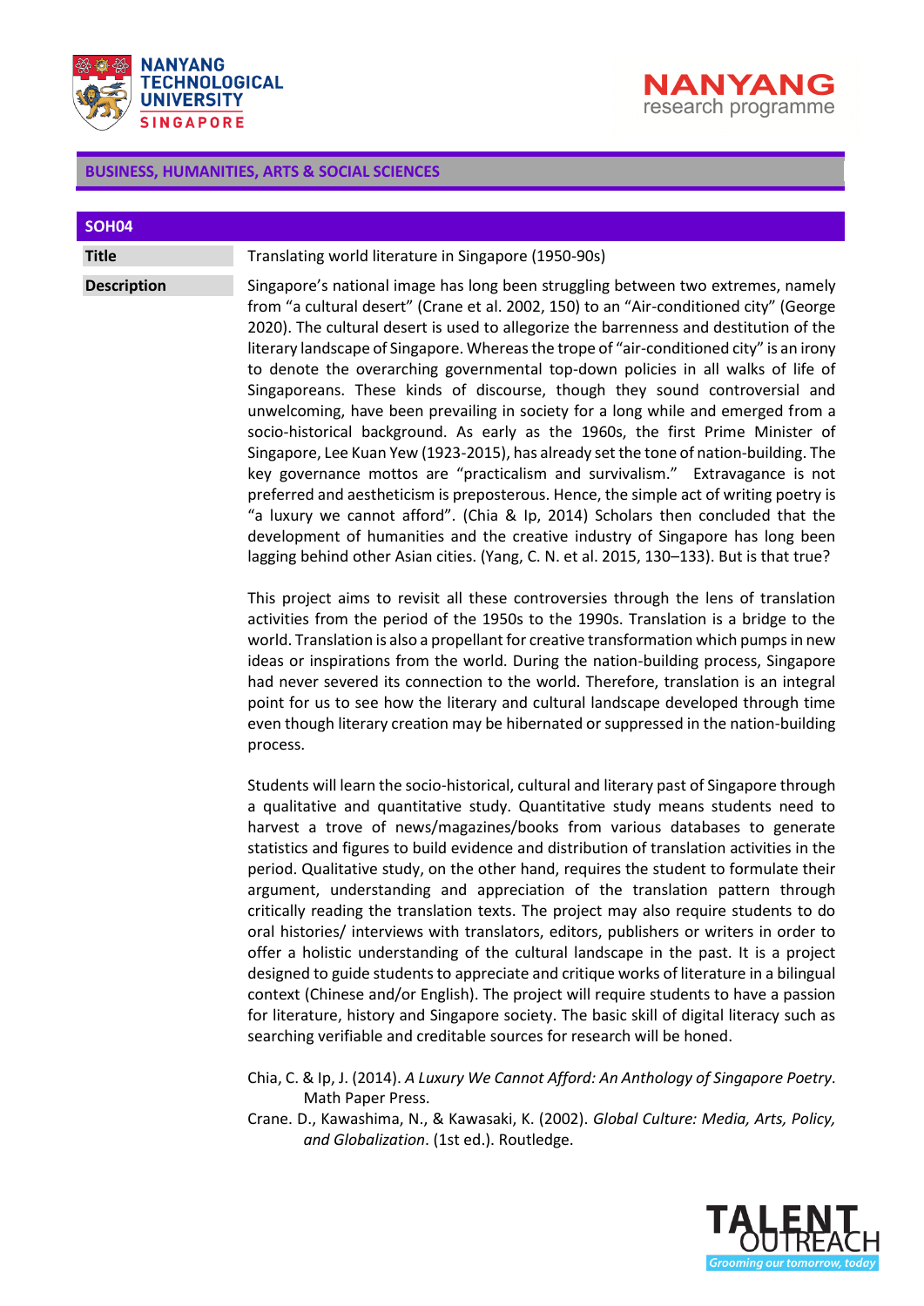**BUSINESS, HUMANITIES, ARTS & SOCIAL SCIENCES**

## SOH04

| | |
|---|---|
| **Title** | Translating world literature in Singapore (1950-90s) |

**Description**

Singapore's national image has long been struggling between two extremes, namely from "a cultural desert" (Crane et al. 2002, 150) to an "Air-conditioned city" (George 2020). The cultural desert is used to allegorize the barrenness and destitution of the literary landscape of Singapore. Whereas the trope of "air-conditioned city" is an irony to denote the overarching governmental top-down policies in all walks of life of Singaporeans. These kinds of discourse, though they sound controversial and unwelcoming, have been prevailing in society for a long while and emerged from a socio-historical background. As early as the 1960s, the first Prime Minister of Singapore, Lee Kuan Yew (1923-2015), has already set the tone of nation-building. The key governance mottos are "practicalism and survivalism." Extravagance is not preferred and aestheticism is preposterous. Hence, the simple act of writing poetry is "a luxury we cannot afford". (Chia & Ip, 2014) Scholars then concluded that the development of humanities and the creative industry of Singapore has long been lagging behind other Asian cities. (Yang, C. N. et al. 2015, 130–133). But is that true?

This project aims to revisit all these controversies through the lens of translation activities from the period of the 1950s to the 1990s. Translation is a bridge to the world. Translation is also a propellant for creative transformation which pumps in new ideas or inspirations from the world. During the nation-building process, Singapore had never severed its connection to the world. Therefore, translation is an integral point for us to see how the literary and cultural landscape developed through time even though literary creation may be hibernated or suppressed in the nation-building process.

Students will learn the socio-historical, cultural and literary past of Singapore through a qualitative and quantitative study. Quantitative study means students need to harvest a trove of news/magazines/books from various databases to generate statistics and figures to build evidence and distribution of translation activities in the period. Qualitative study, on the other hand, requires the student to formulate their argument, understanding and appreciation of the translation pattern through critically reading the translation texts. The project may also require students to do oral histories/ interviews with translators, editors, publishers or writers in order to offer a holistic understanding of the cultural landscape in the past. It is a project designed to guide students to appreciate and critique works of literature in a bilingual context (Chinese and/or English). The project will require students to have a passion for literature, history and Singapore society. The basic skill of digital literacy such as searching verifiable and creditable sources for research will be honed.

Chia, C. & Ip, J. (2014). *A Luxury We Cannot Afford: An Anthology of Singapore Poetry*. Math Paper Press.

Crane. D., Kawashima, N., & Kawasaki, K. (2002). *Global Culture: Media, Arts, Policy, and Globalization*. (1st ed.). Routledge.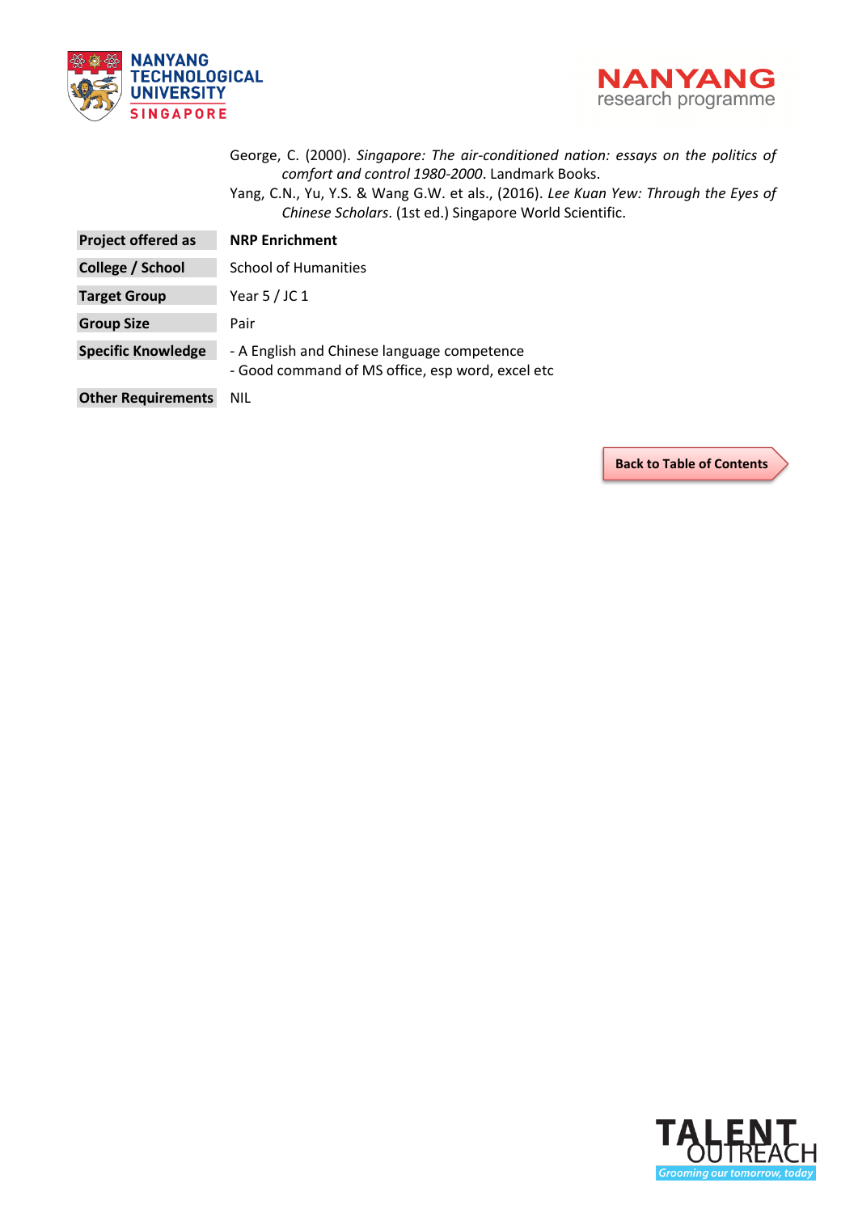George, C. (2000). *Singapore: The air-conditioned nation: essays on the politics of comfort and control 1980-2000*. Landmark Books.

Yang, C.N., Yu, Y.S. & Wang G.W. et als., (2016). *Lee Kuan Yew: Through the Eyes of Chinese Scholars*. (1st ed.) Singapore World Scientific.

| | |
|---|---|
| **Project offered as** | **NRP Enrichment** |
| **College / School** | School of Humanities |
| **Target Group** | Year 5 / JC 1 |
| **Group Size** | Pair |
| **Specific Knowledge** | - A English and Chinese language competence<br>- Good command of MS office, esp word, excel etc |
| **Other Requirements** | NIL |

Back to Table of Contents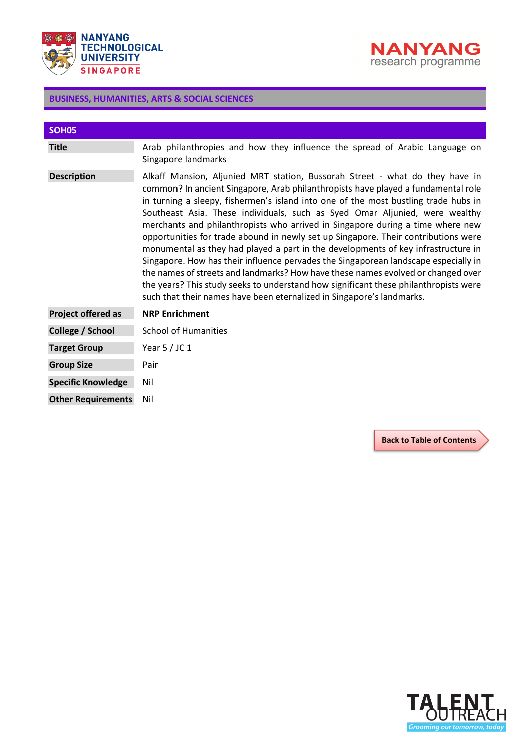## BUSINESS, HUMANITIES, ARTS & SOCIAL SCIENCES

| SOH05 | |
|---|---|
| **Title** | Arab philanthropies and how they influence the spread of Arabic Language on Singapore landmarks |
| **Description** | Alkaff Mansion, Aljunied MRT station, Bussorah Street - what do they have in common? In ancient Singapore, Arab philanthropists have played a fundamental role in turning a sleepy, fishermen's island into one of the most bustling trade hubs in Southeast Asia. These individuals, such as Syed Omar Aljunied, were wealthy merchants and philanthropists who arrived in Singapore during a time where new opportunities for trade abound in newly set up Singapore. Their contributions were monumental as they had played a part in the developments of key infrastructure in Singapore. How has their influence pervades the Singaporean landscape especially in the names of streets and landmarks? How have these names evolved or changed over the years? This study seeks to understand how significant these philanthropists were such that their names have been eternalized in Singapore's landmarks. |
| **Project offered as** | **NRP Enrichment** |
| **College / School** | School of Humanities |
| **Target Group** | Year 5 / JC 1 |
| **Group Size** | Pair |
| **Specific Knowledge** | Nil |
| **Other Requirements** | Nil |

Back to Table of Contents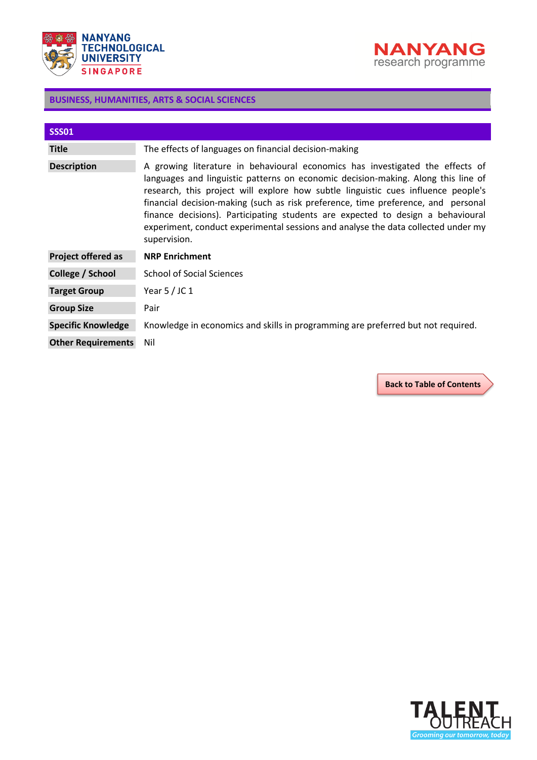## BUSINESS, HUMANITIES, ARTS & SOCIAL SCIENCES

### SSS01

| | |
|---|---|
| **Title** | The effects of languages on financial decision-making |
| **Description** | A growing literature in behavioural economics has investigated the effects of languages and linguistic patterns on economic decision-making. Along this line of research, this project will explore how subtle linguistic cues influence people's financial decision-making (such as risk preference, time preference, and personal finance decisions). Participating students are expected to design a behavioural experiment, conduct experimental sessions and analyse the data collected under my supervision. |
| **Project offered as** | **NRP Enrichment** |
| **College / School** | School of Social Sciences |
| **Target Group** | Year 5 / JC 1 |
| **Group Size** | Pair |
| **Specific Knowledge** | Knowledge in economics and skills in programming are preferred but not required. |
| **Other Requirements** | Nil |

Back to Table of Contents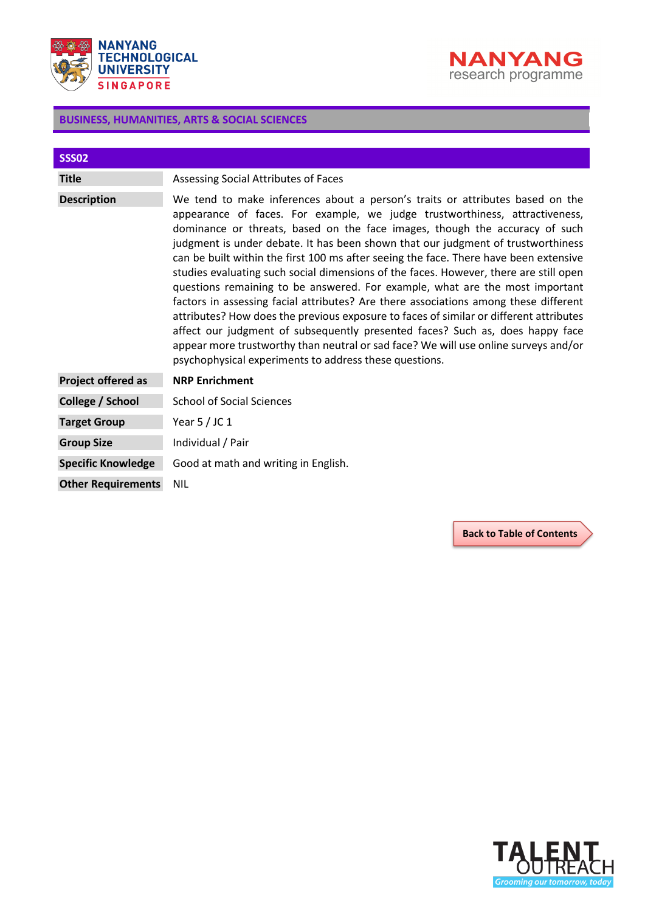## BUSINESS, HUMANITIES, ARTS & SOCIAL SCIENCES

| SSS02 | |
|---|---|
| **Title** | Assessing Social Attributes of Faces |
| **Description** | We tend to make inferences about a person's traits or attributes based on the appearance of faces. For example, we judge trustworthiness, attractiveness, dominance or threats, based on the face images, though the accuracy of such judgment is under debate. It has been shown that our judgment of trustworthiness can be built within the first 100 ms after seeing the face. There have been extensive studies evaluating such social dimensions of the faces. However, there are still open questions remaining to be answered. For example, what are the most important factors in assessing facial attributes? Are there associations among these different attributes? How does the previous exposure to faces of similar or different attributes affect our judgment of subsequently presented faces? Such as, does happy face appear more trustworthy than neutral or sad face? We will use online surveys and/or psychophysical experiments to address these questions. |
| **Project offered as** | **NRP Enrichment** |
| **College / School** | School of Social Sciences |
| **Target Group** | Year 5 / JC 1 |
| **Group Size** | Individual / Pair |
| **Specific Knowledge** | Good at math and writing in English. |
| **Other Requirements** | NIL |

Back to Table of Contents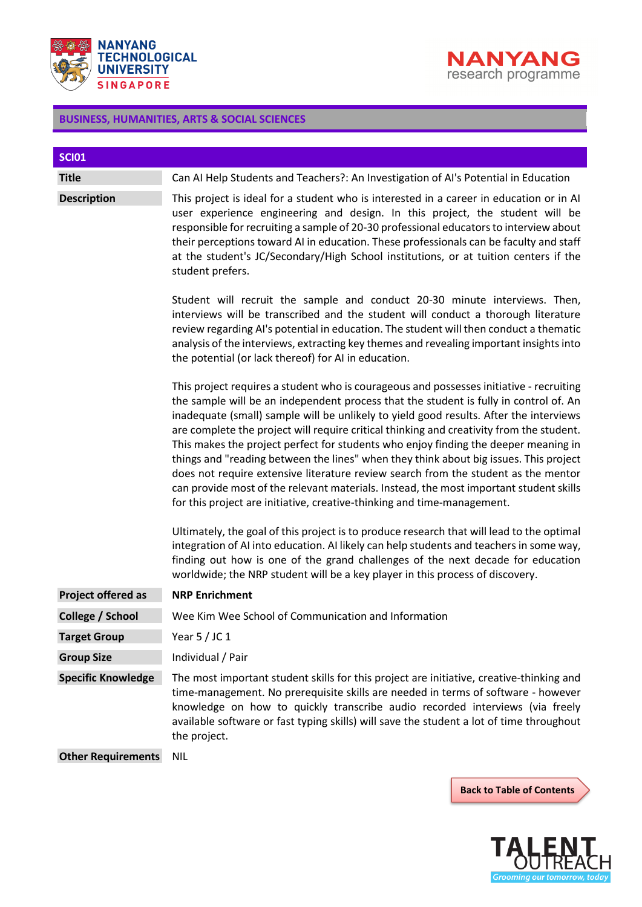## BUSINESS, HUMANITIES, ARTS & SOCIAL SCIENCES

| SCI01 | |
|---|---|
| **Title** | Can AI Help Students and Teachers?: An Investigation of AI's Potential in Education |
| **Description** | This project is ideal for a student who is interested in a career in education or in AI user experience engineering and design. In this project, the student will be responsible for recruiting a sample of 20-30 professional educators to interview about their perceptions toward AI in education. These professionals can be faculty and staff at the student's JC/Secondary/High School institutions, or at tuition centers if the student prefers.<br><br>Student will recruit the sample and conduct 20-30 minute interviews. Then, interviews will be transcribed and the student will conduct a thorough literature review regarding AI's potential in education. The student will then conduct a thematic analysis of the interviews, extracting key themes and revealing important insights into the potential (or lack thereof) for AI in education.<br><br>This project requires a student who is courageous and possesses initiative - recruiting the sample will be an independent process that the student is fully in control of. An inadequate (small) sample will be unlikely to yield good results. After the interviews are complete the project will require critical thinking and creativity from the student. This makes the project perfect for students who enjoy finding the deeper meaning in things and "reading between the lines" when they think about big issues. This project does not require extensive literature review search from the student as the mentor can provide most of the relevant materials. Instead, the most important student skills for this project are initiative, creative-thinking and time-management.<br><br>Ultimately, the goal of this project is to produce research that will lead to the optimal integration of AI into education. AI likely can help students and teachers in some way, finding out how is one of the grand challenges of the next decade for education worldwide; the NRP student will be a key player in this process of discovery. |
| **Project offered as** | **NRP Enrichment** |
| **College / School** | Wee Kim Wee School of Communication and Information |
| **Target Group** | Year 5 / JC 1 |
| **Group Size** | Individual / Pair |
| **Specific Knowledge** | The most important student skills for this project are initiative, creative-thinking and time-management. No prerequisite skills are needed in terms of software - however knowledge on how to quickly transcribe audio recorded interviews (via freely available software or fast typing skills) will save the student a lot of time throughout the project. |
| **Other Requirements** | NIL |

Back to Table of Contents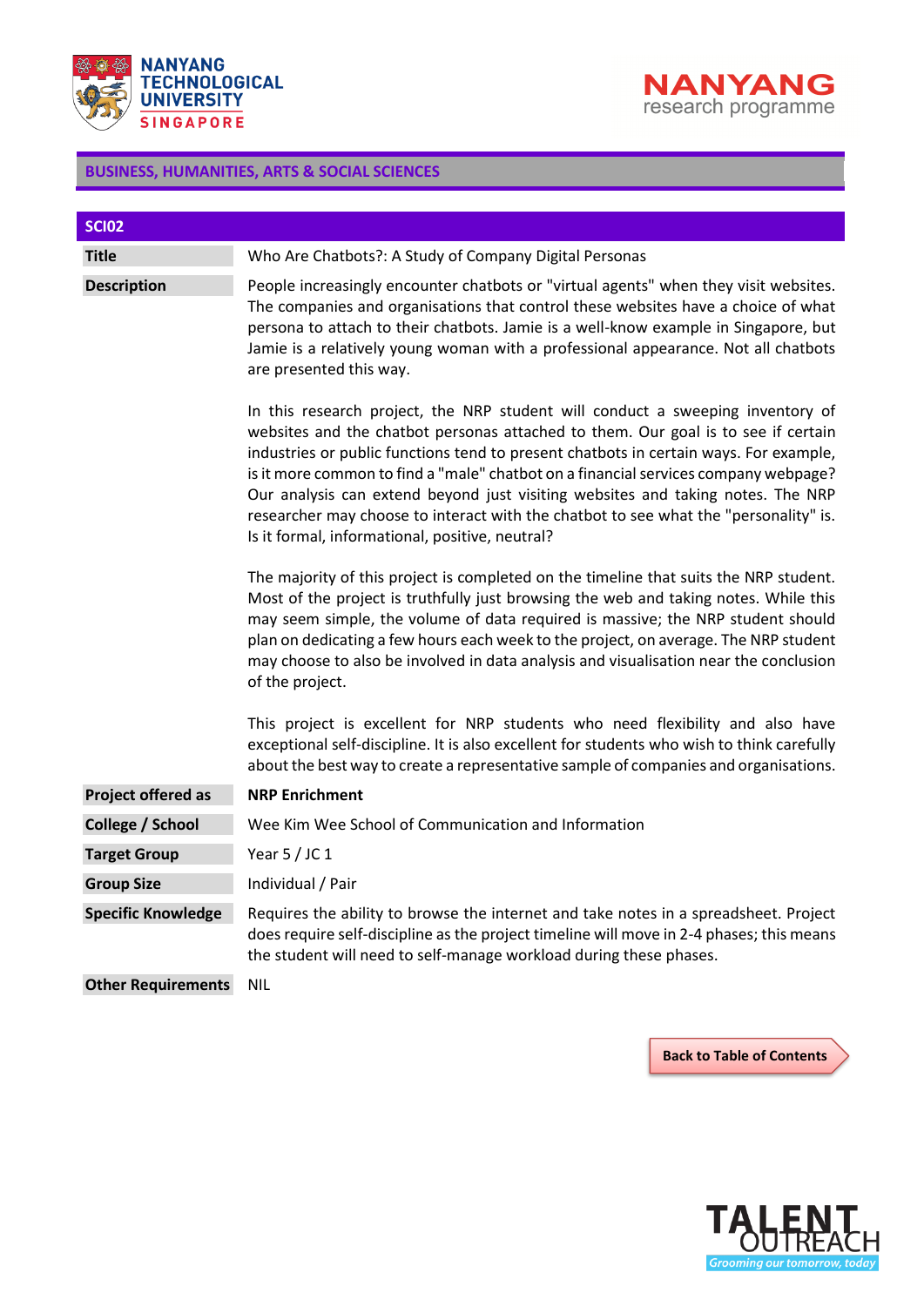## BUSINESS, HUMANITIES, ARTS & SOCIAL SCIENCES

### SCI02

| | |
|---|---|
| **Title** | Who Are Chatbots?: A Study of Company Digital Personas |
| **Description** | People increasingly encounter chatbots or "virtual agents" when they visit websites. The companies and organisations that control these websites have a choice of what persona to attach to their chatbots. Jamie is a well-know example in Singapore, but Jamie is a relatively young woman with a professional appearance. Not all chatbots are presented this way.<br><br>In this research project, the NRP student will conduct a sweeping inventory of websites and the chatbot personas attached to them. Our goal is to see if certain industries or public functions tend to present chatbots in certain ways. For example, is it more common to find a "male" chatbot on a financial services company webpage? Our analysis can extend beyond just visiting websites and taking notes. The NRP researcher may choose to interact with the chatbot to see what the "personality" is. Is it formal, informational, positive, neutral?<br><br>The majority of this project is completed on the timeline that suits the NRP student. Most of the project is truthfully just browsing the web and taking notes. While this may seem simple, the volume of data required is massive; the NRP student should plan on dedicating a few hours each week to the project, on average. The NRP student may choose to also be involved in data analysis and visualisation near the conclusion of the project.<br><br>This project is excellent for NRP students who need flexibility and also have exceptional self-discipline. It is also excellent for students who wish to think carefully about the best way to create a representative sample of companies and organisations. |
| **Project offered as** | **NRP Enrichment** |
| **College / School** | Wee Kim Wee School of Communication and Information |
| **Target Group** | Year 5 / JC 1 |
| **Group Size** | Individual / Pair |
| **Specific Knowledge** | Requires the ability to browse the internet and take notes in a spreadsheet. Project does require self-discipline as the project timeline will move in 2-4 phases; this means the student will need to self-manage workload during these phases. |
| **Other Requirements** | NIL |

Back to Table of Contents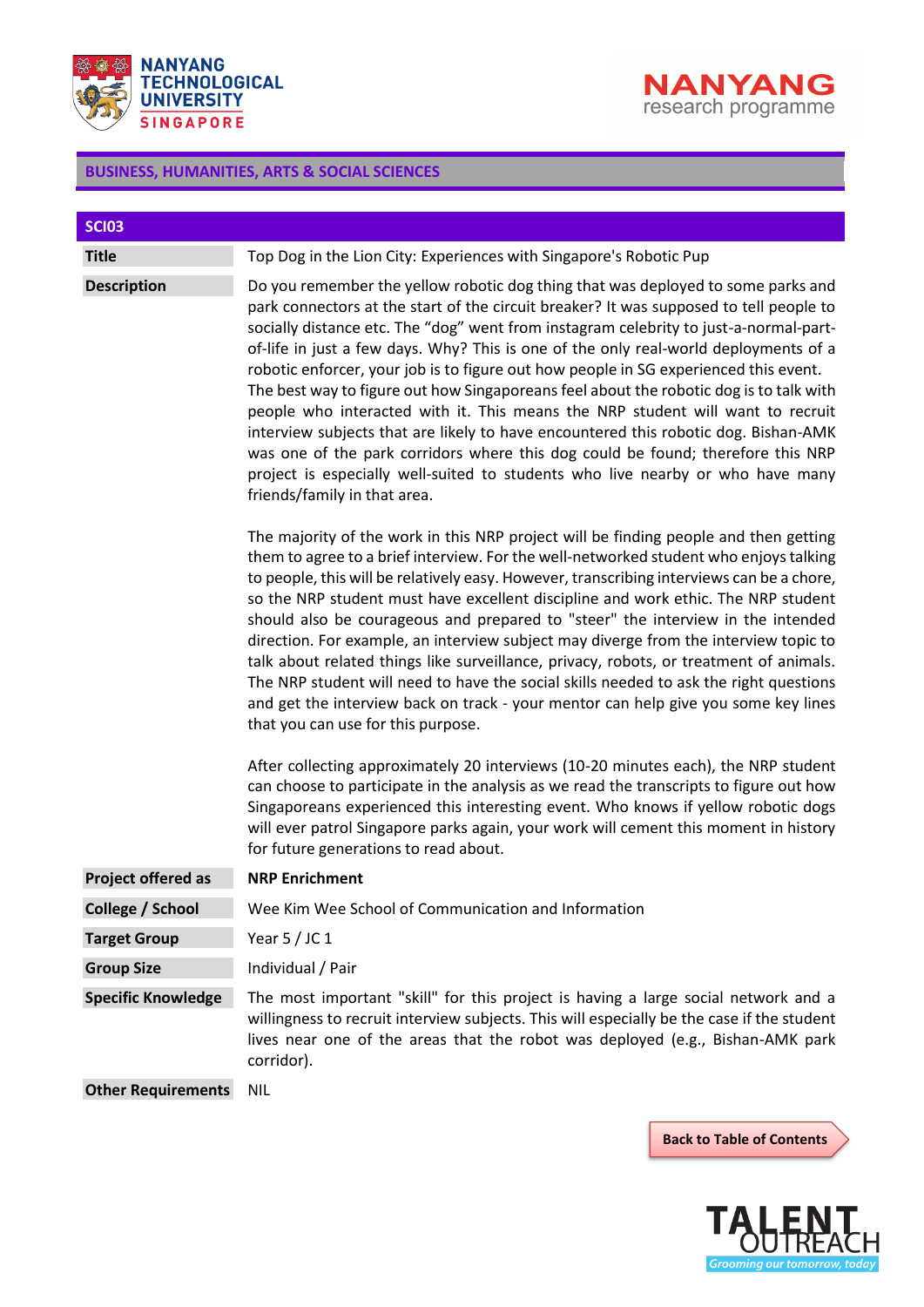## BUSINESS, HUMANITIES, ARTS & SOCIAL SCIENCES

| SCI03 | |
|---|---|
| **Title** | Top Dog in the Lion City: Experiences with Singapore's Robotic Pup |
| **Description** | Do you remember the yellow robotic dog thing that was deployed to some parks and park connectors at the start of the circuit breaker? It was supposed to tell people to socially distance etc. The "dog" went from instagram celebrity to just-a-normal-part-of-life in just a few days. Why? This is one of the only real-world deployments of a robotic enforcer, your job is to figure out how people in SG experienced this event. The best way to figure out how Singaporeans feel about the robotic dog is to talk with people who interacted with it. This means the NRP student will want to recruit interview subjects that are likely to have encountered this robotic dog. Bishan-AMK was one of the park corridors where this dog could be found; therefore this NRP project is especially well-suited to students who live nearby or who have many friends/family in that area.<br><br>The majority of the work in this NRP project will be finding people and then getting them to agree to a brief interview. For the well-networked student who enjoys talking to people, this will be relatively easy. However, transcribing interviews can be a chore, so the NRP student must have excellent discipline and work ethic. The NRP student should also be courageous and prepared to "steer" the interview in the intended direction. For example, an interview subject may diverge from the interview topic to talk about related things like surveillance, privacy, robots, or treatment of animals. The NRP student will need to have the social skills needed to ask the right questions and get the interview back on track - your mentor can help give you some key lines that you can use for this purpose.<br><br>After collecting approximately 20 interviews (10-20 minutes each), the NRP student can choose to participate in the analysis as we read the transcripts to figure out how Singaporeans experienced this interesting event. Who knows if yellow robotic dogs will ever patrol Singapore parks again, your work will cement this moment in history for future generations to read about. |
| **Project offered as** | **NRP Enrichment** |
| **College / School** | Wee Kim Wee School of Communication and Information |
| **Target Group** | Year 5 / JC 1 |
| **Group Size** | Individual / Pair |
| **Specific Knowledge** | The most important "skill" for this project is having a large social network and a willingness to recruit interview subjects. This will especially be the case if the student lives near one of the areas that the robot was deployed (e.g., Bishan-AMK park corridor). |
| **Other Requirements** | NIL |

Back to Table of Contents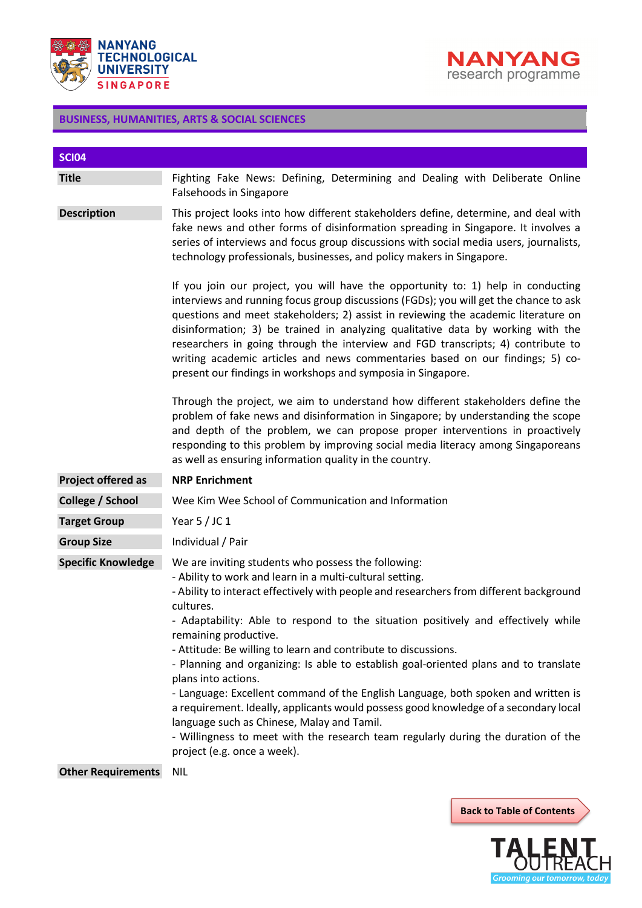## BUSINESS, HUMANITIES, ARTS & SOCIAL SCIENCES

| SCI04 | |
|---|---|
| **Title** | Fighting Fake News: Defining, Determining and Dealing with Deliberate Online Falsehoods in Singapore |
| **Description** | This project looks into how different stakeholders define, determine, and deal with fake news and other forms of disinformation spreading in Singapore. It involves a series of interviews and focus group discussions with social media users, journalists, technology professionals, businesses, and policy makers in Singapore.<br><br>If you join our project, you will have the opportunity to: 1) help in conducting interviews and running focus group discussions (FGDs); you will get the chance to ask questions and meet stakeholders; 2) assist in reviewing the academic literature on disinformation; 3) be trained in analyzing qualitative data by working with the researchers in going through the interview and FGD transcripts; 4) contribute to writing academic articles and news commentaries based on our findings; 5) co-present our findings in workshops and symposia in Singapore.<br><br>Through the project, we aim to understand how different stakeholders define the problem of fake news and disinformation in Singapore; by understanding the scope and depth of the problem, we can propose proper interventions in proactively responding to this problem by improving social media literacy among Singaporeans as well as ensuring information quality in the country. |
| **Project offered as** | **NRP Enrichment** |
| **College / School** | Wee Kim Wee School of Communication and Information |
| **Target Group** | Year 5 / JC 1 |
| **Group Size** | Individual / Pair |
| **Specific Knowledge** | We are inviting students who possess the following:<br>- Ability to work and learn in a multi-cultural setting.<br>- Ability to interact effectively with people and researchers from different background cultures.<br>- Adaptability: Able to respond to the situation positively and effectively while remaining productive.<br>- Attitude: Be willing to learn and contribute to discussions.<br>- Planning and organizing: Is able to establish goal-oriented plans and to translate plans into actions.<br>- Language: Excellent command of the English Language, both spoken and written is a requirement. Ideally, applicants would possess good knowledge of a secondary local language such as Chinese, Malay and Tamil.<br>- Willingness to meet with the research team regularly during the duration of the project (e.g. once a week). |
| **Other Requirements** | NIL |

Back to Table of Contents